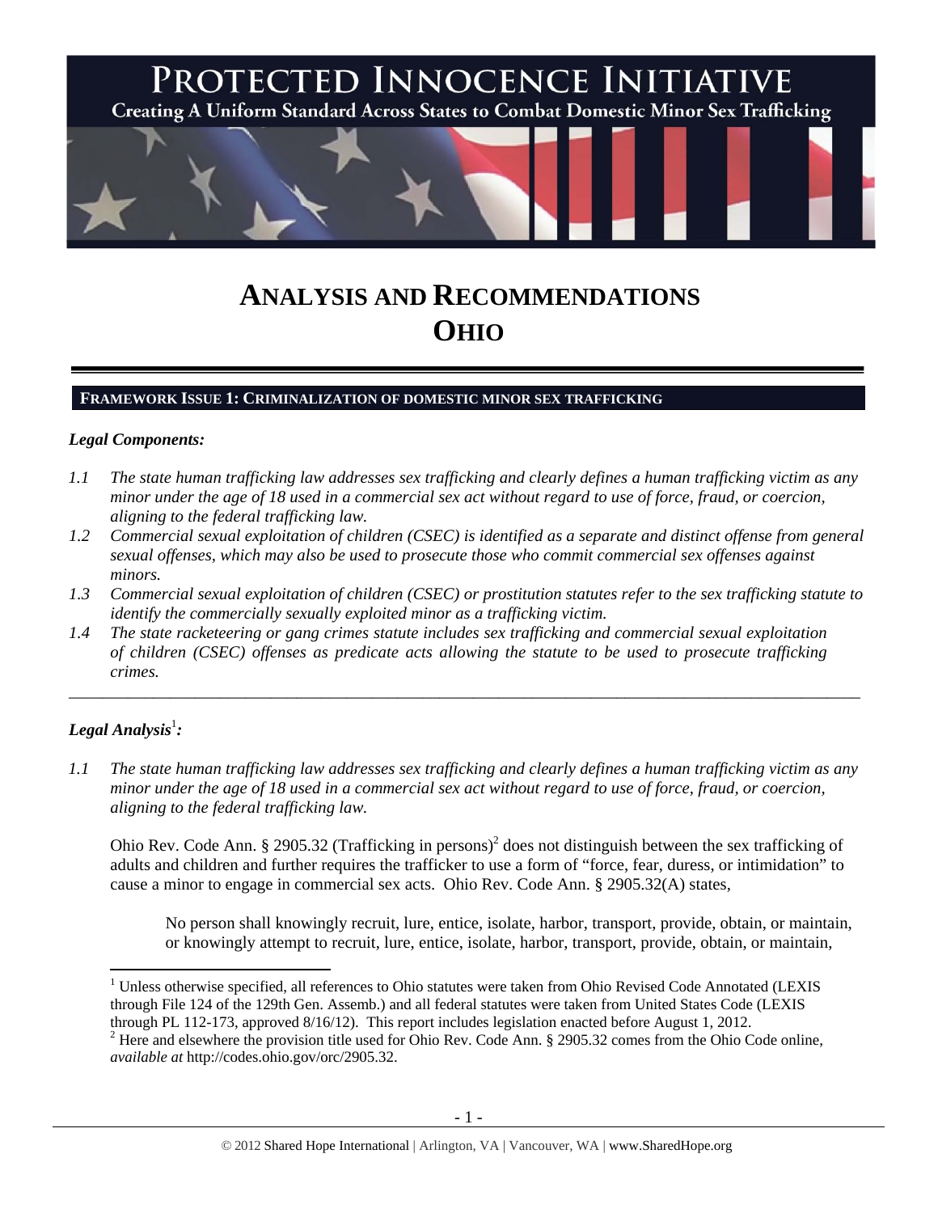# PROTECTED INNOCENCE INITIATIVE

Creating A Uniform Standard Across States to Combat Domestic Minor Sex Trafficking

# ANALYSIS AND RECOMMENDATIONS
# OHIO

## FRAMEWORK ISSUE 1: CRIMINALIZATION OF DOMESTIC MINOR SEX TRAFFICKING

### *Legal Components:*

*1.1 The state human trafficking law addresses sex trafficking and clearly defines a human trafficking victim as any minor under the age of 18 used in a commercial sex act without regard to use of force, fraud, or coercion, aligning to the federal trafficking law.*

*1.2 Commercial sexual exploitation of children (CSEC) is identified as a separate and distinct offense from general sexual offenses, which may also be used to prosecute those who commit commercial sex offenses against minors.*

*1.3 Commercial sexual exploitation of children (CSEC) or prostitution statutes refer to the sex trafficking statute to identify the commercially sexually exploited minor as a trafficking victim.*

*1.4 The state racketeering or gang crimes statute includes sex trafficking and commercial sexual exploitation of children (CSEC) offenses as predicate acts allowing the statute to be used to prosecute trafficking crimes.*

---

### *Legal Analysis*[1]*:*

*1.1 The state human trafficking law addresses sex trafficking and clearly defines a human trafficking victim as any minor under the age of 18 used in a commercial sex act without regard to use of force, fraud, or coercion, aligning to the federal trafficking law.*

Ohio Rev. Code Ann. § 2905.32 (Trafficking in persons)[2] does not distinguish between the sex trafficking of adults and children and further requires the trafficker to use a form of "force, fear, duress, or intimidation" to cause a minor to engage in commercial sex acts. Ohio Rev. Code Ann. § 2905.32(A) states,

> No person shall knowingly recruit, lure, entice, isolate, harbor, transport, provide, obtain, or maintain, or knowingly attempt to recruit, lure, entice, isolate, harbor, transport, provide, obtain, or maintain,

---

[1] Unless otherwise specified, all references to Ohio statutes were taken from Ohio Revised Code Annotated (LEXIS through File 124 of the 129th Gen. Assemb.) and all federal statutes were taken from United States Code (LEXIS through PL 112-173, approved 8/16/12). This report includes legislation enacted before August 1, 2012.

[2] Here and elsewhere the provision title used for Ohio Rev. Code Ann. § 2905.32 comes from the Ohio Code online, *available at* http://codes.ohio.gov/orc/2905.32.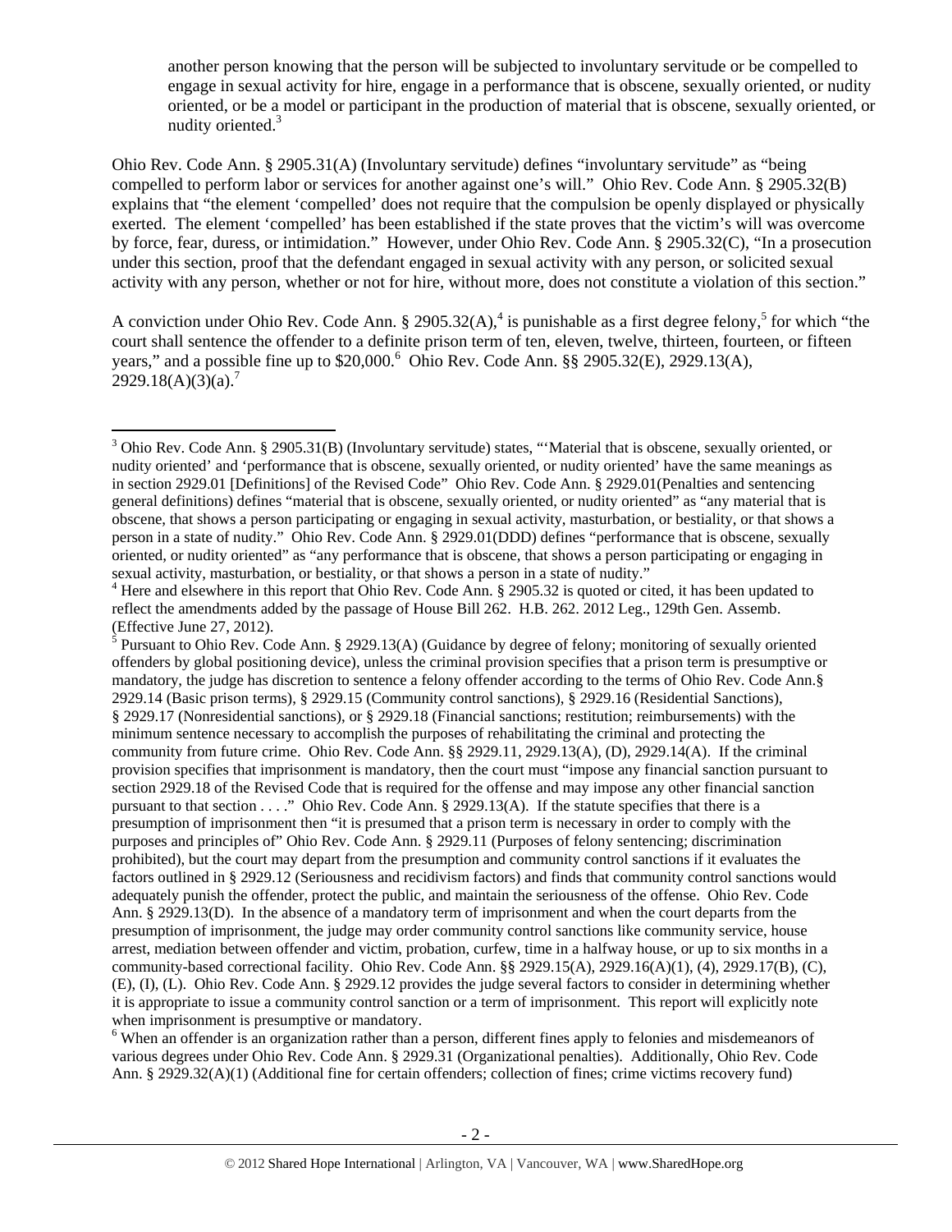another person knowing that the person will be subjected to involuntary servitude or be compelled to engage in sexual activity for hire, engage in a performance that is obscene, sexually oriented, or nudity oriented, or be a model or participant in the production of material that is obscene, sexually oriented, or nudity oriented.[3]

Ohio Rev. Code Ann. § 2905.31(A) (Involuntary servitude) defines "involuntary servitude" as "being compelled to perform labor or services for another against one's will." Ohio Rev. Code Ann. § 2905.32(B) explains that "the element 'compelled' does not require that the compulsion be openly displayed or physically exerted. The element 'compelled' has been established if the state proves that the victim's will was overcome by force, fear, duress, or intimidation." However, under Ohio Rev. Code Ann. § 2905.32(C), "In a prosecution under this section, proof that the defendant engaged in sexual activity with any person, or solicited sexual activity with any person, whether or not for hire, without more, does not constitute a violation of this section."

A conviction under Ohio Rev. Code Ann. § 2905.32(A),[4] is punishable as a first degree felony,[5] for which "the court shall sentence the offender to a definite prison term of ten, eleven, twelve, thirteen, fourteen, or fifteen years," and a possible fine up to $20,000.[6] Ohio Rev. Code Ann. §§ 2905.32(E), 2929.13(A), 2929.18(A)(3)(a).[7]

---

[3] Ohio Rev. Code Ann. § 2905.31(B) (Involuntary servitude) states, "'Material that is obscene, sexually oriented, or nudity oriented' and 'performance that is obscene, sexually oriented, or nudity oriented' have the same meanings as in section 2929.01 [Definitions] of the Revised Code" Ohio Rev. Code Ann. § 2929.01(Penalties and sentencing general definitions) defines "material that is obscene, sexually oriented, or nudity oriented" as "any material that is obscene, that shows a person participating or engaging in sexual activity, masturbation, or bestiality, or that shows a person in a state of nudity." Ohio Rev. Code Ann. § 2929.01(DDD) defines "performance that is obscene, sexually oriented, or nudity oriented" as "any performance that is obscene, that shows a person participating or engaging in sexual activity, masturbation, or bestiality, or that shows a person in a state of nudity."

[4] Here and elsewhere in this report that Ohio Rev. Code Ann. § 2905.32 is quoted or cited, it has been updated to reflect the amendments added by the passage of House Bill 262. H.B. 262. 2012 Leg., 129th Gen. Assemb. (Effective June 27, 2012).

[5] Pursuant to Ohio Rev. Code Ann. § 2929.13(A) (Guidance by degree of felony; monitoring of sexually oriented offenders by global positioning device), unless the criminal provision specifies that a prison term is presumptive or mandatory, the judge has discretion to sentence a felony offender according to the terms of Ohio Rev. Code Ann.§ 2929.14 (Basic prison terms), § 2929.15 (Community control sanctions), § 2929.16 (Residential Sanctions), § 2929.17 (Nonresidential sanctions), or § 2929.18 (Financial sanctions; restitution; reimbursements) with the minimum sentence necessary to accomplish the purposes of rehabilitating the criminal and protecting the community from future crime. Ohio Rev. Code Ann. §§ 2929.11, 2929.13(A), (D), 2929.14(A). If the criminal provision specifies that imprisonment is mandatory, then the court must "impose any financial sanction pursuant to section 2929.18 of the Revised Code that is required for the offense and may impose any other financial sanction pursuant to that section . . . ." Ohio Rev. Code Ann. § 2929.13(A). If the statute specifies that there is a presumption of imprisonment then "it is presumed that a prison term is necessary in order to comply with the purposes and principles of" Ohio Rev. Code Ann. § 2929.11 (Purposes of felony sentencing; discrimination prohibited), but the court may depart from the presumption and community control sanctions if it evaluates the factors outlined in § 2929.12 (Seriousness and recidivism factors) and finds that community control sanctions would adequately punish the offender, protect the public, and maintain the seriousness of the offense. Ohio Rev. Code Ann. § 2929.13(D). In the absence of a mandatory term of imprisonment and when the court departs from the presumption of imprisonment, the judge may order community control sanctions like community service, house arrest, mediation between offender and victim, probation, curfew, time in a halfway house, or up to six months in a community-based correctional facility. Ohio Rev. Code Ann. §§ 2929.15(A), 2929.16(A)(1), (4), 2929.17(B), (C), (E), (I), (L). Ohio Rev. Code Ann. § 2929.12 provides the judge several factors to consider in determining whether it is appropriate to issue a community control sanction or a term of imprisonment. This report will explicitly note when imprisonment is presumptive or mandatory.

[6] When an offender is an organization rather than a person, different fines apply to felonies and misdemeanors of various degrees under Ohio Rev. Code Ann. § 2929.31 (Organizational penalties). Additionally, Ohio Rev. Code Ann. § 2929.32(A)(1) (Additional fine for certain offenders; collection of fines; crime victims recovery fund)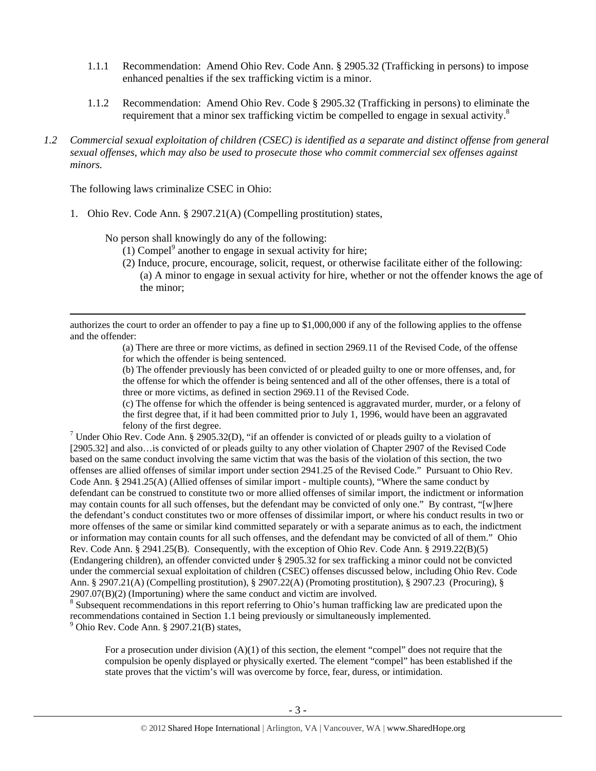1.1.1 Recommendation: Amend Ohio Rev. Code Ann. § 2905.32 (Trafficking in persons) to impose enhanced penalties if the sex trafficking victim is a minor.

1.1.2 Recommendation: Amend Ohio Rev. Code § 2905.32 (Trafficking in persons) to eliminate the requirement that a minor sex trafficking victim be compelled to engage in sexual activity.[8]

*1.2 Commercial sexual exploitation of children (CSEC) is identified as a separate and distinct offense from general sexual offenses, which may also be used to prosecute those who commit commercial sex offenses against minors.*

The following laws criminalize CSEC in Ohio:

1. Ohio Rev. Code Ann. § 2907.21(A) (Compelling prostitution) states,

> No person shall knowingly do any of the following:
> (1) Compel[9] another to engage in sexual activity for hire;
> (2) Induce, procure, encourage, solicit, request, or otherwise facilitate either of the following:
> (a) A minor to engage in sexual activity for hire, whether or not the offender knows the age of the minor;

---

authorizes the court to order an offender to pay a fine up to $1,000,000 if any of the following applies to the offense and the offender:

> (a) There are three or more victims, as defined in section 2969.11 of the Revised Code, of the offense for which the offender is being sentenced.
> (b) The offender previously has been convicted of or pleaded guilty to one or more offenses, and, for the offense for which the offender is being sentenced and all of the other offenses, there is a total of three or more victims, as defined in section 2969.11 of the Revised Code.
> (c) The offense for which the offender is being sentenced is aggravated murder, murder, or a felony of the first degree that, if it had been committed prior to July 1, 1996, would have been an aggravated felony of the first degree.

[7] Under Ohio Rev. Code Ann. § 2905.32(D), "if an offender is convicted of or pleads guilty to a violation of [2905.32] and also…is convicted of or pleads guilty to any other violation of Chapter 2907 of the Revised Code based on the same conduct involving the same victim that was the basis of the violation of this section, the two offenses are allied offenses of similar import under section 2941.25 of the Revised Code." Pursuant to Ohio Rev. Code Ann. § 2941.25(A) (Allied offenses of similar import - multiple counts), "Where the same conduct by defendant can be construed to constitute two or more allied offenses of similar import, the indictment or information may contain counts for all such offenses, but the defendant may be convicted of only one." By contrast, "[w]here the defendant's conduct constitutes two or more offenses of dissimilar import, or where his conduct results in two or more offenses of the same or similar kind committed separately or with a separate animus as to each, the indictment or information may contain counts for all such offenses, and the defendant may be convicted of all of them." Ohio Rev. Code Ann. § 2941.25(B). Consequently, with the exception of Ohio Rev. Code Ann. § 2919.22(B)(5) (Endangering children), an offender convicted under § 2905.32 for sex trafficking a minor could not be convicted under the commercial sexual exploitation of children (CSEC) offenses discussed below, including Ohio Rev. Code Ann. § 2907.21(A) (Compelling prostitution), § 2907.22(A) (Promoting prostitution), § 2907.23 (Procuring), § 2907.07(B)(2) (Importuning) where the same conduct and victim are involved.

[8] Subsequent recommendations in this report referring to Ohio's human trafficking law are predicated upon the recommendations contained in Section 1.1 being previously or simultaneously implemented.

[9] Ohio Rev. Code Ann. § 2907.21(B) states,

> For a prosecution under division (A)(1) of this section, the element "compel" does not require that the compulsion be openly displayed or physically exerted. The element "compel" has been established if the state proves that the victim's will was overcome by force, fear, duress, or intimidation.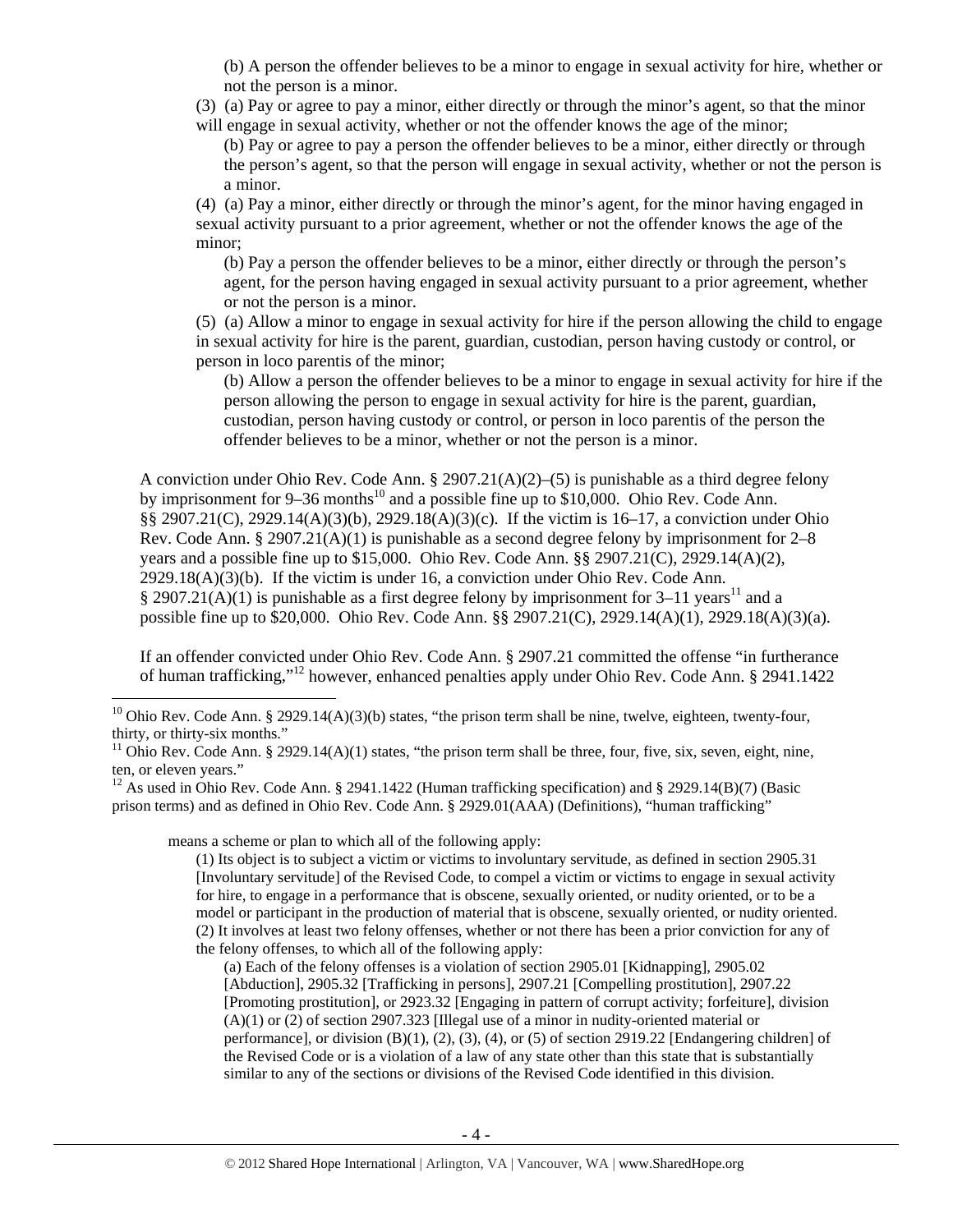(b) A person the offender believes to be a minor to engage in sexual activity for hire, whether or not the person is a minor.

(3) (a) Pay or agree to pay a minor, either directly or through the minor's agent, so that the minor will engage in sexual activity, whether or not the offender knows the age of the minor;

(b) Pay or agree to pay a person the offender believes to be a minor, either directly or through the person's agent, so that the person will engage in sexual activity, whether or not the person is a minor.

(4) (a) Pay a minor, either directly or through the minor's agent, for the minor having engaged in sexual activity pursuant to a prior agreement, whether or not the offender knows the age of the minor;

(b) Pay a person the offender believes to be a minor, either directly or through the person's agent, for the person having engaged in sexual activity pursuant to a prior agreement, whether or not the person is a minor.

(5) (a) Allow a minor to engage in sexual activity for hire if the person allowing the child to engage in sexual activity for hire is the parent, guardian, custodian, person having custody or control, or person in loco parentis of the minor;

(b) Allow a person the offender believes to be a minor to engage in sexual activity for hire if the person allowing the person to engage in sexual activity for hire is the parent, guardian, custodian, person having custody or control, or person in loco parentis of the person the offender believes to be a minor, whether or not the person is a minor.

A conviction under Ohio Rev. Code Ann. § 2907.21(A)(2)–(5) is punishable as a third degree felony by imprisonment for 9–36 months[10] and a possible fine up to $10,000. Ohio Rev. Code Ann. §§ 2907.21(C), 2929.14(A)(3)(b), 2929.18(A)(3)(c). If the victim is 16–17, a conviction under Ohio Rev. Code Ann. § 2907.21(A)(1) is punishable as a second degree felony by imprisonment for 2–8 years and a possible fine up to $15,000. Ohio Rev. Code Ann. §§ 2907.21(C), 2929.14(A)(2), 2929.18(A)(3)(b). If the victim is under 16, a conviction under Ohio Rev. Code Ann. § 2907.21(A)(1) is punishable as a first degree felony by imprisonment for 3–11 years[11] and a possible fine up to $20,000. Ohio Rev. Code Ann. §§ 2907.21(C), 2929.14(A)(1), 2929.18(A)(3)(a).

If an offender convicted under Ohio Rev. Code Ann. § 2907.21 committed the offense "in furtherance of human trafficking,"[12] however, enhanced penalties apply under Ohio Rev. Code Ann. § 2941.1422

---

[10] Ohio Rev. Code Ann. § 2929.14(A)(3)(b) states, "the prison term shall be nine, twelve, eighteen, twenty-four, thirty, or thirty-six months."

[11] Ohio Rev. Code Ann. § 2929.14(A)(1) states, "the prison term shall be three, four, five, six, seven, eight, nine, ten, or eleven years."

[12] As used in Ohio Rev. Code Ann. § 2941.1422 (Human trafficking specification) and § 2929.14(B)(7) (Basic prison terms) and as defined in Ohio Rev. Code Ann. § 2929.01(AAA) (Definitions), "human trafficking"

means a scheme or plan to which all of the following apply:

(1) Its object is to subject a victim or victims to involuntary servitude, as defined in section 2905.31 [Involuntary servitude] of the Revised Code, to compel a victim or victims to engage in sexual activity for hire, to engage in a performance that is obscene, sexually oriented, or nudity oriented, or to be a model or participant in the production of material that is obscene, sexually oriented, or nudity oriented.

(2) It involves at least two felony offenses, whether or not there has been a prior conviction for any of the felony offenses, to which all of the following apply:

(a) Each of the felony offenses is a violation of section 2905.01 [Kidnapping], 2905.02 [Abduction], 2905.32 [Trafficking in persons], 2907.21 [Compelling prostitution], 2907.22 [Promoting prostitution], or 2923.32 [Engaging in pattern of corrupt activity; forfeiture], division (A)(1) or (2) of section 2907.323 [Illegal use of a minor in nudity-oriented material or performance], or division (B)(1), (2), (3), (4), or (5) of section 2919.22 [Endangering children] of the Revised Code or is a violation of a law of any state other than this state that is substantially similar to any of the sections or divisions of the Revised Code identified in this division.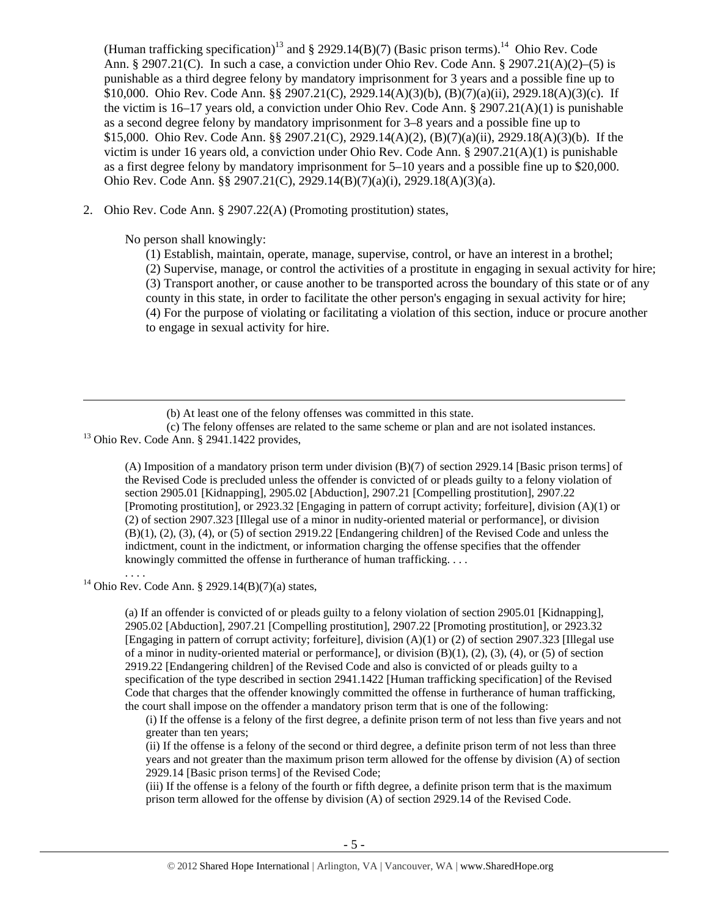(Human trafficking specification)[13] and § 2929.14(B)(7) (Basic prison terms).[14] Ohio Rev. Code Ann. § 2907.21(C). In such a case, a conviction under Ohio Rev. Code Ann. § 2907.21(A)(2)–(5) is punishable as a third degree felony by mandatory imprisonment for 3 years and a possible fine up to $10,000. Ohio Rev. Code Ann. §§ 2907.21(C), 2929.14(A)(3)(b), (B)(7)(a)(ii), 2929.18(A)(3)(c). If the victim is 16–17 years old, a conviction under Ohio Rev. Code Ann. § 2907.21(A)(1) is punishable as a second degree felony by mandatory imprisonment for 3–8 years and a possible fine up to $15,000. Ohio Rev. Code Ann. §§ 2907.21(C), 2929.14(A)(2), (B)(7)(a)(ii), 2929.18(A)(3)(b). If the victim is under 16 years old, a conviction under Ohio Rev. Code Ann. § 2907.21(A)(1) is punishable as a first degree felony by mandatory imprisonment for 5–10 years and a possible fine up to $20,000. Ohio Rev. Code Ann. §§ 2907.21(C), 2929.14(B)(7)(a)(i), 2929.18(A)(3)(a).

2. Ohio Rev. Code Ann. § 2907.22(A) (Promoting prostitution) states,

   No person shall knowingly:

   (1) Establish, maintain, operate, manage, supervise, control, or have an interest in a brothel;
   (2) Supervise, manage, or control the activities of a prostitute in engaging in sexual activity for hire;
   (3) Transport another, or cause another to be transported across the boundary of this state or of any county in this state, in order to facilitate the other person's engaging in sexual activity for hire;
   (4) For the purpose of violating or facilitating a violation of this section, induce or procure another to engage in sexual activity for hire.

---

(b) At least one of the felony offenses was committed in this state.
(c) The felony offenses are related to the same scheme or plan and are not isolated instances.

[13] Ohio Rev. Code Ann. § 2941.1422 provides,

> (A) Imposition of a mandatory prison term under division (B)(7) of section 2929.14 [Basic prison terms] of the Revised Code is precluded unless the offender is convicted of or pleads guilty to a felony violation of section 2905.01 [Kidnapping], 2905.02 [Abduction], 2907.21 [Compelling prostitution], 2907.22 [Promoting prostitution], or 2923.32 [Engaging in pattern of corrupt activity; forfeiture], division (A)(1) or (2) of section 2907.323 [Illegal use of a minor in nudity-oriented material or performance], or division (B)(1), (2), (3), (4), or (5) of section 2919.22 [Endangering children] of the Revised Code and unless the indictment, count in the indictment, or information charging the offense specifies that the offender knowingly committed the offense in furtherance of human trafficking. . . .
> . . . .

[14] Ohio Rev. Code Ann. § 2929.14(B)(7)(a) states,

> (a) If an offender is convicted of or pleads guilty to a felony violation of section 2905.01 [Kidnapping], 2905.02 [Abduction], 2907.21 [Compelling prostitution], 2907.22 [Promoting prostitution], or 2923.32 [Engaging in pattern of corrupt activity; forfeiture], division (A)(1) or (2) of section 2907.323 [Illegal use of a minor in nudity-oriented material or performance], or division (B)(1), (2), (3), (4), or (5) of section 2919.22 [Endangering children] of the Revised Code and also is convicted of or pleads guilty to a specification of the type described in section 2941.1422 [Human trafficking specification] of the Revised Code that charges that the offender knowingly committed the offense in furtherance of human trafficking, the court shall impose on the offender a mandatory prison term that is one of the following:
> (i) If the offense is a felony of the first degree, a definite prison term of not less than five years and not greater than ten years;
> (ii) If the offense is a felony of the second or third degree, a definite prison term of not less than three years and not greater than the maximum prison term allowed for the offense by division (A) of section 2929.14 [Basic prison terms] of the Revised Code;
> (iii) If the offense is a felony of the fourth or fifth degree, a definite prison term that is the maximum prison term allowed for the offense by division (A) of section 2929.14 of the Revised Code.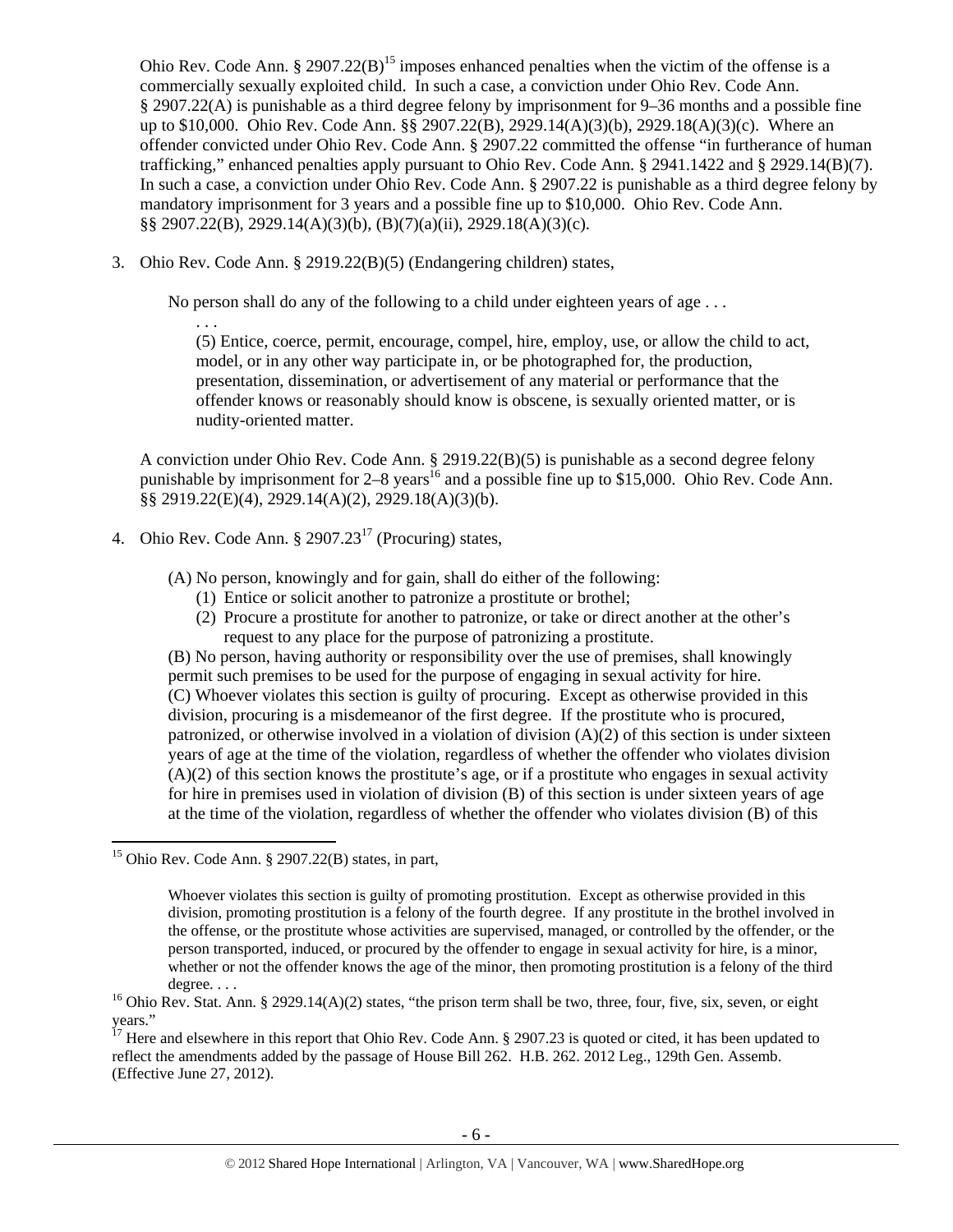Ohio Rev. Code Ann. § 2907.22(B)[15] imposes enhanced penalties when the victim of the offense is a commercially sexually exploited child. In such a case, a conviction under Ohio Rev. Code Ann. § 2907.22(A) is punishable as a third degree felony by imprisonment for 9–36 months and a possible fine up to $10,000. Ohio Rev. Code Ann. §§ 2907.22(B), 2929.14(A)(3)(b), 2929.18(A)(3)(c). Where an offender convicted under Ohio Rev. Code Ann. § 2907.22 committed the offense "in furtherance of human trafficking," enhanced penalties apply pursuant to Ohio Rev. Code Ann. § 2941.1422 and § 2929.14(B)(7). In such a case, a conviction under Ohio Rev. Code Ann. § 2907.22 is punishable as a third degree felony by mandatory imprisonment for 3 years and a possible fine up to $10,000. Ohio Rev. Code Ann. §§ 2907.22(B), 2929.14(A)(3)(b), (B)(7)(a)(ii), 2929.18(A)(3)(c).

3. Ohio Rev. Code Ann. § 2919.22(B)(5) (Endangering children) states,

   No person shall do any of the following to a child under eighteen years of age . . .

   . . .

   (5) Entice, coerce, permit, encourage, compel, hire, employ, use, or allow the child to act, model, or in any other way participate in, or be photographed for, the production, presentation, dissemination, or advertisement of any material or performance that the offender knows or reasonably should know is obscene, is sexually oriented matter, or is nudity-oriented matter.

   A conviction under Ohio Rev. Code Ann. § 2919.22(B)(5) is punishable as a second degree felony punishable by imprisonment for 2–8 years[16] and a possible fine up to $15,000. Ohio Rev. Code Ann. §§ 2919.22(E)(4), 2929.14(A)(2), 2929.18(A)(3)(b).

4. Ohio Rev. Code Ann. § 2907.23[17] (Procuring) states,

   (A) No person, knowingly and for gain, shall do either of the following:
   (1) Entice or solicit another to patronize a prostitute or brothel;
   (2) Procure a prostitute for another to patronize, or take or direct another at the other's request to any place for the purpose of patronizing a prostitute.

   (B) No person, having authority or responsibility over the use of premises, shall knowingly permit such premises to be used for the purpose of engaging in sexual activity for hire.

   (C) Whoever violates this section is guilty of procuring. Except as otherwise provided in this division, procuring is a misdemeanor of the first degree. If the prostitute who is procured, patronized, or otherwise involved in a violation of division (A)(2) of this section is under sixteen years of age at the time of the violation, regardless of whether the offender who violates division (A)(2) of this section knows the prostitute's age, or if a prostitute who engages in sexual activity for hire in premises used in violation of division (B) of this section is under sixteen years of age at the time of the violation, regardless of whether the offender who violates division (B) of this

---

[15] Ohio Rev. Code Ann. § 2907.22(B) states, in part,

> Whoever violates this section is guilty of promoting prostitution. Except as otherwise provided in this division, promoting prostitution is a felony of the fourth degree. If any prostitute in the brothel involved in the offense, or the prostitute whose activities are supervised, managed, or controlled by the offender, or the person transported, induced, or procured by the offender to engage in sexual activity for hire, is a minor, whether or not the offender knows the age of the minor, then promoting prostitution is a felony of the third degree. . . .

[16] Ohio Rev. Stat. Ann. § 2929.14(A)(2) states, "the prison term shall be two, three, four, five, six, seven, or eight years."

[17] Here and elsewhere in this report that Ohio Rev. Code Ann. § 2907.23 is quoted or cited, it has been updated to reflect the amendments added by the passage of House Bill 262. H.B. 262. 2012 Leg., 129th Gen. Assemb. (Effective June 27, 2012).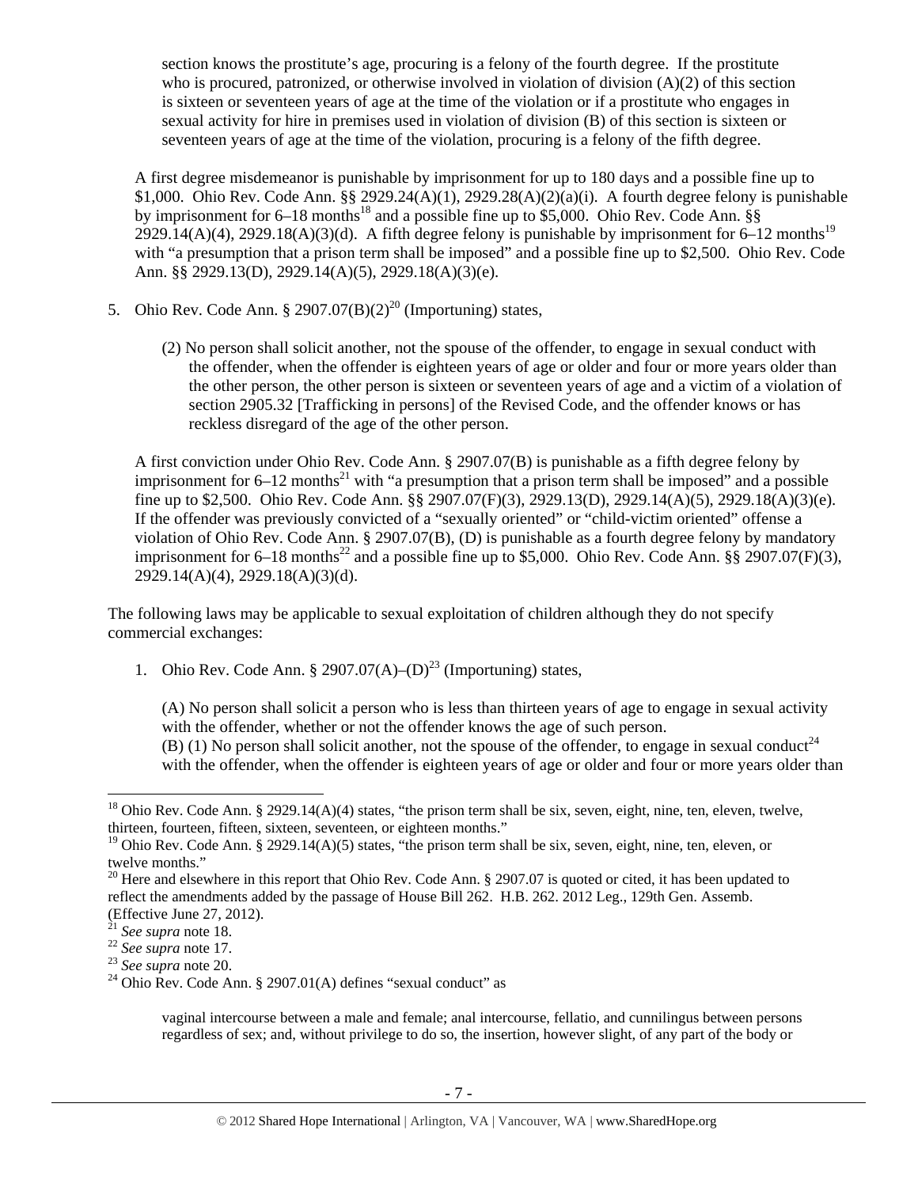section knows the prostitute's age, procuring is a felony of the fourth degree. If the prostitute who is procured, patronized, or otherwise involved in violation of division (A)(2) of this section is sixteen or seventeen years of age at the time of the violation or if a prostitute who engages in sexual activity for hire in premises used in violation of division (B) of this section is sixteen or seventeen years of age at the time of the violation, procuring is a felony of the fifth degree.

A first degree misdemeanor is punishable by imprisonment for up to 180 days and a possible fine up to $1,000. Ohio Rev. Code Ann. §§ 2929.24(A)(1), 2929.28(A)(2)(a)(i). A fourth degree felony is punishable by imprisonment for 6–18 months[18] and a possible fine up to $5,000. Ohio Rev. Code Ann. §§ 2929.14(A)(4), 2929.18(A)(3)(d). A fifth degree felony is punishable by imprisonment for 6–12 months[19] with "a presumption that a prison term shall be imposed" and a possible fine up to $2,500. Ohio Rev. Code Ann. §§ 2929.13(D), 2929.14(A)(5), 2929.18(A)(3)(e).

5. Ohio Rev. Code Ann. § 2907.07(B)(2)[20] (Importuning) states,

   (2) No person shall solicit another, not the spouse of the offender, to engage in sexual conduct with the offender, when the offender is eighteen years of age or older and four or more years older than the other person, the other person is sixteen or seventeen years of age and a victim of a violation of section 2905.32 [Trafficking in persons] of the Revised Code, and the offender knows or has reckless disregard of the age of the other person.

A first conviction under Ohio Rev. Code Ann. § 2907.07(B) is punishable as a fifth degree felony by imprisonment for 6–12 months[21] with "a presumption that a prison term shall be imposed" and a possible fine up to $2,500. Ohio Rev. Code Ann. §§ 2907.07(F)(3), 2929.13(D), 2929.14(A)(5), 2929.18(A)(3)(e). If the offender was previously convicted of a "sexually oriented" or "child-victim oriented" offense a violation of Ohio Rev. Code Ann. § 2907.07(B), (D) is punishable as a fourth degree felony by mandatory imprisonment for 6–18 months[22] and a possible fine up to $5,000. Ohio Rev. Code Ann. §§ 2907.07(F)(3), 2929.14(A)(4), 2929.18(A)(3)(d).

The following laws may be applicable to sexual exploitation of children although they do not specify commercial exchanges:

1. Ohio Rev. Code Ann. § 2907.07(A)–(D)[23] (Importuning) states,

   (A) No person shall solicit a person who is less than thirteen years of age to engage in sexual activity with the offender, whether or not the offender knows the age of such person.
   (B) (1) No person shall solicit another, not the spouse of the offender, to engage in sexual conduct[24] with the offender, when the offender is eighteen years of age or older and four or more years older than

---

[18] Ohio Rev. Code Ann. § 2929.14(A)(4) states, "the prison term shall be six, seven, eight, nine, ten, eleven, twelve, thirteen, fourteen, fifteen, sixteen, seventeen, or eighteen months."

[19] Ohio Rev. Code Ann. § 2929.14(A)(5) states, "the prison term shall be six, seven, eight, nine, ten, eleven, or twelve months."

[20] Here and elsewhere in this report that Ohio Rev. Code Ann. § 2907.07 is quoted or cited, it has been updated to reflect the amendments added by the passage of House Bill 262. H.B. 262. 2012 Leg., 129th Gen. Assemb. (Effective June 27, 2012).

[21] *See supra* note 18.

[22] *See supra* note 17.

[23] *See supra* note 20.

[24] Ohio Rev. Code Ann. § 2907.01(A) defines "sexual conduct" as

> vaginal intercourse between a male and female; anal intercourse, fellatio, and cunnilingus between persons regardless of sex; and, without privilege to do so, the insertion, however slight, of any part of the body or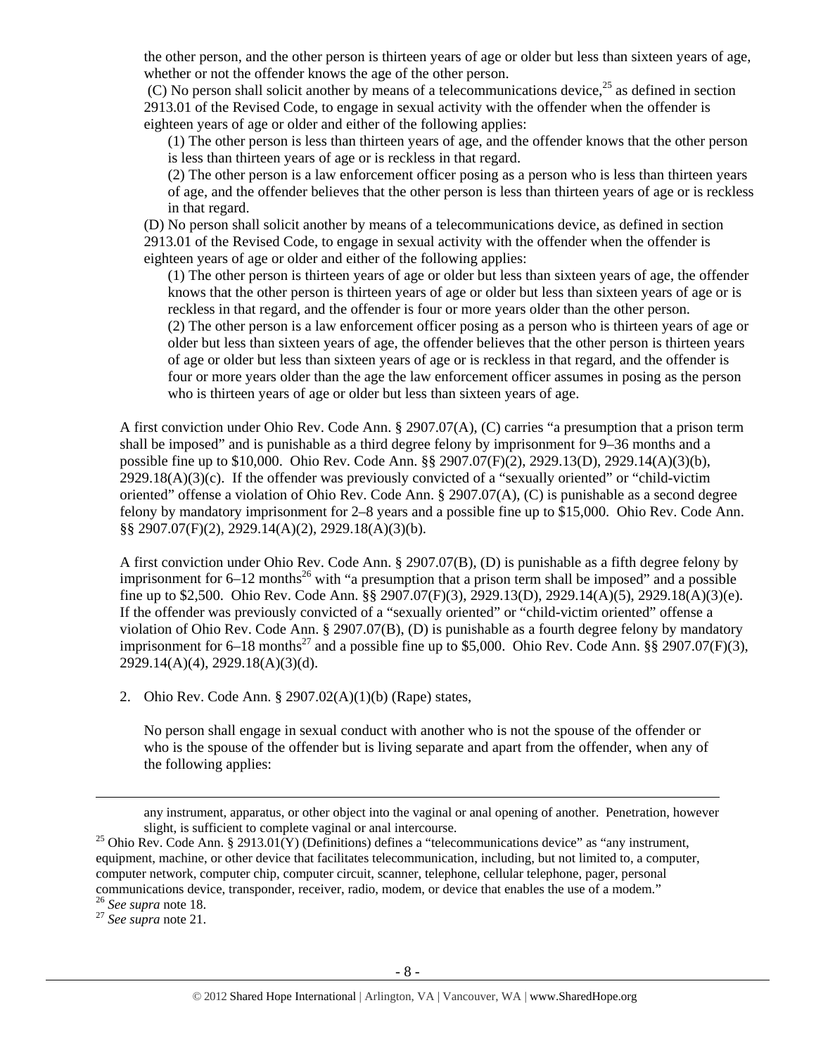the other person, and the other person is thirteen years of age or older but less than sixteen years of age, whether or not the offender knows the age of the other person.

(C) No person shall solicit another by means of a telecommunications device,[25] as defined in section 2913.01 of the Revised Code, to engage in sexual activity with the offender when the offender is eighteen years of age or older and either of the following applies:

(1) The other person is less than thirteen years of age, and the offender knows that the other person is less than thirteen years of age or is reckless in that regard.

(2) The other person is a law enforcement officer posing as a person who is less than thirteen years of age, and the offender believes that the other person is less than thirteen years of age or is reckless in that regard.

(D) No person shall solicit another by means of a telecommunications device, as defined in section 2913.01 of the Revised Code, to engage in sexual activity with the offender when the offender is eighteen years of age or older and either of the following applies:

(1) The other person is thirteen years of age or older but less than sixteen years of age, the offender knows that the other person is thirteen years of age or older but less than sixteen years of age or is reckless in that regard, and the offender is four or more years older than the other person.

(2) The other person is a law enforcement officer posing as a person who is thirteen years of age or older but less than sixteen years of age, the offender believes that the other person is thirteen years of age or older but less than sixteen years of age or is reckless in that regard, and the offender is four or more years older than the age the law enforcement officer assumes in posing as the person who is thirteen years of age or older but less than sixteen years of age.

A first conviction under Ohio Rev. Code Ann. § 2907.07(A), (C) carries "a presumption that a prison term shall be imposed" and is punishable as a third degree felony by imprisonment for 9–36 months and a possible fine up to $10,000. Ohio Rev. Code Ann. §§ 2907.07(F)(2), 2929.13(D), 2929.14(A)(3)(b), 2929.18(A)(3)(c). If the offender was previously convicted of a "sexually oriented" or "child-victim oriented" offense a violation of Ohio Rev. Code Ann. § 2907.07(A), (C) is punishable as a second degree felony by mandatory imprisonment for 2–8 years and a possible fine up to $15,000. Ohio Rev. Code Ann. §§ 2907.07(F)(2), 2929.14(A)(2), 2929.18(A)(3)(b).

A first conviction under Ohio Rev. Code Ann. § 2907.07(B), (D) is punishable as a fifth degree felony by imprisonment for 6–12 months[26] with "a presumption that a prison term shall be imposed" and a possible fine up to $2,500. Ohio Rev. Code Ann. §§ 2907.07(F)(3), 2929.13(D), 2929.14(A)(5), 2929.18(A)(3)(e). If the offender was previously convicted of a "sexually oriented" or "child-victim oriented" offense a violation of Ohio Rev. Code Ann. § 2907.07(B), (D) is punishable as a fourth degree felony by mandatory imprisonment for 6–18 months[27] and a possible fine up to $5,000. Ohio Rev. Code Ann. §§ 2907.07(F)(3), 2929.14(A)(4), 2929.18(A)(3)(d).

2. Ohio Rev. Code Ann. § 2907.02(A)(1)(b) (Rape) states,

No person shall engage in sexual conduct with another who is not the spouse of the offender or who is the spouse of the offender but is living separate and apart from the offender, when any of the following applies:

---

any instrument, apparatus, or other object into the vaginal or anal opening of another. Penetration, however slight, is sufficient to complete vaginal or anal intercourse.

[25] Ohio Rev. Code Ann. § 2913.01(Y) (Definitions) defines a "telecommunications device" as "any instrument, equipment, machine, or other device that facilitates telecommunication, including, but not limited to, a computer, computer network, computer chip, computer circuit, scanner, telephone, cellular telephone, pager, personal communications device, transponder, receiver, radio, modem, or device that enables the use of a modem."

[26] *See supra* note 18.

[27] *See supra* note 21.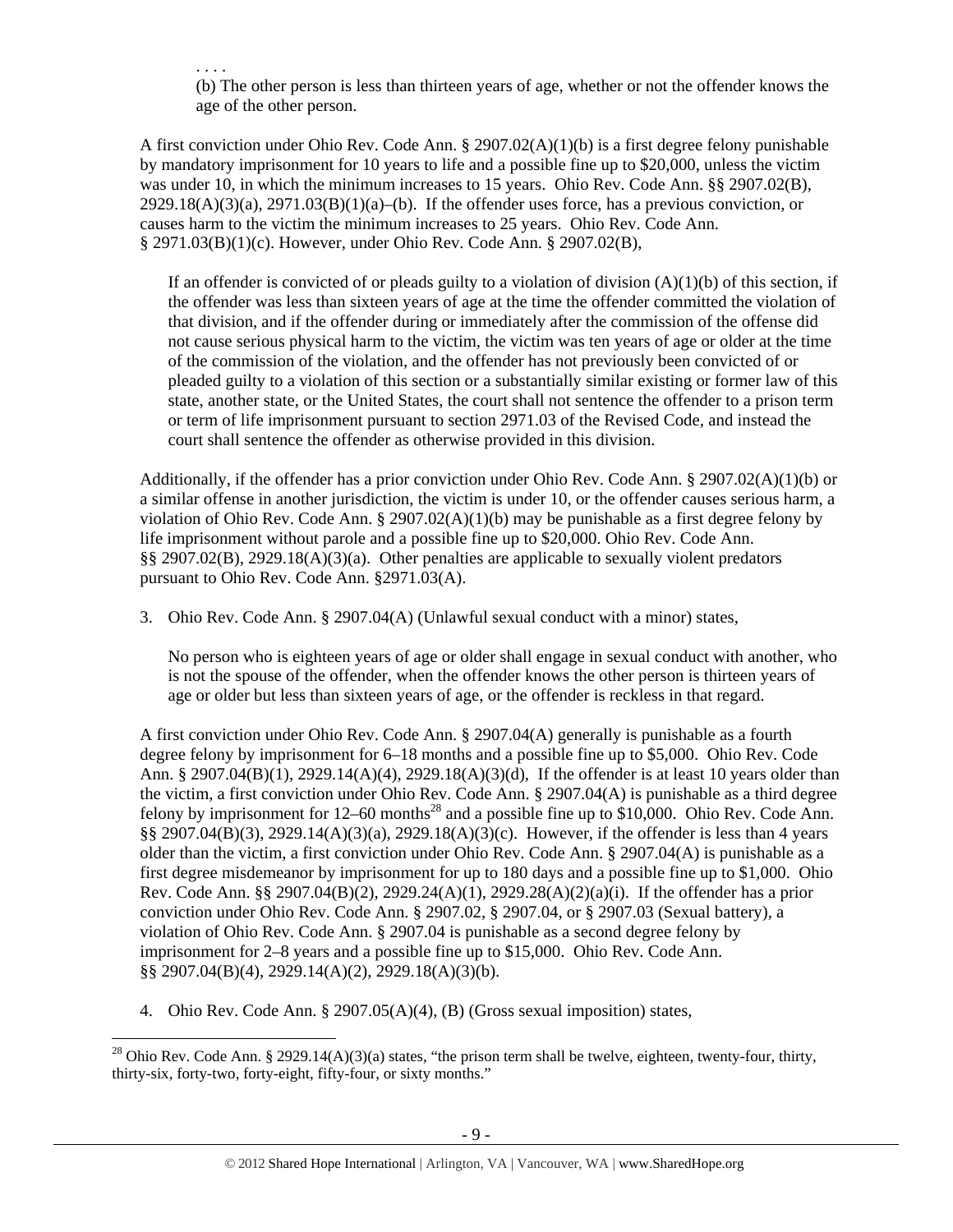. . . .

(b) The other person is less than thirteen years of age, whether or not the offender knows the age of the other person.

A first conviction under Ohio Rev. Code Ann. § 2907.02(A)(1)(b) is a first degree felony punishable by mandatory imprisonment for 10 years to life and a possible fine up to $20,000, unless the victim was under 10, in which the minimum increases to 15 years. Ohio Rev. Code Ann. §§ 2907.02(B), 2929.18(A)(3)(a), 2971.03(B)(1)(a)–(b). If the offender uses force, has a previous conviction, or causes harm to the victim the minimum increases to 25 years. Ohio Rev. Code Ann. § 2971.03(B)(1)(c). However, under Ohio Rev. Code Ann. § 2907.02(B),

> If an offender is convicted of or pleads guilty to a violation of division (A)(1)(b) of this section, if the offender was less than sixteen years of age at the time the offender committed the violation of that division, and if the offender during or immediately after the commission of the offense did not cause serious physical harm to the victim, the victim was ten years of age or older at the time of the commission of the violation, and the offender has not previously been convicted of or pleaded guilty to a violation of this section or a substantially similar existing or former law of this state, another state, or the United States, the court shall not sentence the offender to a prison term or term of life imprisonment pursuant to section 2971.03 of the Revised Code, and instead the court shall sentence the offender as otherwise provided in this division.

Additionally, if the offender has a prior conviction under Ohio Rev. Code Ann. § 2907.02(A)(1)(b) or a similar offense in another jurisdiction, the victim is under 10, or the offender causes serious harm, a violation of Ohio Rev. Code Ann. § 2907.02(A)(1)(b) may be punishable as a first degree felony by life imprisonment without parole and a possible fine up to $20,000. Ohio Rev. Code Ann. §§ 2907.02(B), 2929.18(A)(3)(a). Other penalties are applicable to sexually violent predators pursuant to Ohio Rev. Code Ann. §2971.03(A).

3. Ohio Rev. Code Ann. § 2907.04(A) (Unlawful sexual conduct with a minor) states,

> No person who is eighteen years of age or older shall engage in sexual conduct with another, who is not the spouse of the offender, when the offender knows the other person is thirteen years of age or older but less than sixteen years of age, or the offender is reckless in that regard.

A first conviction under Ohio Rev. Code Ann. § 2907.04(A) generally is punishable as a fourth degree felony by imprisonment for 6–18 months and a possible fine up to $5,000. Ohio Rev. Code Ann. § 2907.04(B)(1), 2929.14(A)(4), 2929.18(A)(3)(d), If the offender is at least 10 years older than the victim, a first conviction under Ohio Rev. Code Ann. § 2907.04(A) is punishable as a third degree felony by imprisonment for 12–60 months[28] and a possible fine up to $10,000. Ohio Rev. Code Ann. §§ 2907.04(B)(3), 2929.14(A)(3)(a), 2929.18(A)(3)(c). However, if the offender is less than 4 years older than the victim, a first conviction under Ohio Rev. Code Ann. § 2907.04(A) is punishable as a first degree misdemeanor by imprisonment for up to 180 days and a possible fine up to $1,000. Ohio Rev. Code Ann. §§ 2907.04(B)(2), 2929.24(A)(1), 2929.28(A)(2)(a)(i). If the offender has a prior conviction under Ohio Rev. Code Ann. § 2907.02, § 2907.04, or § 2907.03 (Sexual battery), a violation of Ohio Rev. Code Ann. § 2907.04 is punishable as a second degree felony by imprisonment for 2–8 years and a possible fine up to $15,000. Ohio Rev. Code Ann. §§ 2907.04(B)(4), 2929.14(A)(2), 2929.18(A)(3)(b).

4. Ohio Rev. Code Ann. § 2907.05(A)(4), (B) (Gross sexual imposition) states,

---

[28] Ohio Rev. Code Ann. § 2929.14(A)(3)(a) states, "the prison term shall be twelve, eighteen, twenty-four, thirty, thirty-six, forty-two, forty-eight, fifty-four, or sixty months."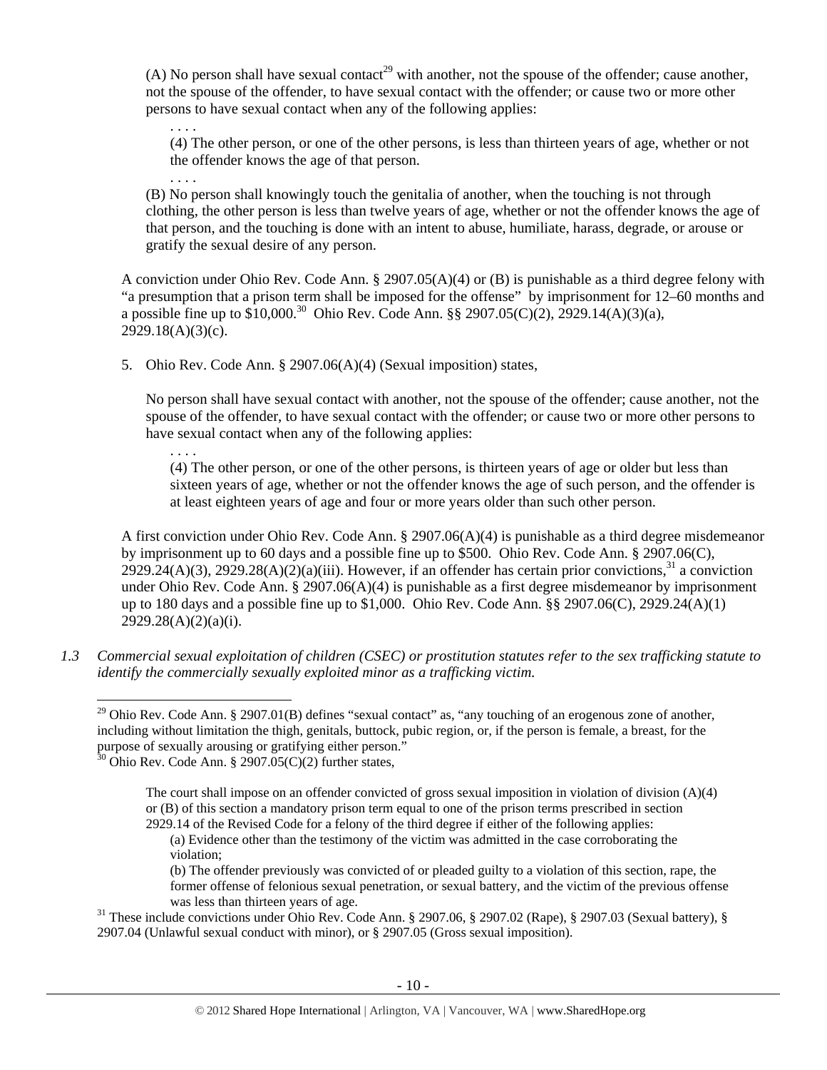(A) No person shall have sexual contact[29] with another, not the spouse of the offender; cause another, not the spouse of the offender, to have sexual contact with the offender; or cause two or more other persons to have sexual contact when any of the following applies:

> . . . .
>
> (4) The other person, or one of the other persons, is less than thirteen years of age, whether or not the offender knows the age of that person.
>
> . . . .

(B) No person shall knowingly touch the genitalia of another, when the touching is not through clothing, the other person is less than twelve years of age, whether or not the offender knows the age of that person, and the touching is done with an intent to abuse, humiliate, harass, degrade, or arouse or gratify the sexual desire of any person.

A conviction under Ohio Rev. Code Ann. § 2907.05(A)(4) or (B) is punishable as a third degree felony with "a presumption that a prison term shall be imposed for the offense" by imprisonment for 12–60 months and a possible fine up to $10,000.[30] Ohio Rev. Code Ann. §§ 2907.05(C)(2), 2929.14(A)(3)(a), 2929.18(A)(3)(c).

5. Ohio Rev. Code Ann. § 2907.06(A)(4) (Sexual imposition) states,

   No person shall have sexual contact with another, not the spouse of the offender; cause another, not the spouse of the offender, to have sexual contact with the offender; or cause two or more other persons to have sexual contact when any of the following applies:

   > . . . .
   >
   > (4) The other person, or one of the other persons, is thirteen years of age or older but less than sixteen years of age, whether or not the offender knows the age of such person, and the offender is at least eighteen years of age and four or more years older than such other person.

   A first conviction under Ohio Rev. Code Ann. § 2907.06(A)(4) is punishable as a third degree misdemeanor by imprisonment up to 60 days and a possible fine up to $500. Ohio Rev. Code Ann. § 2907.06(C), 2929.24(A)(3), 2929.28(A)(2)(a)(iii). However, if an offender has certain prior convictions,[31] a conviction under Ohio Rev. Code Ann. § 2907.06(A)(4) is punishable as a first degree misdemeanor by imprisonment up to 180 days and a possible fine up to $1,000. Ohio Rev. Code Ann. §§ 2907.06(C), 2929.24(A)(1) 2929.28(A)(2)(a)(i).

*1.3 Commercial sexual exploitation of children (CSEC) or prostitution statutes refer to the sex trafficking statute to identify the commercially sexually exploited minor as a trafficking victim.*

---

[29] Ohio Rev. Code Ann. § 2907.01(B) defines "sexual contact" as, "any touching of an erogenous zone of another, including without limitation the thigh, genitals, buttock, pubic region, or, if the person is female, a breast, for the purpose of sexually arousing or gratifying either person."

[30] Ohio Rev. Code Ann. § 2907.05(C)(2) further states,

> The court shall impose on an offender convicted of gross sexual imposition in violation of division (A)(4) or (B) of this section a mandatory prison term equal to one of the prison terms prescribed in section 2929.14 of the Revised Code for a felony of the third degree if either of the following applies:
>
> (a) Evidence other than the testimony of the victim was admitted in the case corroborating the violation;
>
> (b) The offender previously was convicted of or pleaded guilty to a violation of this section, rape, the former offense of felonious sexual penetration, or sexual battery, and the victim of the previous offense was less than thirteen years of age.

[31] These include convictions under Ohio Rev. Code Ann. § 2907.06, § 2907.02 (Rape), § 2907.03 (Sexual battery), § 2907.04 (Unlawful sexual conduct with minor), or § 2907.05 (Gross sexual imposition).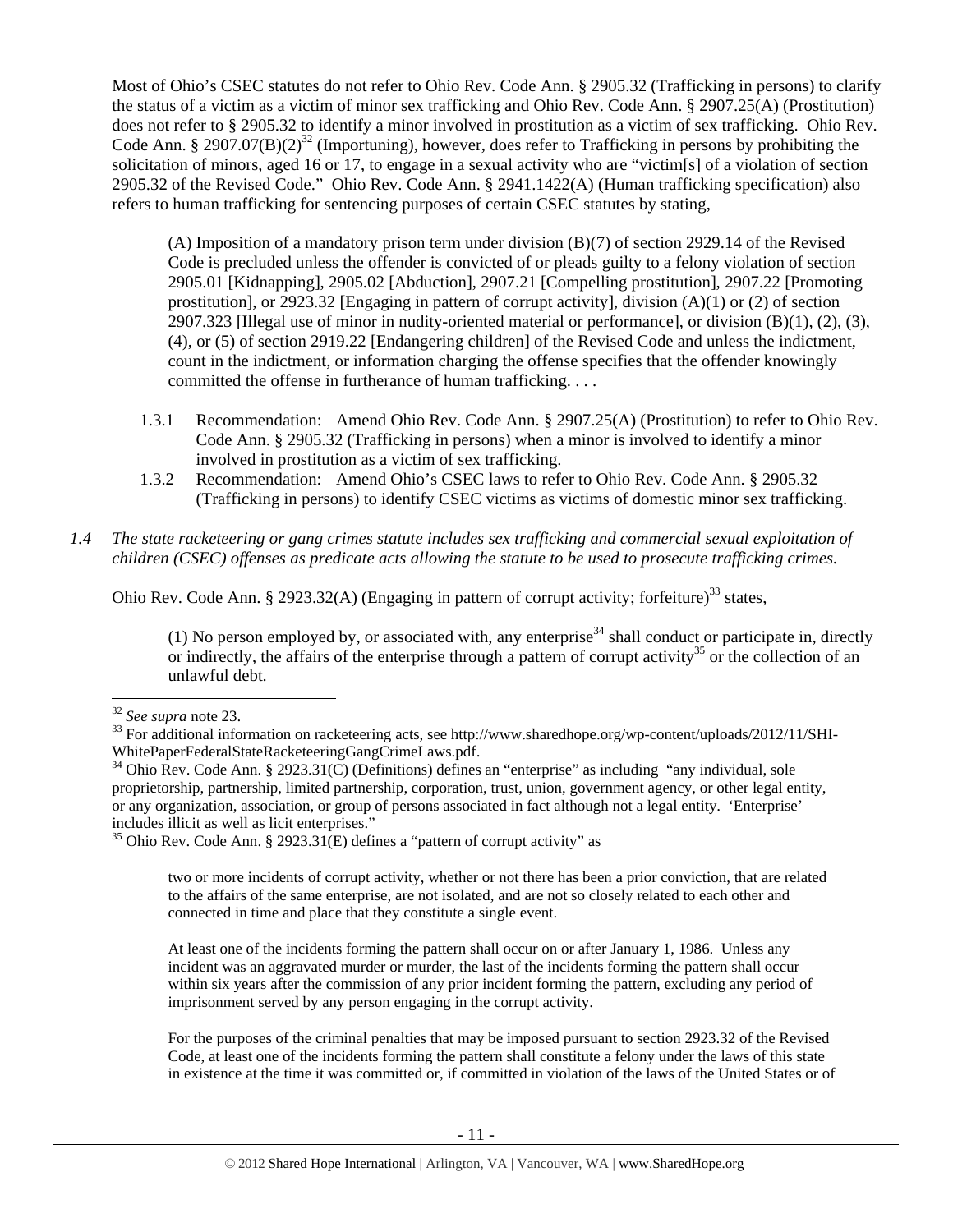Most of Ohio's CSEC statutes do not refer to Ohio Rev. Code Ann. § 2905.32 (Trafficking in persons) to clarify the status of a victim as a victim of minor sex trafficking and Ohio Rev. Code Ann. § 2907.25(A) (Prostitution) does not refer to § 2905.32 to identify a minor involved in prostitution as a victim of sex trafficking. Ohio Rev. Code Ann. § 2907.07(B)(2)[32] (Importuning), however, does refer to Trafficking in persons by prohibiting the solicitation of minors, aged 16 or 17, to engage in a sexual activity who are "victim[s] of a violation of section 2905.32 of the Revised Code." Ohio Rev. Code Ann. § 2941.1422(A) (Human trafficking specification) also refers to human trafficking for sentencing purposes of certain CSEC statutes by stating,

> (A) Imposition of a mandatory prison term under division (B)(7) of section 2929.14 of the Revised Code is precluded unless the offender is convicted of or pleads guilty to a felony violation of section 2905.01 [Kidnapping], 2905.02 [Abduction], 2907.21 [Compelling prostitution], 2907.22 [Promoting prostitution], or 2923.32 [Engaging in pattern of corrupt activity], division (A)(1) or (2) of section 2907.323 [Illegal use of minor in nudity-oriented material or performance], or division (B)(1), (2), (3), (4), or (5) of section 2919.22 [Endangering children] of the Revised Code and unless the indictment, count in the indictment, or information charging the offense specifies that the offender knowingly committed the offense in furtherance of human trafficking. . . .

1.3.1 Recommendation: Amend Ohio Rev. Code Ann. § 2907.25(A) (Prostitution) to refer to Ohio Rev. Code Ann. § 2905.32 (Trafficking in persons) when a minor is involved to identify a minor involved in prostitution as a victim of sex trafficking.

1.3.2 Recommendation: Amend Ohio's CSEC laws to refer to Ohio Rev. Code Ann. § 2905.32 (Trafficking in persons) to identify CSEC victims as victims of domestic minor sex trafficking.

*1.4 The state racketeering or gang crimes statute includes sex trafficking and commercial sexual exploitation of children (CSEC) offenses as predicate acts allowing the statute to be used to prosecute trafficking crimes.*

Ohio Rev. Code Ann. § 2923.32(A) (Engaging in pattern of corrupt activity; forfeiture)[33] states,

> (1) No person employed by, or associated with, any enterprise[34] shall conduct or participate in, directly or indirectly, the affairs of the enterprise through a pattern of corrupt activity[35] or the collection of an unlawful debt.

---

[32] *See supra* note 23.

[33] For additional information on racketeering acts, see http://www.sharedhope.org/wp-content/uploads/2012/11/SHI-WhitePaperFederalStateRacketeeringGangCrimeLaws.pdf.

[34] Ohio Rev. Code Ann. § 2923.31(C) (Definitions) defines an "enterprise" as including "any individual, sole proprietorship, partnership, limited partnership, corporation, trust, union, government agency, or other legal entity, or any organization, association, or group of persons associated in fact although not a legal entity. 'Enterprise' includes illicit as well as licit enterprises."

[35] Ohio Rev. Code Ann. § 2923.31(E) defines a "pattern of corrupt activity" as

> two or more incidents of corrupt activity, whether or not there has been a prior conviction, that are related to the affairs of the same enterprise, are not isolated, and are not so closely related to each other and connected in time and place that they constitute a single event.
>
> At least one of the incidents forming the pattern shall occur on or after January 1, 1986. Unless any incident was an aggravated murder or murder, the last of the incidents forming the pattern shall occur within six years after the commission of any prior incident forming the pattern, excluding any period of imprisonment served by any person engaging in the corrupt activity.
>
> For the purposes of the criminal penalties that may be imposed pursuant to section 2923.32 of the Revised Code, at least one of the incidents forming the pattern shall constitute a felony under the laws of this state in existence at the time it was committed or, if committed in violation of the laws of the United States or of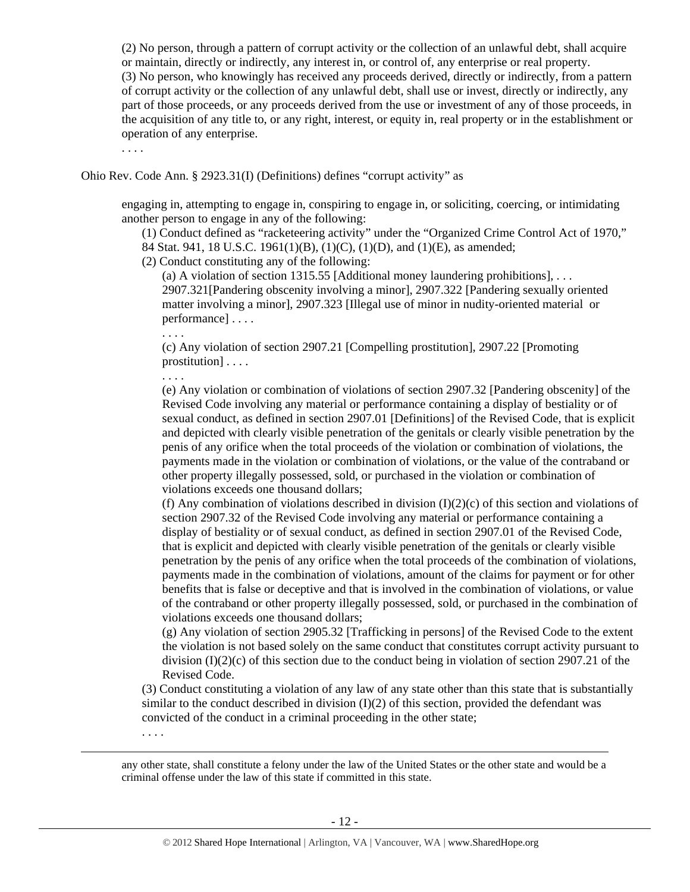(2) No person, through a pattern of corrupt activity or the collection of an unlawful debt, shall acquire or maintain, directly or indirectly, any interest in, or control of, any enterprise or real property.
(3) No person, who knowingly has received any proceeds derived, directly or indirectly, from a pattern of corrupt activity or the collection of any unlawful debt, shall use or invest, directly or indirectly, any part of those proceeds, or any proceeds derived from the use or investment of any of those proceeds, in the acquisition of any title to, or any right, interest, or equity in, real property or in the establishment or operation of any enterprise.

. . . .

Ohio Rev. Code Ann. § 2923.31(I) (Definitions) defines "corrupt activity" as

> engaging in, attempting to engage in, conspiring to engage in, or soliciting, coercing, or intimidating another person to engage in any of the following:
>
> (1) Conduct defined as "racketeering activity" under the "Organized Crime Control Act of 1970," 84 Stat. 941, 18 U.S.C. 1961(1)(B), (1)(C), (1)(D), and (1)(E), as amended;
>
> (2) Conduct constituting any of the following:
>
> (a) A violation of section 1315.55 [Additional money laundering prohibitions], . . . 2907.321[Pandering obscenity involving a minor], 2907.322 [Pandering sexually oriented matter involving a minor], 2907.323 [Illegal use of minor in nudity-oriented material or performance] . . . .
>
> . . . .
>
> (c) Any violation of section 2907.21 [Compelling prostitution], 2907.22 [Promoting prostitution] . . . .
>
> . . . .
>
> (e) Any violation or combination of violations of section 2907.32 [Pandering obscenity] of the Revised Code involving any material or performance containing a display of bestiality or of sexual conduct, as defined in section 2907.01 [Definitions] of the Revised Code, that is explicit and depicted with clearly visible penetration of the genitals or clearly visible penetration by the penis of any orifice when the total proceeds of the violation or combination of violations, the payments made in the violation or combination of violations, or the value of the contraband or other property illegally possessed, sold, or purchased in the violation or combination of violations exceeds one thousand dollars;
>
> (f) Any combination of violations described in division (I)(2)(c) of this section and violations of section 2907.32 of the Revised Code involving any material or performance containing a display of bestiality or of sexual conduct, as defined in section 2907.01 of the Revised Code, that is explicit and depicted with clearly visible penetration of the genitals or clearly visible penetration by the penis of any orifice when the total proceeds of the combination of violations, payments made in the combination of violations, amount of the claims for payment or for other benefits that is false or deceptive and that is involved in the combination of violations, or value of the contraband or other property illegally possessed, sold, or purchased in the combination of violations exceeds one thousand dollars;
>
> (g) Any violation of section 2905.32 [Trafficking in persons] of the Revised Code to the extent the violation is not based solely on the same conduct that constitutes corrupt activity pursuant to division (I)(2)(c) of this section due to the conduct being in violation of section 2907.21 of the Revised Code.
>
> (3) Conduct constituting a violation of any law of any state other than this state that is substantially similar to the conduct described in division (I)(2) of this section, provided the defendant was convicted of the conduct in a criminal proceeding in the other state;
>
> . . . .

---

any other state, shall constitute a felony under the law of the United States or the other state and would be a criminal offense under the law of this state if committed in this state.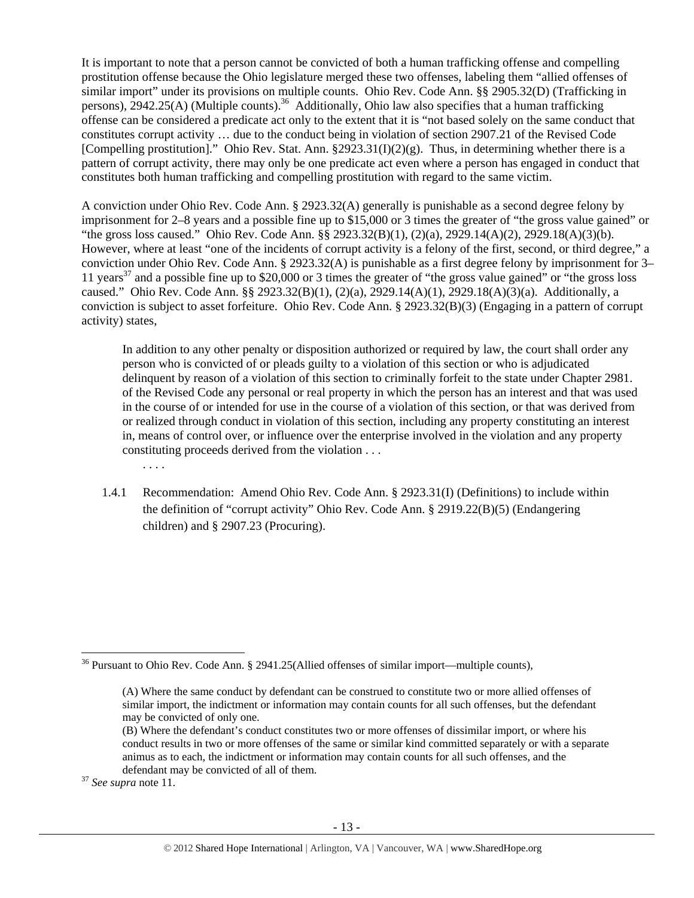It is important to note that a person cannot be convicted of both a human trafficking offense and compelling prostitution offense because the Ohio legislature merged these two offenses, labeling them "allied offenses of similar import" under its provisions on multiple counts. Ohio Rev. Code Ann. §§ 2905.32(D) (Trafficking in persons), 2942.25(A) (Multiple counts).[36] Additionally, Ohio law also specifies that a human trafficking offense can be considered a predicate act only to the extent that it is "not based solely on the same conduct that constitutes corrupt activity … due to the conduct being in violation of section 2907.21 of the Revised Code [Compelling prostitution]." Ohio Rev. Stat. Ann. §2923.31(I)(2)(g). Thus, in determining whether there is a pattern of corrupt activity, there may only be one predicate act even where a person has engaged in conduct that constitutes both human trafficking and compelling prostitution with regard to the same victim.

A conviction under Ohio Rev. Code Ann. § 2923.32(A) generally is punishable as a second degree felony by imprisonment for 2–8 years and a possible fine up to $15,000 or 3 times the greater of "the gross value gained" or "the gross loss caused." Ohio Rev. Code Ann. §§ 2923.32(B)(1), (2)(a), 2929.14(A)(2), 2929.18(A)(3)(b). However, where at least "one of the incidents of corrupt activity is a felony of the first, second, or third degree," a conviction under Ohio Rev. Code Ann. § 2923.32(A) is punishable as a first degree felony by imprisonment for 3–11 years[37] and a possible fine up to $20,000 or 3 times the greater of "the gross value gained" or "the gross loss caused." Ohio Rev. Code Ann. §§ 2923.32(B)(1), (2)(a), 2929.14(A)(1), 2929.18(A)(3)(a). Additionally, a conviction is subject to asset forfeiture. Ohio Rev. Code Ann. § 2923.32(B)(3) (Engaging in a pattern of corrupt activity) states,

> In addition to any other penalty or disposition authorized or required by law, the court shall order any person who is convicted of or pleads guilty to a violation of this section or who is adjudicated delinquent by reason of a violation of this section to criminally forfeit to the state under Chapter 2981. of the Revised Code any personal or real property in which the person has an interest and that was used in the course of or intended for use in the course of a violation of this section, or that was derived from or realized through conduct in violation of this section, including any property constituting an interest in, means of control over, or influence over the enterprise involved in the violation and any property constituting proceeds derived from the violation . . .
>
> . . . .

1.4.1 Recommendation: Amend Ohio Rev. Code Ann. § 2923.31(I) (Definitions) to include within the definition of "corrupt activity" Ohio Rev. Code Ann. § 2919.22(B)(5) (Endangering children) and § 2907.23 (Procuring).

---

[36] Pursuant to Ohio Rev. Code Ann. § 2941.25(Allied offenses of similar import—multiple counts),

> (A) Where the same conduct by defendant can be construed to constitute two or more allied offenses of similar import, the indictment or information may contain counts for all such offenses, but the defendant may be convicted of only one.
>
> (B) Where the defendant's conduct constitutes two or more offenses of dissimilar import, or where his conduct results in two or more offenses of the same or similar kind committed separately or with a separate animus as to each, the indictment or information may contain counts for all such offenses, and the defendant may be convicted of all of them.

[37] *See supra* note 11.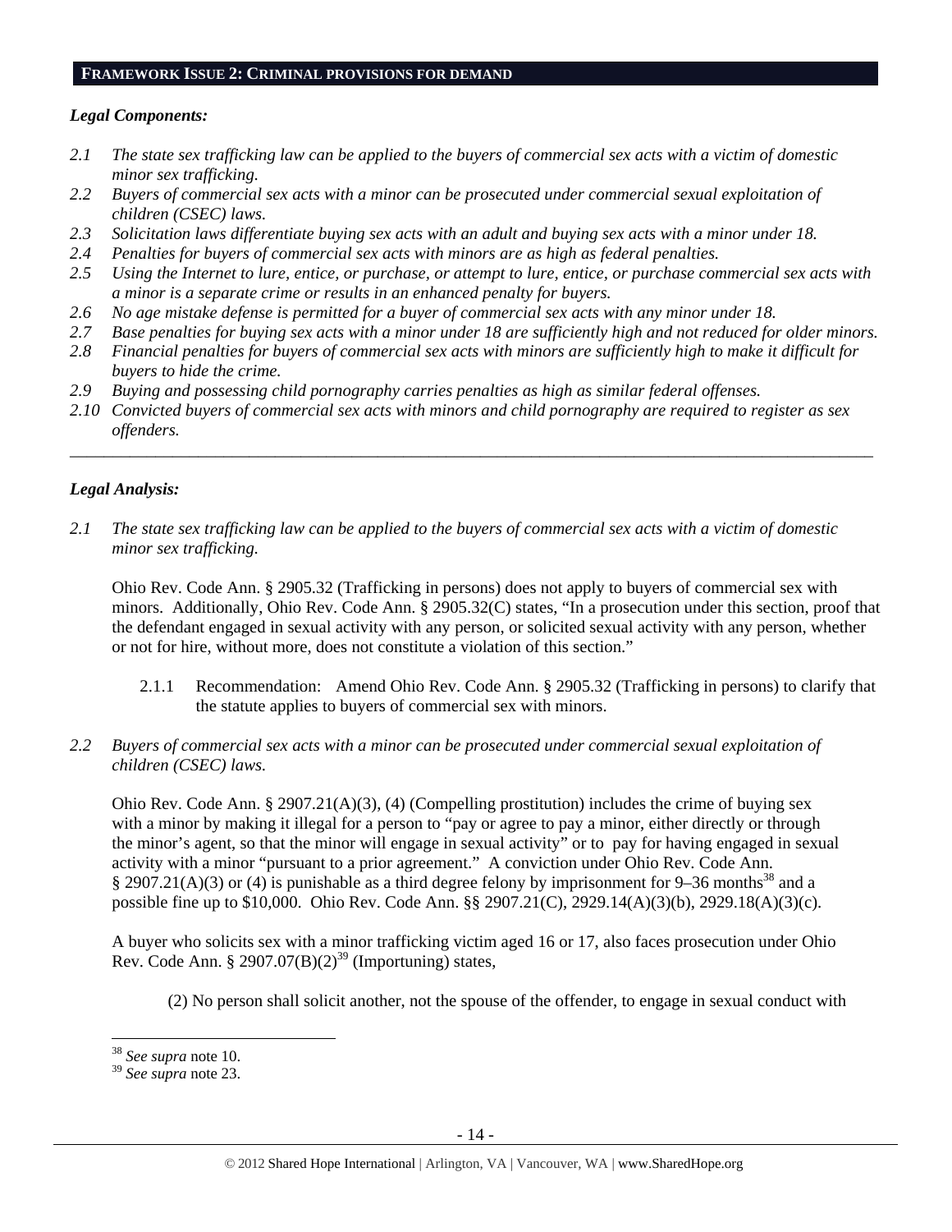## FRAMEWORK ISSUE 2: CRIMINAL PROVISIONS FOR DEMAND

### *Legal Components:*

*2.1 The state sex trafficking law can be applied to the buyers of commercial sex acts with a victim of domestic minor sex trafficking.*

*2.2 Buyers of commercial sex acts with a minor can be prosecuted under commercial sexual exploitation of children (CSEC) laws.*

*2.3 Solicitation laws differentiate buying sex acts with an adult and buying sex acts with a minor under 18.*

*2.4 Penalties for buyers of commercial sex acts with minors are as high as federal penalties.*

*2.5 Using the Internet to lure, entice, or purchase, or attempt to lure, entice, or purchase commercial sex acts with a minor is a separate crime or results in an enhanced penalty for buyers.*

*2.6 No age mistake defense is permitted for a buyer of commercial sex acts with any minor under 18.*

*2.7 Base penalties for buying sex acts with a minor under 18 are sufficiently high and not reduced for older minors.*

*2.8 Financial penalties for buyers of commercial sex acts with minors are sufficiently high to make it difficult for buyers to hide the crime.*

*2.9 Buying and possessing child pornography carries penalties as high as similar federal offenses.*

*2.10 Convicted buyers of commercial sex acts with minors and child pornography are required to register as sex offenders.*

---

### *Legal Analysis:*

*2.1 The state sex trafficking law can be applied to the buyers of commercial sex acts with a victim of domestic minor sex trafficking.*

Ohio Rev. Code Ann. § 2905.32 (Trafficking in persons) does not apply to buyers of commercial sex with minors. Additionally, Ohio Rev. Code Ann. § 2905.32(C) states, "In a prosecution under this section, proof that the defendant engaged in sexual activity with any person, or solicited sexual activity with any person, whether or not for hire, without more, does not constitute a violation of this section."

2.1.1 Recommendation: Amend Ohio Rev. Code Ann. § 2905.32 (Trafficking in persons) to clarify that the statute applies to buyers of commercial sex with minors.

*2.2 Buyers of commercial sex acts with a minor can be prosecuted under commercial sexual exploitation of children (CSEC) laws.*

Ohio Rev. Code Ann. § 2907.21(A)(3), (4) (Compelling prostitution) includes the crime of buying sex with a minor by making it illegal for a person to "pay or agree to pay a minor, either directly or through the minor's agent, so that the minor will engage in sexual activity" or to pay for having engaged in sexual activity with a minor "pursuant to a prior agreement." A conviction under Ohio Rev. Code Ann. § 2907.21(A)(3) or (4) is punishable as a third degree felony by imprisonment for 9–36 months[38] and a possible fine up to $10,000. Ohio Rev. Code Ann. §§ 2907.21(C), 2929.14(A)(3)(b), 2929.18(A)(3)(c).

A buyer who solicits sex with a minor trafficking victim aged 16 or 17, also faces prosecution under Ohio Rev. Code Ann. § 2907.07(B)(2)[39] (Importuning) states,

(2) No person shall solicit another, not the spouse of the offender, to engage in sexual conduct with

---

[38] *See supra* note 10.

[39] *See supra* note 23.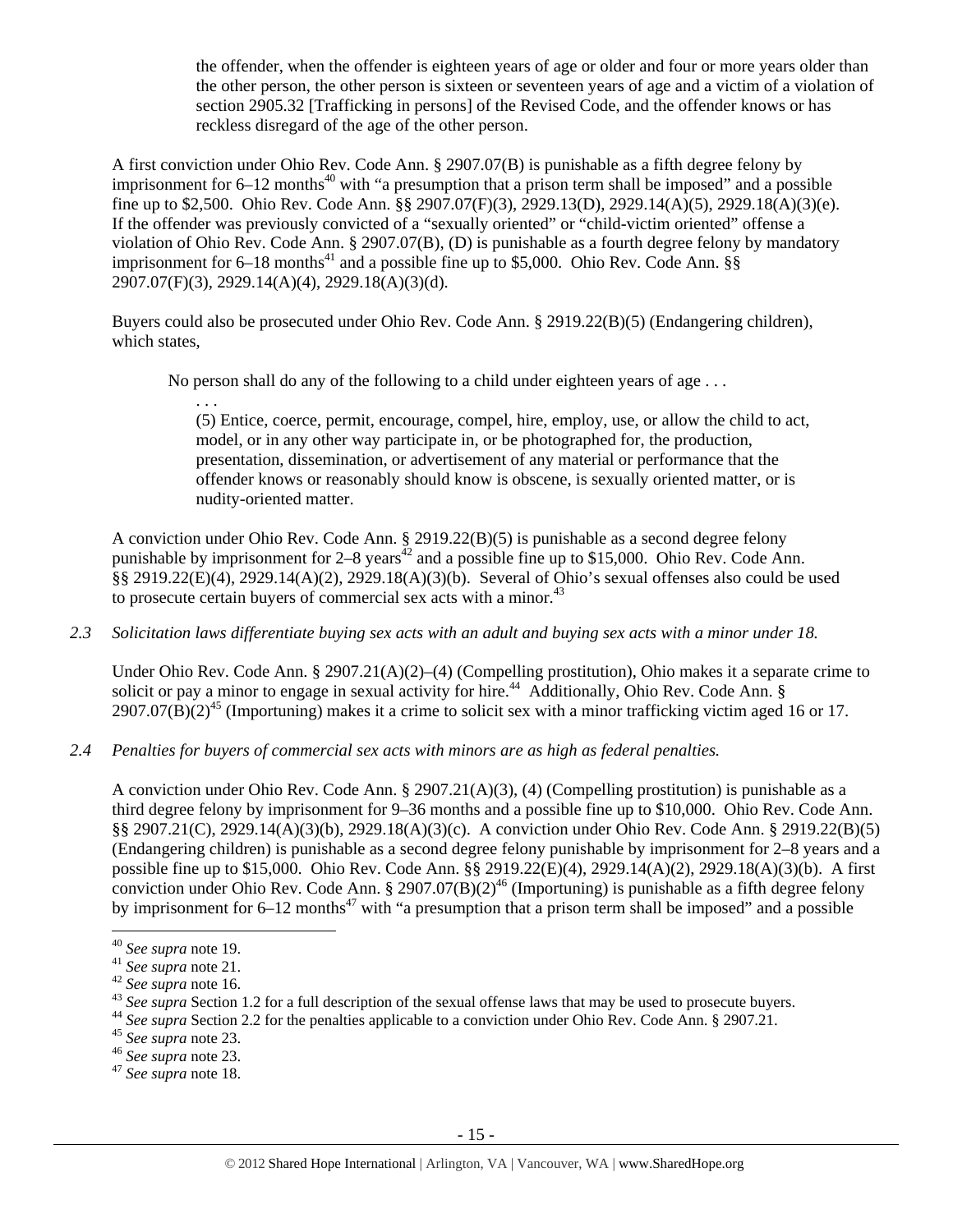> the offender, when the offender is eighteen years of age or older and four or more years older than the other person, the other person is sixteen or seventeen years of age and a victim of a violation of section 2905.32 [Trafficking in persons] of the Revised Code, and the offender knows or has reckless disregard of the age of the other person.

A first conviction under Ohio Rev. Code Ann. § 2907.07(B) is punishable as a fifth degree felony by imprisonment for 6–12 months[40] with "a presumption that a prison term shall be imposed" and a possible fine up to $2,500. Ohio Rev. Code Ann. §§ 2907.07(F)(3), 2929.13(D), 2929.14(A)(5), 2929.18(A)(3)(e). If the offender was previously convicted of a "sexually oriented" or "child-victim oriented" offense a violation of Ohio Rev. Code Ann. § 2907.07(B), (D) is punishable as a fourth degree felony by mandatory imprisonment for 6–18 months[41] and a possible fine up to $5,000. Ohio Rev. Code Ann. §§ 2907.07(F)(3), 2929.14(A)(4), 2929.18(A)(3)(d).

Buyers could also be prosecuted under Ohio Rev. Code Ann. § 2919.22(B)(5) (Endangering children), which states,

> No person shall do any of the following to a child under eighteen years of age . . .
>
> . . .
>
> (5) Entice, coerce, permit, encourage, compel, hire, employ, use, or allow the child to act, model, or in any other way participate in, or be photographed for, the production, presentation, dissemination, or advertisement of any material or performance that the offender knows or reasonably should know is obscene, is sexually oriented matter, or is nudity-oriented matter.

A conviction under Ohio Rev. Code Ann. § 2919.22(B)(5) is punishable as a second degree felony punishable by imprisonment for 2–8 years[42] and a possible fine up to $15,000. Ohio Rev. Code Ann. §§ 2919.22(E)(4), 2929.14(A)(2), 2929.18(A)(3)(b). Several of Ohio's sexual offenses also could be used to prosecute certain buyers of commercial sex acts with a minor.[43]

*2.3 Solicitation laws differentiate buying sex acts with an adult and buying sex acts with a minor under 18.*

Under Ohio Rev. Code Ann. § 2907.21(A)(2)–(4) (Compelling prostitution), Ohio makes it a separate crime to solicit or pay a minor to engage in sexual activity for hire.[44] Additionally, Ohio Rev. Code Ann. § 2907.07(B)(2)[45] (Importuning) makes it a crime to solicit sex with a minor trafficking victim aged 16 or 17.

*2.4 Penalties for buyers of commercial sex acts with minors are as high as federal penalties.*

A conviction under Ohio Rev. Code Ann. § 2907.21(A)(3), (4) (Compelling prostitution) is punishable as a third degree felony by imprisonment for 9–36 months and a possible fine up to $10,000. Ohio Rev. Code Ann. §§ 2907.21(C), 2929.14(A)(3)(b), 2929.18(A)(3)(c). A conviction under Ohio Rev. Code Ann. § 2919.22(B)(5) (Endangering children) is punishable as a second degree felony punishable by imprisonment for 2–8 years and a possible fine up to $15,000. Ohio Rev. Code Ann. §§ 2919.22(E)(4), 2929.14(A)(2), 2929.18(A)(3)(b). A first conviction under Ohio Rev. Code Ann. § 2907.07(B)(2)[46] (Importuning) is punishable as a fifth degree felony by imprisonment for 6–12 months[47] with "a presumption that a prison term shall be imposed" and a possible

---

[40] *See supra* note 19.
[41] *See supra* note 21.
[42] *See supra* note 16.
[43] *See supra* Section 1.2 for a full description of the sexual offense laws that may be used to prosecute buyers.
[44] *See supra* Section 2.2 for the penalties applicable to a conviction under Ohio Rev. Code Ann. § 2907.21.
[45] *See supra* note 23.
[46] *See supra* note 23.
[47] *See supra* note 18.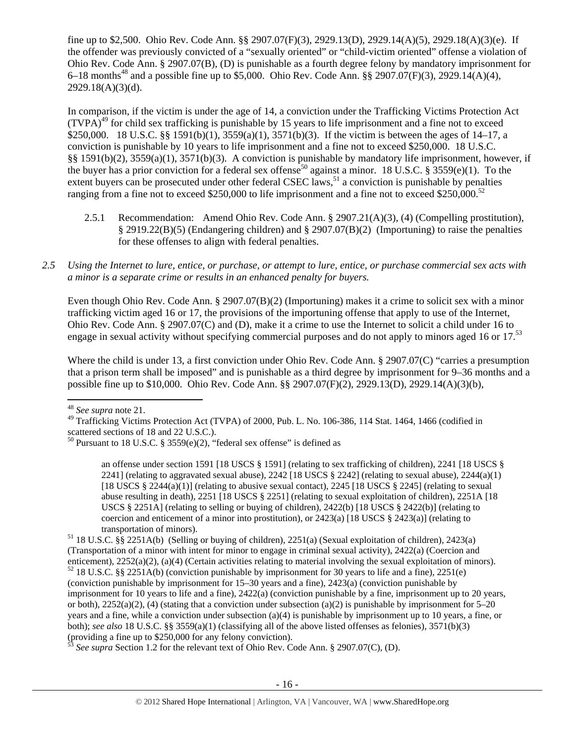fine up to $2,500. Ohio Rev. Code Ann. §§ 2907.07(F)(3), 2929.13(D), 2929.14(A)(5), 2929.18(A)(3)(e). If the offender was previously convicted of a "sexually oriented" or "child-victim oriented" offense a violation of Ohio Rev. Code Ann. § 2907.07(B), (D) is punishable as a fourth degree felony by mandatory imprisonment for 6–18 months[48] and a possible fine up to $5,000. Ohio Rev. Code Ann. §§ 2907.07(F)(3), 2929.14(A)(4), 2929.18(A)(3)(d).

In comparison, if the victim is under the age of 14, a conviction under the Trafficking Victims Protection Act (TVPA)[49] for child sex trafficking is punishable by 15 years to life imprisonment and a fine not to exceed $250,000. 18 U.S.C. §§ 1591(b)(1), 3559(a)(1), 3571(b)(3). If the victim is between the ages of 14–17, a conviction is punishable by 10 years to life imprisonment and a fine not to exceed $250,000. 18 U.S.C. §§ 1591(b)(2), 3559(a)(1), 3571(b)(3). A conviction is punishable by mandatory life imprisonment, however, if the buyer has a prior conviction for a federal sex offense[50] against a minor. 18 U.S.C. § 3559(e)(1). To the extent buyers can be prosecuted under other federal CSEC laws,[51] a conviction is punishable by penalties ranging from a fine not to exceed $250,000 to life imprisonment and a fine not to exceed $250,000.[52]

2.5.1 Recommendation: Amend Ohio Rev. Code Ann. § 2907.21(A)(3), (4) (Compelling prostitution), § 2919.22(B)(5) (Endangering children) and § 2907.07(B)(2) (Importuning) to raise the penalties for these offenses to align with federal penalties.

*2.5 Using the Internet to lure, entice, or purchase, or attempt to lure, entice, or purchase commercial sex acts with a minor is a separate crime or results in an enhanced penalty for buyers.*

Even though Ohio Rev. Code Ann. § 2907.07(B)(2) (Importuning) makes it a crime to solicit sex with a minor trafficking victim aged 16 or 17, the provisions of the importuning offense that apply to use of the Internet, Ohio Rev. Code Ann. § 2907.07(C) and (D), make it a crime to use the Internet to solicit a child under 16 to engage in sexual activity without specifying commercial purposes and do not apply to minors aged 16 or 17.[53]

Where the child is under 13, a first conviction under Ohio Rev. Code Ann. § 2907.07(C) "carries a presumption that a prison term shall be imposed" and is punishable as a third degree by imprisonment for 9–36 months and a possible fine up to $10,000. Ohio Rev. Code Ann. §§ 2907.07(F)(2), 2929.13(D), 2929.14(A)(3)(b),

---

[48] *See supra* note 21.

[49] Trafficking Victims Protection Act (TVPA) of 2000, Pub. L. No. 106-386, 114 Stat. 1464, 1466 (codified in scattered sections of 18 and 22 U.S.C.).

[50] Pursuant to 18 U.S.C. § 3559(e)(2), "federal sex offense" is defined as

> an offense under section 1591 [18 USCS § 1591] (relating to sex trafficking of children), 2241 [18 USCS § 2241] (relating to aggravated sexual abuse), 2242 [18 USCS § 2242] (relating to sexual abuse), 2244(a)(1) [18 USCS § 2244(a)(1)] (relating to abusive sexual contact), 2245 [18 USCS § 2245] (relating to sexual abuse resulting in death), 2251 [18 USCS § 2251] (relating to sexual exploitation of children), 2251A [18 USCS § 2251A] (relating to selling or buying of children), 2422(b) [18 USCS § 2422(b)] (relating to coercion and enticement of a minor into prostitution), or 2423(a) [18 USCS § 2423(a)] (relating to transportation of minors).

[51] 18 U.S.C. §§ 2251A(b) (Selling or buying of children), 2251(a) (Sexual exploitation of children), 2423(a) (Transportation of a minor with intent for minor to engage in criminal sexual activity), 2422(a) (Coercion and enticement), 2252(a)(2), (a)(4) (Certain activities relating to material involving the sexual exploitation of minors).

[52] 18 U.S.C. §§ 2251A(b) (conviction punishable by imprisonment for 30 years to life and a fine), 2251(e) (conviction punishable by imprisonment for 15–30 years and a fine), 2423(a) (conviction punishable by imprisonment for 10 years to life and a fine), 2422(a) (conviction punishable by a fine, imprisonment up to 20 years, or both), 2252(a)(2), (4) (stating that a conviction under subsection (a)(2) is punishable by imprisonment for 5–20 years and a fine, while a conviction under subsection (a)(4) is punishable by imprisonment up to 10 years, a fine, or both); *see also* 18 U.S.C. §§ 3559(a)(1) (classifying all of the above listed offenses as felonies), 3571(b)(3) (providing a fine up to $250,000 for any felony conviction).

[53] *See supra* Section 1.2 for the relevant text of Ohio Rev. Code Ann. § 2907.07(C), (D).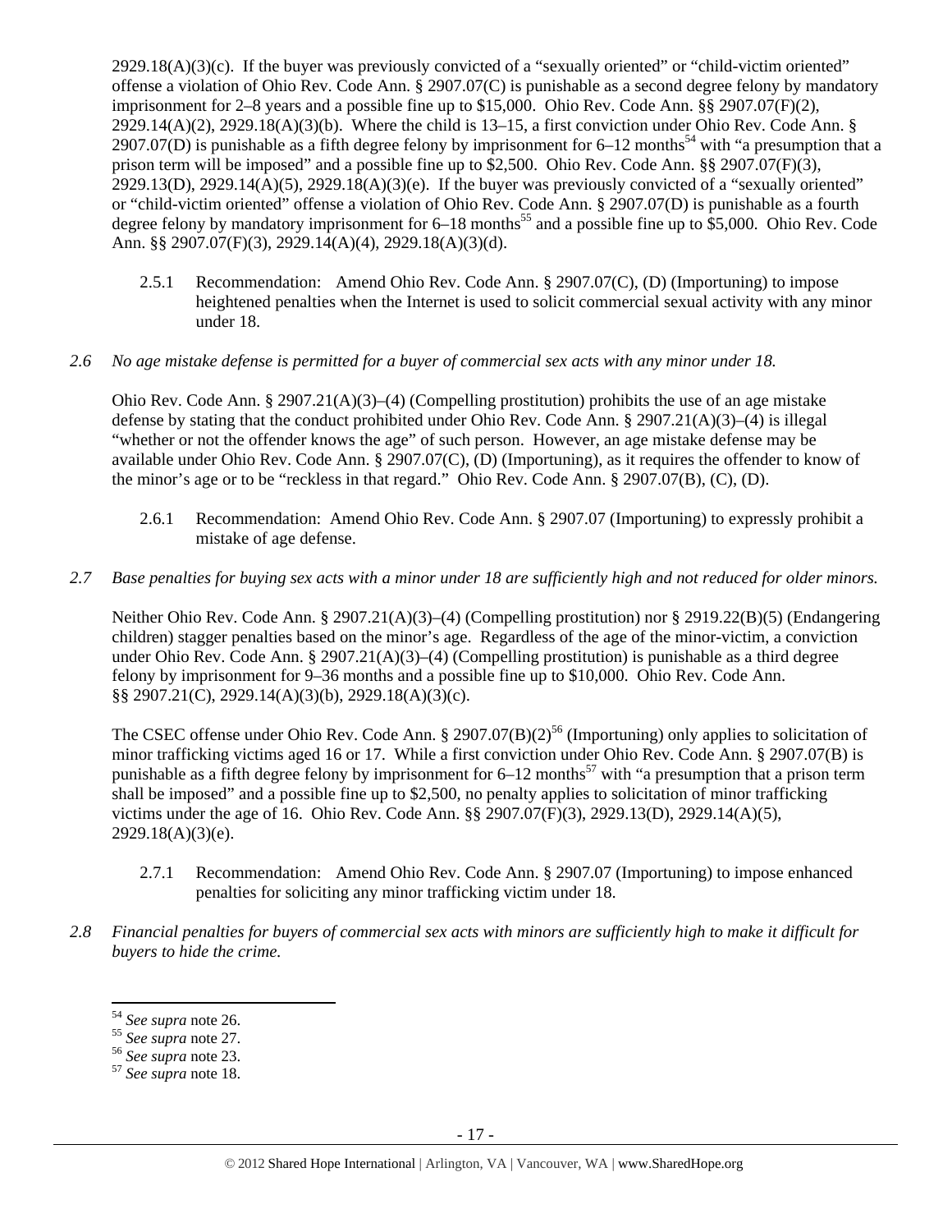2929.18(A)(3)(c). If the buyer was previously convicted of a "sexually oriented" or "child-victim oriented" offense a violation of Ohio Rev. Code Ann. § 2907.07(C) is punishable as a second degree felony by mandatory imprisonment for 2–8 years and a possible fine up to $15,000. Ohio Rev. Code Ann. §§ 2907.07(F)(2), 2929.14(A)(2), 2929.18(A)(3)(b). Where the child is 13–15, a first conviction under Ohio Rev. Code Ann. § 2907.07(D) is punishable as a fifth degree felony by imprisonment for 6–12 months[54] with "a presumption that a prison term will be imposed" and a possible fine up to $2,500. Ohio Rev. Code Ann. §§ 2907.07(F)(3), 2929.13(D), 2929.14(A)(5), 2929.18(A)(3)(e). If the buyer was previously convicted of a "sexually oriented" or "child-victim oriented" offense a violation of Ohio Rev. Code Ann. § 2907.07(D) is punishable as a fourth degree felony by mandatory imprisonment for 6–18 months[55] and a possible fine up to $5,000. Ohio Rev. Code Ann. §§ 2907.07(F)(3), 2929.14(A)(4), 2929.18(A)(3)(d).

2.5.1 Recommendation: Amend Ohio Rev. Code Ann. § 2907.07(C), (D) (Importuning) to impose heightened penalties when the Internet is used to solicit commercial sexual activity with any minor under 18.

*2.6 No age mistake defense is permitted for a buyer of commercial sex acts with any minor under 18.*

Ohio Rev. Code Ann. § 2907.21(A)(3)–(4) (Compelling prostitution) prohibits the use of an age mistake defense by stating that the conduct prohibited under Ohio Rev. Code Ann. § 2907.21(A)(3)–(4) is illegal "whether or not the offender knows the age" of such person. However, an age mistake defense may be available under Ohio Rev. Code Ann. § 2907.07(C), (D) (Importuning), as it requires the offender to know of the minor's age or to be "reckless in that regard." Ohio Rev. Code Ann. § 2907.07(B), (C), (D).

2.6.1 Recommendation: Amend Ohio Rev. Code Ann. § 2907.07 (Importuning) to expressly prohibit a mistake of age defense.

*2.7 Base penalties for buying sex acts with a minor under 18 are sufficiently high and not reduced for older minors.*

Neither Ohio Rev. Code Ann. § 2907.21(A)(3)–(4) (Compelling prostitution) nor § 2919.22(B)(5) (Endangering children) stagger penalties based on the minor's age. Regardless of the age of the minor-victim, a conviction under Ohio Rev. Code Ann. § 2907.21(A)(3)–(4) (Compelling prostitution) is punishable as a third degree felony by imprisonment for 9–36 months and a possible fine up to $10,000. Ohio Rev. Code Ann. §§ 2907.21(C), 2929.14(A)(3)(b), 2929.18(A)(3)(c).

The CSEC offense under Ohio Rev. Code Ann. § 2907.07(B)(2)[56] (Importuning) only applies to solicitation of minor trafficking victims aged 16 or 17. While a first conviction under Ohio Rev. Code Ann. § 2907.07(B) is punishable as a fifth degree felony by imprisonment for 6–12 months[57] with "a presumption that a prison term shall be imposed" and a possible fine up to $2,500, no penalty applies to solicitation of minor trafficking victims under the age of 16. Ohio Rev. Code Ann. §§ 2907.07(F)(3), 2929.13(D), 2929.14(A)(5), 2929.18(A)(3)(e).

2.7.1 Recommendation: Amend Ohio Rev. Code Ann. § 2907.07 (Importuning) to impose enhanced penalties for soliciting any minor trafficking victim under 18.

*2.8 Financial penalties for buyers of commercial sex acts with minors are sufficiently high to make it difficult for buyers to hide the crime.*

---

[54] *See supra* note 26.
[55] *See supra* note 27.
[56] *See supra* note 23.
[57] *See supra* note 18.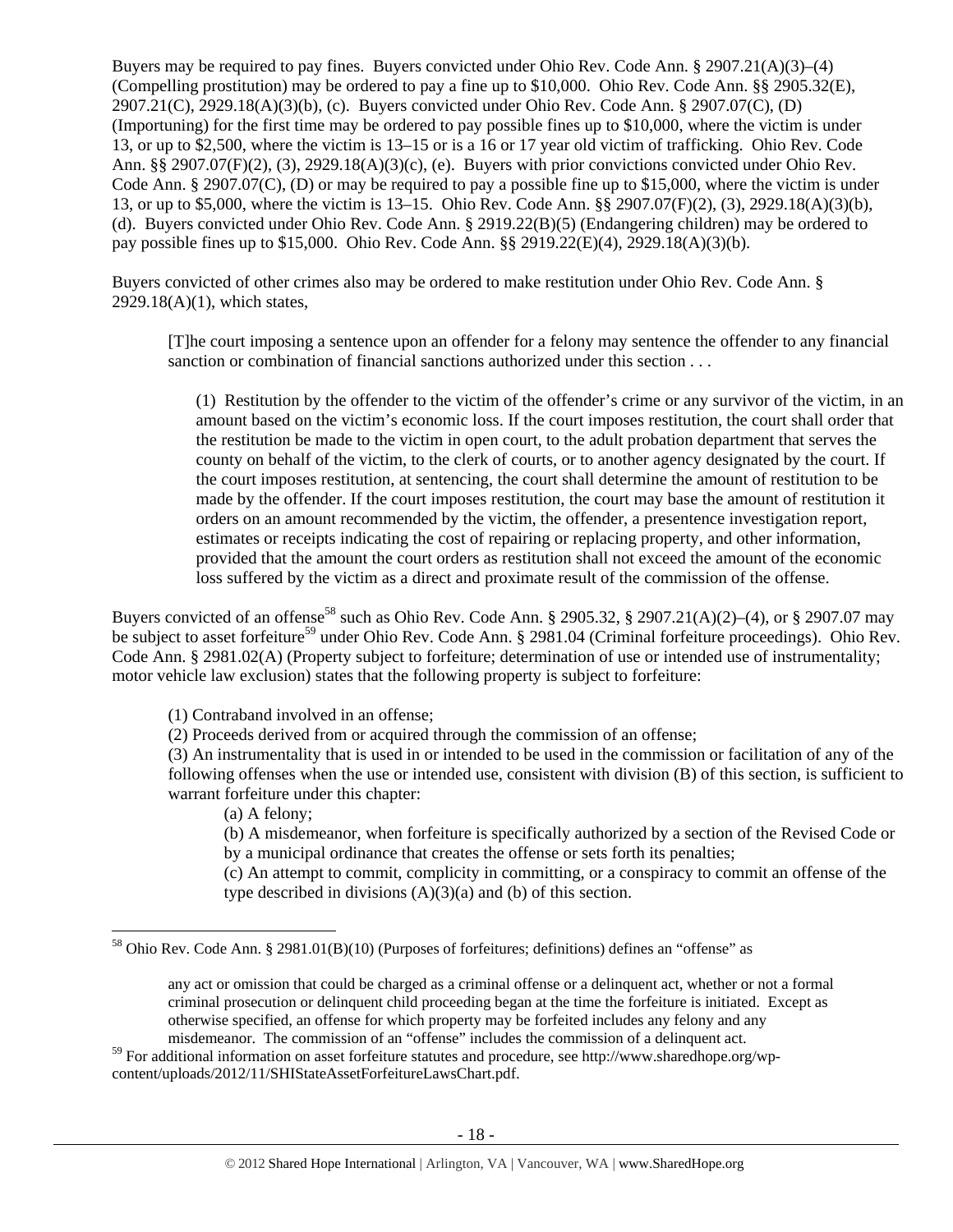Buyers may be required to pay fines. Buyers convicted under Ohio Rev. Code Ann. § 2907.21(A)(3)–(4) (Compelling prostitution) may be ordered to pay a fine up to $10,000. Ohio Rev. Code Ann. §§ 2905.32(E), 2907.21(C), 2929.18(A)(3)(b), (c). Buyers convicted under Ohio Rev. Code Ann. § 2907.07(C), (D) (Importuning) for the first time may be ordered to pay possible fines up to $10,000, where the victim is under 13, or up to $2,500, where the victim is 13–15 or is a 16 or 17 year old victim of trafficking. Ohio Rev. Code Ann. §§ 2907.07(F)(2), (3), 2929.18(A)(3)(c), (e). Buyers with prior convictions convicted under Ohio Rev. Code Ann. § 2907.07(C), (D) or may be required to pay a possible fine up to $15,000, where the victim is under 13, or up to $5,000, where the victim is 13–15. Ohio Rev. Code Ann. §§ 2907.07(F)(2), (3), 2929.18(A)(3)(b), (d). Buyers convicted under Ohio Rev. Code Ann. § 2919.22(B)(5) (Endangering children) may be ordered to pay possible fines up to $15,000. Ohio Rev. Code Ann. §§ 2919.22(E)(4), 2929.18(A)(3)(b).

Buyers convicted of other crimes also may be ordered to make restitution under Ohio Rev. Code Ann. § 2929.18(A)(1), which states,

> [T]he court imposing a sentence upon an offender for a felony may sentence the offender to any financial sanction or combination of financial sanctions authorized under this section . . .
>
> (1) Restitution by the offender to the victim of the offender's crime or any survivor of the victim, in an amount based on the victim's economic loss. If the court imposes restitution, the court shall order that the restitution be made to the victim in open court, to the adult probation department that serves the county on behalf of the victim, to the clerk of courts, or to another agency designated by the court. If the court imposes restitution, at sentencing, the court shall determine the amount of restitution to be made by the offender. If the court imposes restitution, the court may base the amount of restitution it orders on an amount recommended by the victim, the offender, a presentence investigation report, estimates or receipts indicating the cost of repairing or replacing property, and other information, provided that the amount the court orders as restitution shall not exceed the amount of the economic loss suffered by the victim as a direct and proximate result of the commission of the offense.

Buyers convicted of an offense[58] such as Ohio Rev. Code Ann. § 2905.32, § 2907.21(A)(2)–(4), or § 2907.07 may be subject to asset forfeiture[59] under Ohio Rev. Code Ann. § 2981.04 (Criminal forfeiture proceedings). Ohio Rev. Code Ann. § 2981.02(A) (Property subject to forfeiture; determination of use or intended use of instrumentality; motor vehicle law exclusion) states that the following property is subject to forfeiture:

> (1) Contraband involved in an offense;
> (2) Proceeds derived from or acquired through the commission of an offense;
> (3) An instrumentality that is used in or intended to be used in the commission or facilitation of any of the following offenses when the use or intended use, consistent with division (B) of this section, is sufficient to warrant forfeiture under this chapter:
>
> > (a) A felony;
> > (b) A misdemeanor, when forfeiture is specifically authorized by a section of the Revised Code or by a municipal ordinance that creates the offense or sets forth its penalties;
> > (c) An attempt to commit, complicity in committing, or a conspiracy to commit an offense of the type described in divisions (A)(3)(a) and (b) of this section.

---

[58] Ohio Rev. Code Ann. § 2981.01(B)(10) (Purposes of forfeitures; definitions) defines an "offense" as

> any act or omission that could be charged as a criminal offense or a delinquent act, whether or not a formal criminal prosecution or delinquent child proceeding began at the time the forfeiture is initiated. Except as otherwise specified, an offense for which property may be forfeited includes any felony and any misdemeanor. The commission of an "offense" includes the commission of a delinquent act.

[59] For additional information on asset forfeiture statutes and procedure, see http://www.sharedhope.org/wp-content/uploads/2012/11/SHIStateAssetForfeitureLawsChart.pdf.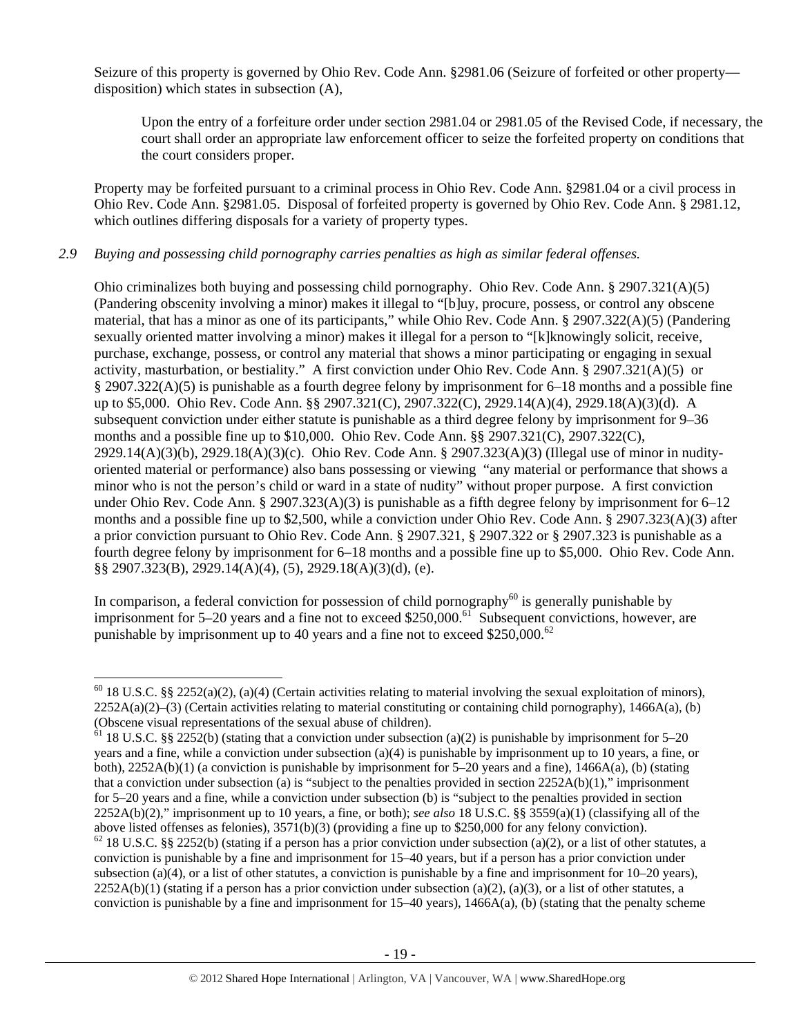Seizure of this property is governed by Ohio Rev. Code Ann. §2981.06 (Seizure of forfeited or other property—disposition) which states in subsection (A),

> Upon the entry of a forfeiture order under section 2981.04 or 2981.05 of the Revised Code, if necessary, the court shall order an appropriate law enforcement officer to seize the forfeited property on conditions that the court considers proper.

Property may be forfeited pursuant to a criminal process in Ohio Rev. Code Ann. §2981.04 or a civil process in Ohio Rev. Code Ann. §2981.05. Disposal of forfeited property is governed by Ohio Rev. Code Ann. § 2981.12, which outlines differing disposals for a variety of property types.

*2.9 Buying and possessing child pornography carries penalties as high as similar federal offenses.*

Ohio criminalizes both buying and possessing child pornography. Ohio Rev. Code Ann. § 2907.321(A)(5) (Pandering obscenity involving a minor) makes it illegal to "[b]uy, procure, possess, or control any obscene material, that has a minor as one of its participants," while Ohio Rev. Code Ann. § 2907.322(A)(5) (Pandering sexually oriented matter involving a minor) makes it illegal for a person to "[k]nowingly solicit, receive, purchase, exchange, possess, or control any material that shows a minor participating or engaging in sexual activity, masturbation, or bestiality." A first conviction under Ohio Rev. Code Ann. § 2907.321(A)(5) or § 2907.322(A)(5) is punishable as a fourth degree felony by imprisonment for 6–18 months and a possible fine up to $5,000. Ohio Rev. Code Ann. §§ 2907.321(C), 2907.322(C), 2929.14(A)(4), 2929.18(A)(3)(d). A subsequent conviction under either statute is punishable as a third degree felony by imprisonment for 9–36 months and a possible fine up to $10,000. Ohio Rev. Code Ann. §§ 2907.321(C), 2907.322(C), 2929.14(A)(3)(b), 2929.18(A)(3)(c). Ohio Rev. Code Ann. § 2907.323(A)(3) (Illegal use of minor in nudity-oriented material or performance) also bans possessing or viewing "any material or performance that shows a minor who is not the person's child or ward in a state of nudity" without proper purpose. A first conviction under Ohio Rev. Code Ann. § 2907.323(A)(3) is punishable as a fifth degree felony by imprisonment for 6–12 months and a possible fine up to $2,500, while a conviction under Ohio Rev. Code Ann. § 2907.323(A)(3) after a prior conviction pursuant to Ohio Rev. Code Ann. § 2907.321, § 2907.322 or § 2907.323 is punishable as a fourth degree felony by imprisonment for 6–18 months and a possible fine up to $5,000. Ohio Rev. Code Ann. §§ 2907.323(B), 2929.14(A)(4), (5), 2929.18(A)(3)(d), (e).

In comparison, a federal conviction for possession of child pornography[60] is generally punishable by imprisonment for 5–20 years and a fine not to exceed $250,000.[61] Subsequent convictions, however, are punishable by imprisonment up to 40 years and a fine not to exceed $250,000.[62]

---

[60] 18 U.S.C. §§ 2252(a)(2), (a)(4) (Certain activities relating to material involving the sexual exploitation of minors), 2252A(a)(2)–(3) (Certain activities relating to material constituting or containing child pornography), 1466A(a), (b) (Obscene visual representations of the sexual abuse of children).

[61] 18 U.S.C. §§ 2252(b) (stating that a conviction under subsection (a)(2) is punishable by imprisonment for 5–20 years and a fine, while a conviction under subsection (a)(4) is punishable by imprisonment up to 10 years, a fine, or both), 2252A(b)(1) (a conviction is punishable by imprisonment for 5–20 years and a fine), 1466A(a), (b) (stating that a conviction under subsection (a) is "subject to the penalties provided in section 2252A(b)(1)," imprisonment for 5–20 years and a fine, while a conviction under subsection (b) is "subject to the penalties provided in section 2252A(b)(2)," imprisonment up to 10 years, a fine, or both); *see also* 18 U.S.C. §§ 3559(a)(1) (classifying all of the above listed offenses as felonies), 3571(b)(3) (providing a fine up to $250,000 for any felony conviction).

[62] 18 U.S.C. §§ 2252(b) (stating if a person has a prior conviction under subsection (a)(2), or a list of other statutes, a conviction is punishable by a fine and imprisonment for 15–40 years, but if a person has a prior conviction under subsection (a)(4), or a list of other statutes, a conviction is punishable by a fine and imprisonment for 10–20 years), 2252A(b)(1) (stating if a person has a prior conviction under subsection (a)(2), (a)(3), or a list of other statutes, a conviction is punishable by a fine and imprisonment for 15–40 years), 1466A(a), (b) (stating that the penalty scheme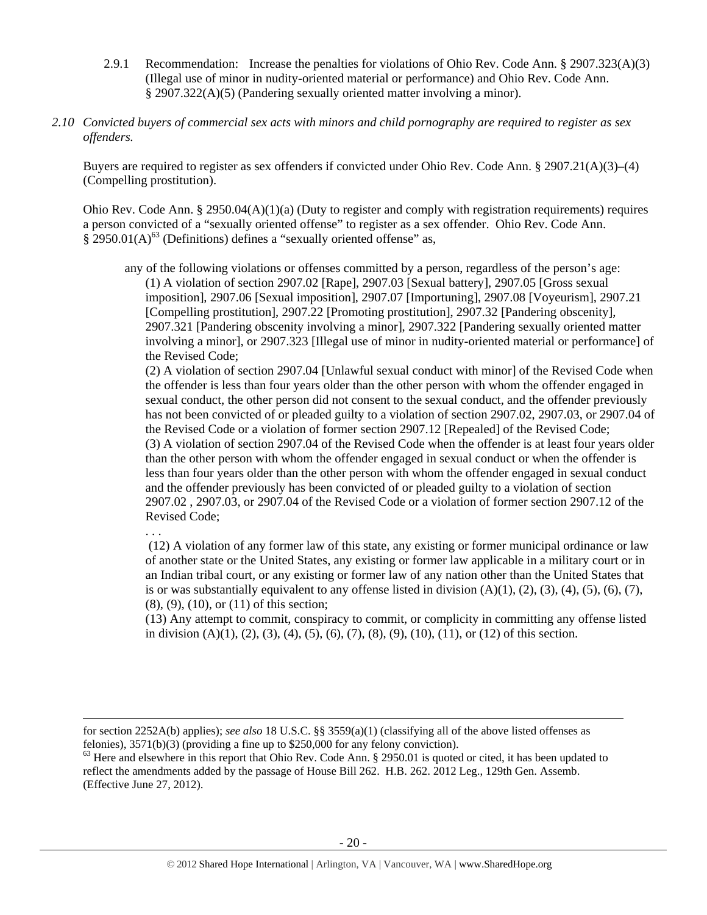2.9.1 Recommendation: Increase the penalties for violations of Ohio Rev. Code Ann. § 2907.323(A)(3) (Illegal use of minor in nudity-oriented material or performance) and Ohio Rev. Code Ann. § 2907.322(A)(5) (Pandering sexually oriented matter involving a minor).

*2.10 Convicted buyers of commercial sex acts with minors and child pornography are required to register as sex offenders.*

Buyers are required to register as sex offenders if convicted under Ohio Rev. Code Ann. § 2907.21(A)(3)–(4) (Compelling prostitution).

Ohio Rev. Code Ann. § 2950.04(A)(1)(a) (Duty to register and comply with registration requirements) requires a person convicted of a "sexually oriented offense" to register as a sex offender. Ohio Rev. Code Ann. § 2950.01(A)[63] (Definitions) defines a "sexually oriented offense" as,

> any of the following violations or offenses committed by a person, regardless of the person's age:
>
> (1) A violation of section 2907.02 [Rape], 2907.03 [Sexual battery], 2907.05 [Gross sexual imposition], 2907.06 [Sexual imposition], 2907.07 [Importuning], 2907.08 [Voyeurism], 2907.21 [Compelling prostitution], 2907.22 [Promoting prostitution], 2907.32 [Pandering obscenity], 2907.321 [Pandering obscenity involving a minor], 2907.322 [Pandering sexually oriented matter involving a minor], or 2907.323 [Illegal use of minor in nudity-oriented material or performance] of the Revised Code;
>
> (2) A violation of section 2907.04 [Unlawful sexual conduct with minor] of the Revised Code when the offender is less than four years older than the other person with whom the offender engaged in sexual conduct, the other person did not consent to the sexual conduct, and the offender previously has not been convicted of or pleaded guilty to a violation of section 2907.02, 2907.03, or 2907.04 of the Revised Code or a violation of former section 2907.12 [Repealed] of the Revised Code;
>
> (3) A violation of section 2907.04 of the Revised Code when the offender is at least four years older than the other person with whom the offender engaged in sexual conduct or when the offender is less than four years older than the other person with whom the offender engaged in sexual conduct and the offender previously has been convicted of or pleaded guilty to a violation of section 2907.02 , 2907.03, or 2907.04 of the Revised Code or a violation of former section 2907.12 of the Revised Code;
>
> . . .
>
> (12) A violation of any former law of this state, any existing or former municipal ordinance or law of another state or the United States, any existing or former law applicable in a military court or in an Indian tribal court, or any existing or former law of any nation other than the United States that is or was substantially equivalent to any offense listed in division (A)(1), (2), (3), (4), (5), (6), (7), (8), (9), (10), or (11) of this section;
>
> (13) Any attempt to commit, conspiracy to commit, or complicity in committing any offense listed in division (A)(1), (2), (3), (4), (5), (6), (7), (8), (9), (10), (11), or (12) of this section.

---

for section 2252A(b) applies); *see also* 18 U.S.C. §§ 3559(a)(1) (classifying all of the above listed offenses as felonies), 3571(b)(3) (providing a fine up to $250,000 for any felony conviction).

[63] Here and elsewhere in this report that Ohio Rev. Code Ann. § 2950.01 is quoted or cited, it has been updated to reflect the amendments added by the passage of House Bill 262. H.B. 262. 2012 Leg., 129th Gen. Assemb. (Effective June 27, 2012).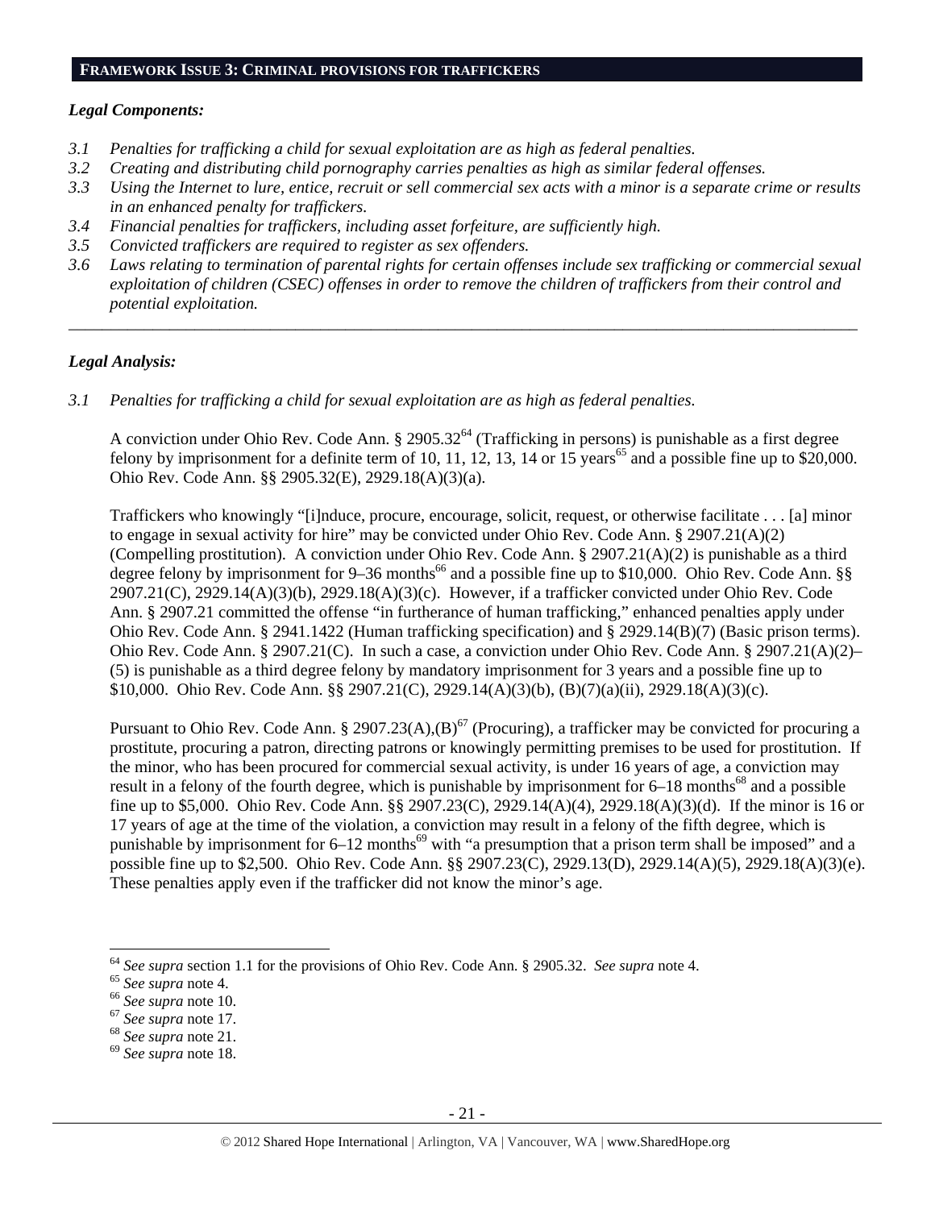## FRAMEWORK ISSUE 3: CRIMINAL PROVISIONS FOR TRAFFICKERS

### *Legal Components:*

*3.1 Penalties for trafficking a child for sexual exploitation are as high as federal penalties.*
*3.2 Creating and distributing child pornography carries penalties as high as similar federal offenses.*
*3.3 Using the Internet to lure, entice, recruit or sell commercial sex acts with a minor is a separate crime or results in an enhanced penalty for traffickers.*
*3.4 Financial penalties for traffickers, including asset forfeiture, are sufficiently high.*
*3.5 Convicted traffickers are required to register as sex offenders.*
*3.6 Laws relating to termination of parental rights for certain offenses include sex trafficking or commercial sexual exploitation of children (CSEC) offenses in order to remove the children of traffickers from their control and potential exploitation.*

---

### *Legal Analysis:*

*3.1 Penalties for trafficking a child for sexual exploitation are as high as federal penalties.*

A conviction under Ohio Rev. Code Ann. § 2905.32[64] (Trafficking in persons) is punishable as a first degree felony by imprisonment for a definite term of 10, 11, 12, 13, 14 or 15 years[65] and a possible fine up to $20,000. Ohio Rev. Code Ann. §§ 2905.32(E), 2929.18(A)(3)(a).

Traffickers who knowingly "[i]nduce, procure, encourage, solicit, request, or otherwise facilitate . . . [a] minor to engage in sexual activity for hire" may be convicted under Ohio Rev. Code Ann. § 2907.21(A)(2) (Compelling prostitution). A conviction under Ohio Rev. Code Ann. § 2907.21(A)(2) is punishable as a third degree felony by imprisonment for 9–36 months[66] and a possible fine up to $10,000. Ohio Rev. Code Ann. §§ 2907.21(C), 2929.14(A)(3)(b), 2929.18(A)(3)(c). However, if a trafficker convicted under Ohio Rev. Code Ann. § 2907.21 committed the offense "in furtherance of human trafficking," enhanced penalties apply under Ohio Rev. Code Ann. § 2941.1422 (Human trafficking specification) and § 2929.14(B)(7) (Basic prison terms). Ohio Rev. Code Ann. § 2907.21(C). In such a case, a conviction under Ohio Rev. Code Ann. § 2907.21(A)(2)–(5) is punishable as a third degree felony by mandatory imprisonment for 3 years and a possible fine up to $10,000. Ohio Rev. Code Ann. §§ 2907.21(C), 2929.14(A)(3)(b), (B)(7)(a)(ii), 2929.18(A)(3)(c).

Pursuant to Ohio Rev. Code Ann. § 2907.23(A),(B)[67] (Procuring), a trafficker may be convicted for procuring a prostitute, procuring a patron, directing patrons or knowingly permitting premises to be used for prostitution. If the minor, who has been procured for commercial sexual activity, is under 16 years of age, a conviction may result in a felony of the fourth degree, which is punishable by imprisonment for 6–18 months[68] and a possible fine up to $5,000. Ohio Rev. Code Ann. §§ 2907.23(C), 2929.14(A)(4), 2929.18(A)(3)(d). If the minor is 16 or 17 years of age at the time of the violation, a conviction may result in a felony of the fifth degree, which is punishable by imprisonment for 6–12 months[69] with "a presumption that a prison term shall be imposed" and a possible fine up to $2,500. Ohio Rev. Code Ann. §§ 2907.23(C), 2929.13(D), 2929.14(A)(5), 2929.18(A)(3)(e). These penalties apply even if the trafficker did not know the minor's age.

---

[64] *See supra* section 1.1 for the provisions of Ohio Rev. Code Ann. § 2905.32. *See supra* note 4.
[65] *See supra* note 4.
[66] *See supra* note 10.
[67] *See supra* note 17.
[68] *See supra* note 21.
[69] *See supra* note 18.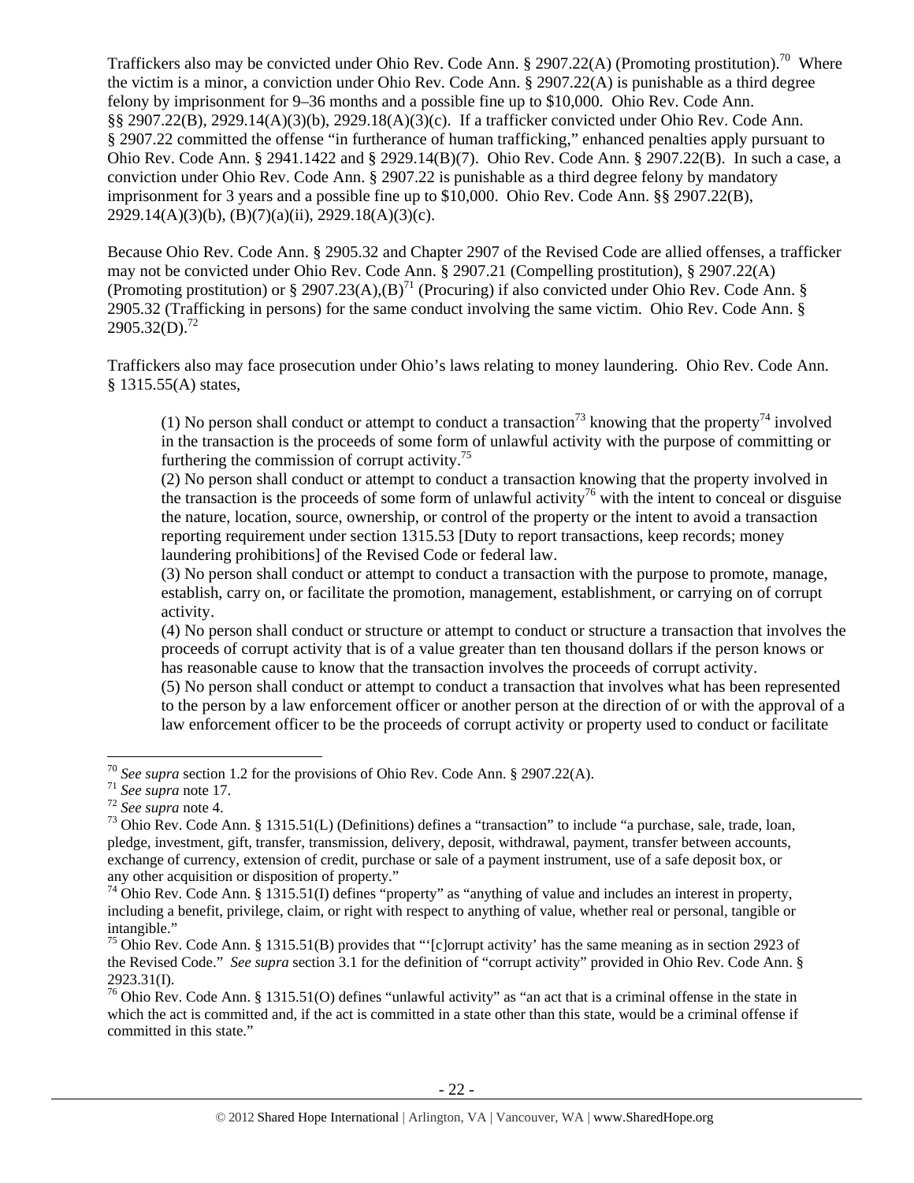Traffickers also may be convicted under Ohio Rev. Code Ann. § 2907.22(A) (Promoting prostitution).[70] Where the victim is a minor, a conviction under Ohio Rev. Code Ann. § 2907.22(A) is punishable as a third degree felony by imprisonment for 9–36 months and a possible fine up to $10,000. Ohio Rev. Code Ann. §§ 2907.22(B), 2929.14(A)(3)(b), 2929.18(A)(3)(c). If a trafficker convicted under Ohio Rev. Code Ann. § 2907.22 committed the offense "in furtherance of human trafficking," enhanced penalties apply pursuant to Ohio Rev. Code Ann. § 2941.1422 and § 2929.14(B)(7). Ohio Rev. Code Ann. § 2907.22(B). In such a case, a conviction under Ohio Rev. Code Ann. § 2907.22 is punishable as a third degree felony by mandatory imprisonment for 3 years and a possible fine up to $10,000. Ohio Rev. Code Ann. §§ 2907.22(B), 2929.14(A)(3)(b), (B)(7)(a)(ii), 2929.18(A)(3)(c).

Because Ohio Rev. Code Ann. § 2905.32 and Chapter 2907 of the Revised Code are allied offenses, a trafficker may not be convicted under Ohio Rev. Code Ann. § 2907.21 (Compelling prostitution), § 2907.22(A) (Promoting prostitution) or § 2907.23(A),(B)[71] (Procuring) if also convicted under Ohio Rev. Code Ann. § 2905.32 (Trafficking in persons) for the same conduct involving the same victim. Ohio Rev. Code Ann. § 2905.32(D).[72]

Traffickers also may face prosecution under Ohio's laws relating to money laundering. Ohio Rev. Code Ann. § 1315.55(A) states,

> (1) No person shall conduct or attempt to conduct a transaction[73] knowing that the property[74] involved in the transaction is the proceeds of some form of unlawful activity with the purpose of committing or furthering the commission of corrupt activity.[75]
>
> (2) No person shall conduct or attempt to conduct a transaction knowing that the property involved in the transaction is the proceeds of some form of unlawful activity[76] with the intent to conceal or disguise the nature, location, source, ownership, or control of the property or the intent to avoid a transaction reporting requirement under section 1315.53 [Duty to report transactions, keep records; money laundering prohibitions] of the Revised Code or federal law.
>
> (3) No person shall conduct or attempt to conduct a transaction with the purpose to promote, manage, establish, carry on, or facilitate the promotion, management, establishment, or carrying on of corrupt activity.
>
> (4) No person shall conduct or structure or attempt to conduct or structure a transaction that involves the proceeds of corrupt activity that is of a value greater than ten thousand dollars if the person knows or has reasonable cause to know that the transaction involves the proceeds of corrupt activity.
>
> (5) No person shall conduct or attempt to conduct a transaction that involves what has been represented to the person by a law enforcement officer or another person at the direction of or with the approval of a law enforcement officer to be the proceeds of corrupt activity or property used to conduct or facilitate

---

[70] *See supra* section 1.2 for the provisions of Ohio Rev. Code Ann. § 2907.22(A).

[71] *See supra* note 17.

[72] *See supra* note 4.

[73] Ohio Rev. Code Ann. § 1315.51(L) (Definitions) defines a "transaction" to include "a purchase, sale, trade, loan, pledge, investment, gift, transfer, transmission, delivery, deposit, withdrawal, payment, transfer between accounts, exchange of currency, extension of credit, purchase or sale of a payment instrument, use of a safe deposit box, or any other acquisition or disposition of property."

[74] Ohio Rev. Code Ann. § 1315.51(I) defines "property" as "anything of value and includes an interest in property, including a benefit, privilege, claim, or right with respect to anything of value, whether real or personal, tangible or intangible."

[75] Ohio Rev. Code Ann. § 1315.51(B) provides that "'[c]orrupt activity' has the same meaning as in section 2923 of the Revised Code." *See supra* section 3.1 for the definition of "corrupt activity" provided in Ohio Rev. Code Ann. § 2923.31(I).

[76] Ohio Rev. Code Ann. § 1315.51(O) defines "unlawful activity" as "an act that is a criminal offense in the state in which the act is committed and, if the act is committed in a state other than this state, would be a criminal offense if committed in this state."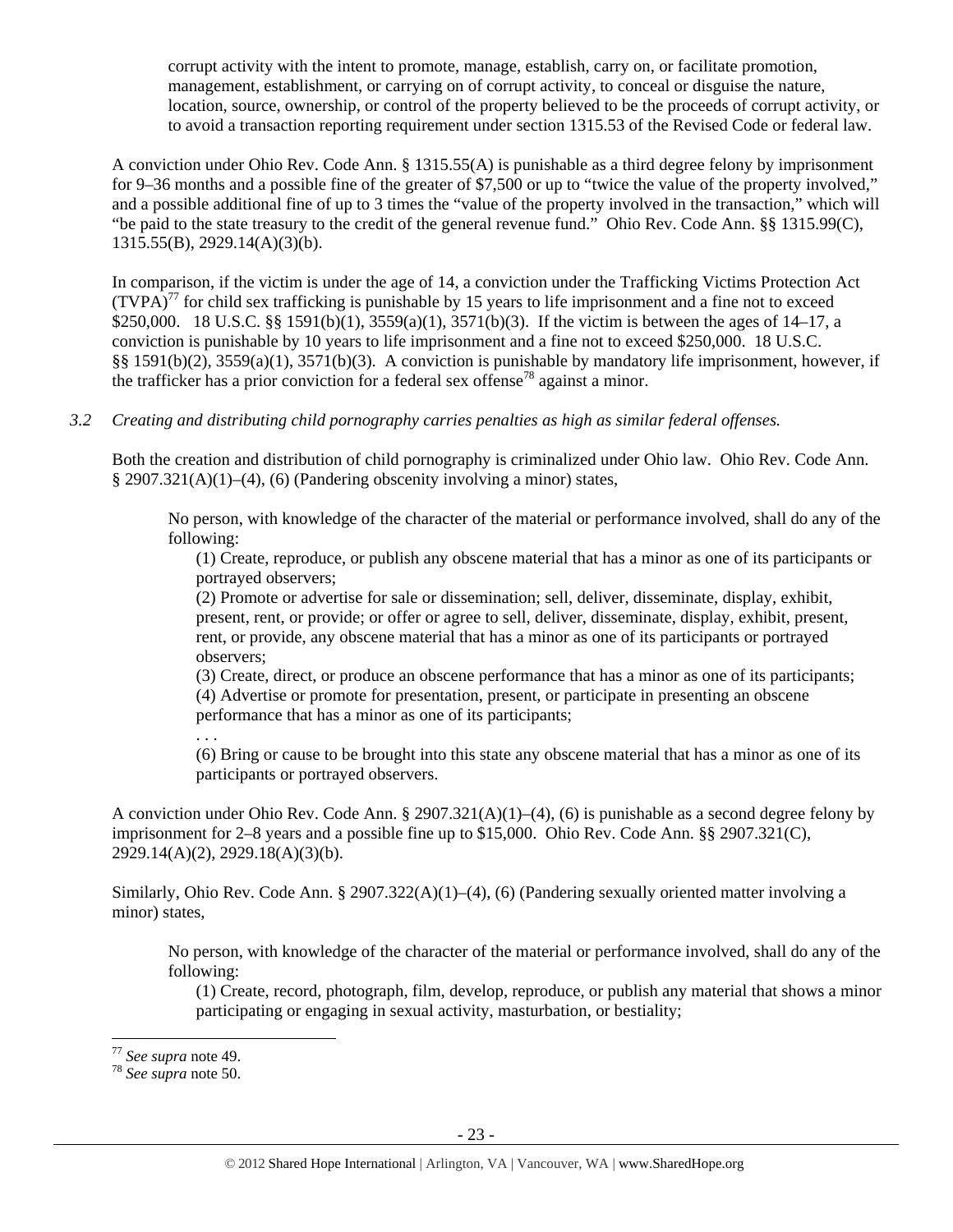> corrupt activity with the intent to promote, manage, establish, carry on, or facilitate promotion, management, establishment, or carrying on of corrupt activity, to conceal or disguise the nature, location, source, ownership, or control of the property believed to be the proceeds of corrupt activity, or to avoid a transaction reporting requirement under section 1315.53 of the Revised Code or federal law.

A conviction under Ohio Rev. Code Ann. § 1315.55(A) is punishable as a third degree felony by imprisonment for 9–36 months and a possible fine of the greater of $7,500 or up to "twice the value of the property involved," and a possible additional fine of up to 3 times the "value of the property involved in the transaction," which will "be paid to the state treasury to the credit of the general revenue fund." Ohio Rev. Code Ann. §§ 1315.99(C), 1315.55(B), 2929.14(A)(3)(b).

In comparison, if the victim is under the age of 14, a conviction under the Trafficking Victims Protection Act (TVPA)[77] for child sex trafficking is punishable by 15 years to life imprisonment and a fine not to exceed $250,000. 18 U.S.C. §§ 1591(b)(1), 3559(a)(1), 3571(b)(3). If the victim is between the ages of 14–17, a conviction is punishable by 10 years to life imprisonment and a fine not to exceed $250,000. 18 U.S.C. §§ 1591(b)(2), 3559(a)(1), 3571(b)(3). A conviction is punishable by mandatory life imprisonment, however, if the trafficker has a prior conviction for a federal sex offense[78] against a minor.

*3.2 Creating and distributing child pornography carries penalties as high as similar federal offenses.*

Both the creation and distribution of child pornography is criminalized under Ohio law. Ohio Rev. Code Ann. § 2907.321(A)(1)–(4), (6) (Pandering obscenity involving a minor) states,

> No person, with knowledge of the character of the material or performance involved, shall do any of the following:
>
> (1) Create, reproduce, or publish any obscene material that has a minor as one of its participants or portrayed observers;
> (2) Promote or advertise for sale or dissemination; sell, deliver, disseminate, display, exhibit, present, rent, or provide; or offer or agree to sell, deliver, disseminate, display, exhibit, present, rent, or provide, any obscene material that has a minor as one of its participants or portrayed observers;
> (3) Create, direct, or produce an obscene performance that has a minor as one of its participants;
> (4) Advertise or promote for presentation, present, or participate in presenting an obscene performance that has a minor as one of its participants;
> . . .
> (6) Bring or cause to be brought into this state any obscene material that has a minor as one of its participants or portrayed observers.

A conviction under Ohio Rev. Code Ann. § 2907.321(A)(1)–(4), (6) is punishable as a second degree felony by imprisonment for 2–8 years and a possible fine up to $15,000. Ohio Rev. Code Ann. §§ 2907.321(C), 2929.14(A)(2), 2929.18(A)(3)(b).

Similarly, Ohio Rev. Code Ann. § 2907.322(A)(1)–(4), (6) (Pandering sexually oriented matter involving a minor) states,

> No person, with knowledge of the character of the material or performance involved, shall do any of the following:
>
> (1) Create, record, photograph, film, develop, reproduce, or publish any material that shows a minor participating or engaging in sexual activity, masturbation, or bestiality;

---

[77] *See supra* note 49.
[78] *See supra* note 50.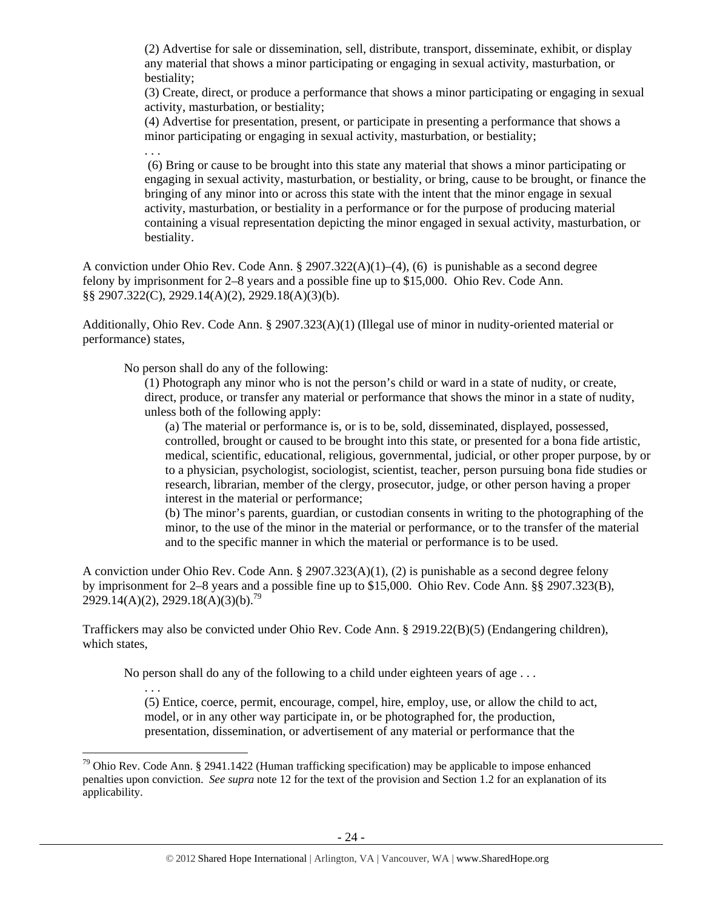(2) Advertise for sale or dissemination, sell, distribute, transport, disseminate, exhibit, or display any material that shows a minor participating or engaging in sexual activity, masturbation, or bestiality;

(3) Create, direct, or produce a performance that shows a minor participating or engaging in sexual activity, masturbation, or bestiality;

(4) Advertise for presentation, present, or participate in presenting a performance that shows a minor participating or engaging in sexual activity, masturbation, or bestiality;

. . .

(6) Bring or cause to be brought into this state any material that shows a minor participating or engaging in sexual activity, masturbation, or bestiality, or bring, cause to be brought, or finance the bringing of any minor into or across this state with the intent that the minor engage in sexual activity, masturbation, or bestiality in a performance or for the purpose of producing material containing a visual representation depicting the minor engaged in sexual activity, masturbation, or bestiality.

A conviction under Ohio Rev. Code Ann. § 2907.322(A)(1)–(4), (6) is punishable as a second degree felony by imprisonment for 2–8 years and a possible fine up to $15,000. Ohio Rev. Code Ann. §§ 2907.322(C), 2929.14(A)(2), 2929.18(A)(3)(b).

Additionally, Ohio Rev. Code Ann. § 2907.323(A)(1) (Illegal use of minor in nudity-oriented material or performance) states,

> No person shall do any of the following:
>
> (1) Photograph any minor who is not the person's child or ward in a state of nudity, or create, direct, produce, or transfer any material or performance that shows the minor in a state of nudity, unless both of the following apply:
>
> (a) The material or performance is, or is to be, sold, disseminated, displayed, possessed, controlled, brought or caused to be brought into this state, or presented for a bona fide artistic, medical, scientific, educational, religious, governmental, judicial, or other proper purpose, by or to a physician, psychologist, sociologist, scientist, teacher, person pursuing bona fide studies or research, librarian, member of the clergy, prosecutor, judge, or other person having a proper interest in the material or performance;
>
> (b) The minor's parents, guardian, or custodian consents in writing to the photographing of the minor, to the use of the minor in the material or performance, or to the transfer of the material and to the specific manner in which the material or performance is to be used.

A conviction under Ohio Rev. Code Ann. § 2907.323(A)(1), (2) is punishable as a second degree felony by imprisonment for 2–8 years and a possible fine up to $15,000. Ohio Rev. Code Ann. §§ 2907.323(B), 2929.14(A)(2), 2929.18(A)(3)(b).[79]

Traffickers may also be convicted under Ohio Rev. Code Ann. § 2919.22(B)(5) (Endangering children), which states,

> No person shall do any of the following to a child under eighteen years of age . . .
>
> . . .
>
> (5) Entice, coerce, permit, encourage, compel, hire, employ, use, or allow the child to act, model, or in any other way participate in, or be photographed for, the production, presentation, dissemination, or advertisement of any material or performance that the

---

[79] Ohio Rev. Code Ann. § 2941.1422 (Human trafficking specification) may be applicable to impose enhanced penalties upon conviction. *See supra* note 12 for the text of the provision and Section 1.2 for an explanation of its applicability.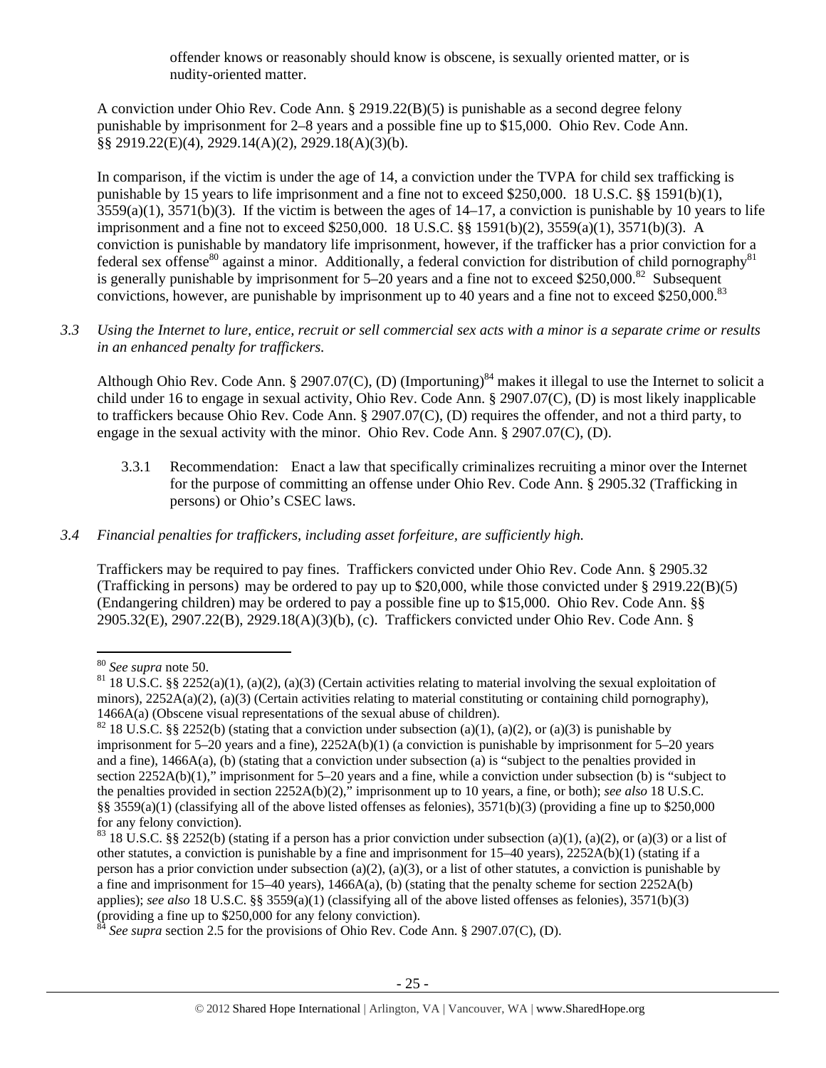offender knows or reasonably should know is obscene, is sexually oriented matter, or is nudity-oriented matter.

A conviction under Ohio Rev. Code Ann. § 2919.22(B)(5) is punishable as a second degree felony punishable by imprisonment for 2–8 years and a possible fine up to $15,000. Ohio Rev. Code Ann. §§ 2919.22(E)(4), 2929.14(A)(2), 2929.18(A)(3)(b).

In comparison, if the victim is under the age of 14, a conviction under the TVPA for child sex trafficking is punishable by 15 years to life imprisonment and a fine not to exceed $250,000. 18 U.S.C. §§ 1591(b)(1), 3559(a)(1), 3571(b)(3). If the victim is between the ages of 14–17, a conviction is punishable by 10 years to life imprisonment and a fine not to exceed $250,000. 18 U.S.C. §§ 1591(b)(2), 3559(a)(1), 3571(b)(3). A conviction is punishable by mandatory life imprisonment, however, if the trafficker has a prior conviction for a federal sex offense[80] against a minor. Additionally, a federal conviction for distribution of child pornography[81] is generally punishable by imprisonment for 5–20 years and a fine not to exceed $250,000.[82] Subsequent convictions, however, are punishable by imprisonment up to 40 years and a fine not to exceed $250,000.[83]

*3.3 Using the Internet to lure, entice, recruit or sell commercial sex acts with a minor is a separate crime or results in an enhanced penalty for traffickers.*

Although Ohio Rev. Code Ann. § 2907.07(C), (D) (Importuning)[84] makes it illegal to use the Internet to solicit a child under 16 to engage in sexual activity, Ohio Rev. Code Ann. § 2907.07(C), (D) is most likely inapplicable to traffickers because Ohio Rev. Code Ann. § 2907.07(C), (D) requires the offender, and not a third party, to engage in the sexual activity with the minor. Ohio Rev. Code Ann. § 2907.07(C), (D).

3.3.1 Recommendation: Enact a law that specifically criminalizes recruiting a minor over the Internet for the purpose of committing an offense under Ohio Rev. Code Ann. § 2905.32 (Trafficking in persons) or Ohio's CSEC laws.

*3.4 Financial penalties for traffickers, including asset forfeiture, are sufficiently high.*

Traffickers may be required to pay fines. Traffickers convicted under Ohio Rev. Code Ann. § 2905.32 (Trafficking in persons) may be ordered to pay up to $20,000, while those convicted under § 2919.22(B)(5) (Endangering children) may be ordered to pay a possible fine up to $15,000. Ohio Rev. Code Ann. §§ 2905.32(E), 2907.22(B), 2929.18(A)(3)(b), (c). Traffickers convicted under Ohio Rev. Code Ann. §

---

[80] *See supra* note 50.

[81] 18 U.S.C. §§ 2252(a)(1), (a)(2), (a)(3) (Certain activities relating to material involving the sexual exploitation of minors), 2252A(a)(2), (a)(3) (Certain activities relating to material constituting or containing child pornography), 1466A(a) (Obscene visual representations of the sexual abuse of children).

[82] 18 U.S.C. §§ 2252(b) (stating that a conviction under subsection (a)(1), (a)(2), or (a)(3) is punishable by imprisonment for 5–20 years and a fine), 2252A(b)(1) (a conviction is punishable by imprisonment for 5–20 years and a fine), 1466A(a), (b) (stating that a conviction under subsection (a) is "subject to the penalties provided in section 2252A(b)(1)," imprisonment for 5–20 years and a fine, while a conviction under subsection (b) is "subject to the penalties provided in section 2252A(b)(2)," imprisonment up to 10 years, a fine, or both); *see also* 18 U.S.C. §§ 3559(a)(1) (classifying all of the above listed offenses as felonies), 3571(b)(3) (providing a fine up to $250,000 for any felony conviction).

[83] 18 U.S.C. §§ 2252(b) (stating if a person has a prior conviction under subsection (a)(1), (a)(2), or (a)(3) or a list of other statutes, a conviction is punishable by a fine and imprisonment for 15–40 years), 2252A(b)(1) (stating if a person has a prior conviction under subsection (a)(2), (a)(3), or a list of other statutes, a conviction is punishable by a fine and imprisonment for 15–40 years), 1466A(a), (b) (stating that the penalty scheme for section 2252A(b) applies); *see also* 18 U.S.C. §§ 3559(a)(1) (classifying all of the above listed offenses as felonies), 3571(b)(3) (providing a fine up to $250,000 for any felony conviction).

[84] *See supra* section 2.5 for the provisions of Ohio Rev. Code Ann. § 2907.07(C), (D).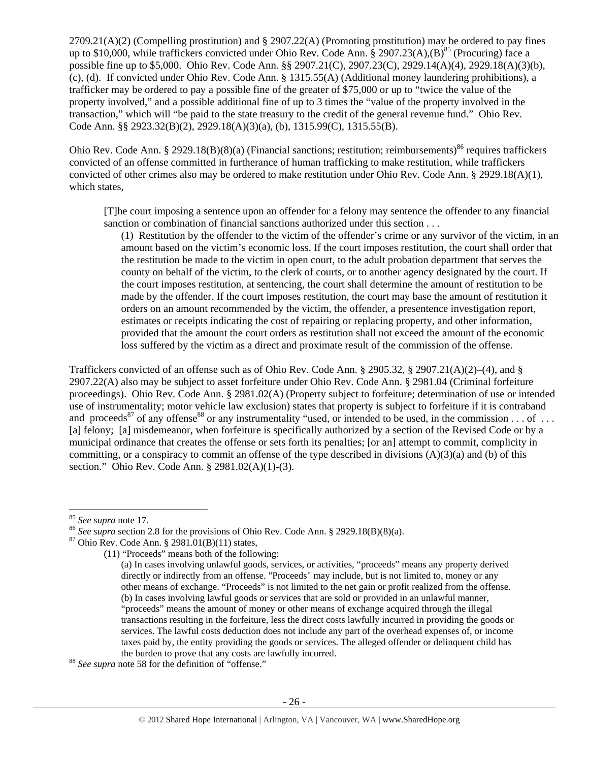2709.21(A)(2) (Compelling prostitution) and § 2907.22(A) (Promoting prostitution) may be ordered to pay fines up to $10,000, while traffickers convicted under Ohio Rev. Code Ann. § 2907.23(A),(B)[85] (Procuring) face a possible fine up to $5,000. Ohio Rev. Code Ann. §§ 2907.21(C), 2907.23(C), 2929.14(A)(4), 2929.18(A)(3)(b), (c), (d). If convicted under Ohio Rev. Code Ann. § 1315.55(A) (Additional money laundering prohibitions), a trafficker may be ordered to pay a possible fine of the greater of $75,000 or up to "twice the value of the property involved," and a possible additional fine of up to 3 times the "value of the property involved in the transaction," which will "be paid to the state treasury to the credit of the general revenue fund." Ohio Rev. Code Ann. §§ 2923.32(B)(2), 2929.18(A)(3)(a), (b), 1315.99(C), 1315.55(B).

Ohio Rev. Code Ann. § 2929.18(B)(8)(a) (Financial sanctions; restitution; reimbursements)[86] requires traffickers convicted of an offense committed in furtherance of human trafficking to make restitution, while traffickers convicted of other crimes also may be ordered to make restitution under Ohio Rev. Code Ann. § 2929.18(A)(1), which states,

> [T]he court imposing a sentence upon an offender for a felony may sentence the offender to any financial sanction or combination of financial sanctions authorized under this section . . .
>
> (1) Restitution by the offender to the victim of the offender's crime or any survivor of the victim, in an amount based on the victim's economic loss. If the court imposes restitution, the court shall order that the restitution be made to the victim in open court, to the adult probation department that serves the county on behalf of the victim, to the clerk of courts, or to another agency designated by the court. If the court imposes restitution, at sentencing, the court shall determine the amount of restitution to be made by the offender. If the court imposes restitution, the court may base the amount of restitution it orders on an amount recommended by the victim, the offender, a presentence investigation report, estimates or receipts indicating the cost of repairing or replacing property, and other information, provided that the amount the court orders as restitution shall not exceed the amount of the economic loss suffered by the victim as a direct and proximate result of the commission of the offense.

Traffickers convicted of an offense such as of Ohio Rev. Code Ann. § 2905.32, § 2907.21(A)(2)–(4), and § 2907.22(A) also may be subject to asset forfeiture under Ohio Rev. Code Ann. § 2981.04 (Criminal forfeiture proceedings). Ohio Rev. Code Ann. § 2981.02(A) (Property subject to forfeiture; determination of use or intended use of instrumentality; motor vehicle law exclusion) states that property is subject to forfeiture if it is contraband and proceeds[87] of any offense[88] or any instrumentality "used, or intended to be used, in the commission . . . of . . . [a] felony; [a] misdemeanor, when forfeiture is specifically authorized by a section of the Revised Code or by a municipal ordinance that creates the offense or sets forth its penalties; [or an] attempt to commit, complicity in committing, or a conspiracy to commit an offense of the type described in divisions (A)(3)(a) and (b) of this section." Ohio Rev. Code Ann. § 2981.02(A)(1)-(3).

---

[85] *See supra* note 17.

[86] *See supra* section 2.8 for the provisions of Ohio Rev. Code Ann. § 2929.18(B)(8)(a).

[87] Ohio Rev. Code Ann. § 2981.01(B)(11) states,

> (11) "Proceeds" means both of the following:
>
> (a) In cases involving unlawful goods, services, or activities, "proceeds" means any property derived directly or indirectly from an offense. "Proceeds" may include, but is not limited to, money or any other means of exchange. "Proceeds" is not limited to the net gain or profit realized from the offense.
> (b) In cases involving lawful goods or services that are sold or provided in an unlawful manner, "proceeds" means the amount of money or other means of exchange acquired through the illegal transactions resulting in the forfeiture, less the direct costs lawfully incurred in providing the goods or services. The lawful costs deduction does not include any part of the overhead expenses of, or income taxes paid by, the entity providing the goods or services. The alleged offender or delinquent child has the burden to prove that any costs are lawfully incurred.

[88] *See supra* note 58 for the definition of "offense."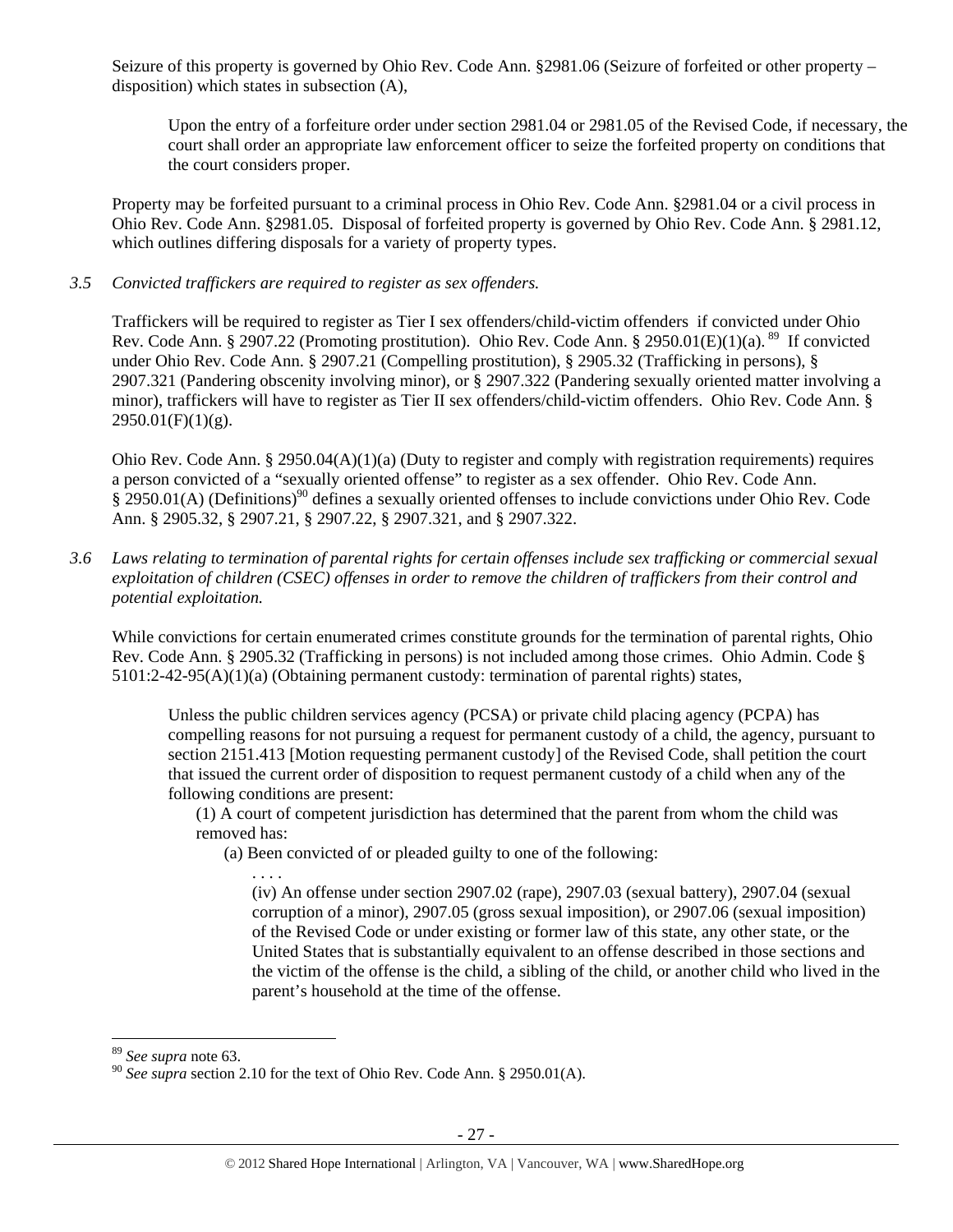Seizure of this property is governed by Ohio Rev. Code Ann. §2981.06 (Seizure of forfeited or other property – disposition) which states in subsection (A),

> Upon the entry of a forfeiture order under section 2981.04 or 2981.05 of the Revised Code, if necessary, the court shall order an appropriate law enforcement officer to seize the forfeited property on conditions that the court considers proper.

Property may be forfeited pursuant to a criminal process in Ohio Rev. Code Ann. §2981.04 or a civil process in Ohio Rev. Code Ann. §2981.05. Disposal of forfeited property is governed by Ohio Rev. Code Ann. § 2981.12, which outlines differing disposals for a variety of property types.

*3.5 Convicted traffickers are required to register as sex offenders.*

Traffickers will be required to register as Tier I sex offenders/child-victim offenders if convicted under Ohio Rev. Code Ann. § 2907.22 (Promoting prostitution). Ohio Rev. Code Ann. § 2950.01(E)(1)(a).[89] If convicted under Ohio Rev. Code Ann. § 2907.21 (Compelling prostitution), § 2905.32 (Trafficking in persons), § 2907.321 (Pandering obscenity involving minor), or § 2907.322 (Pandering sexually oriented matter involving a minor), traffickers will have to register as Tier II sex offenders/child-victim offenders. Ohio Rev. Code Ann. § 2950.01(F)(1)(g).

Ohio Rev. Code Ann. § 2950.04(A)(1)(a) (Duty to register and comply with registration requirements) requires a person convicted of a "sexually oriented offense" to register as a sex offender. Ohio Rev. Code Ann. § 2950.01(A) (Definitions)[90] defines a sexually oriented offenses to include convictions under Ohio Rev. Code Ann. § 2905.32, § 2907.21, § 2907.22, § 2907.321, and § 2907.322.

*3.6 Laws relating to termination of parental rights for certain offenses include sex trafficking or commercial sexual exploitation of children (CSEC) offenses in order to remove the children of traffickers from their control and potential exploitation.*

While convictions for certain enumerated crimes constitute grounds for the termination of parental rights, Ohio Rev. Code Ann. § 2905.32 (Trafficking in persons) is not included among those crimes. Ohio Admin. Code § 5101:2-42-95(A)(1)(a) (Obtaining permanent custody: termination of parental rights) states,

> Unless the public children services agency (PCSA) or private child placing agency (PCPA) has compelling reasons for not pursuing a request for permanent custody of a child, the agency, pursuant to section 2151.413 [Motion requesting permanent custody] of the Revised Code, shall petition the court that issued the current order of disposition to request permanent custody of a child when any of the following conditions are present:
>
> (1) A court of competent jurisdiction has determined that the parent from whom the child was removed has:
>
> (a) Been convicted of or pleaded guilty to one of the following:
>
> . . . .
>
> (iv) An offense under section 2907.02 (rape), 2907.03 (sexual battery), 2907.04 (sexual corruption of a minor), 2907.05 (gross sexual imposition), or 2907.06 (sexual imposition) of the Revised Code or under existing or former law of this state, any other state, or the United States that is substantially equivalent to an offense described in those sections and the victim of the offense is the child, a sibling of the child, or another child who lived in the parent's household at the time of the offense.

[89] *See supra* note 63.

[90] *See supra* section 2.10 for the text of Ohio Rev. Code Ann. § 2950.01(A).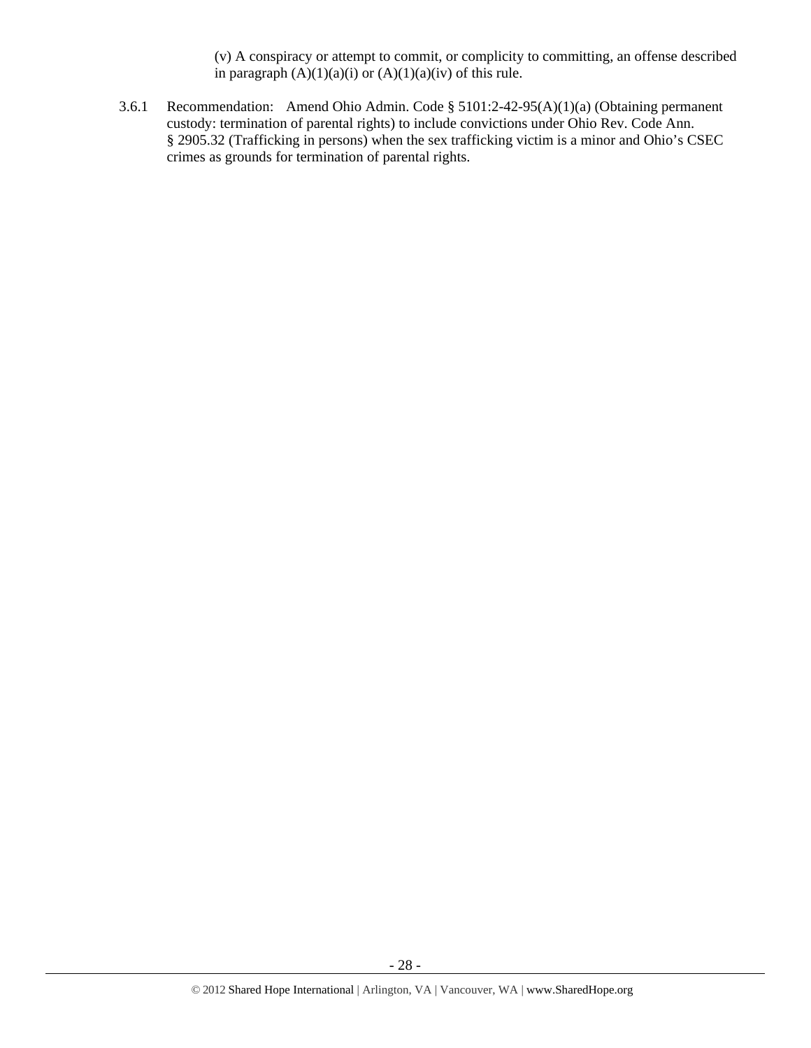(v) A conspiracy or attempt to commit, or complicity to committing, an offense described in paragraph (A)(1)(a)(i) or (A)(1)(a)(iv) of this rule.

3.6.1 Recommendation: Amend Ohio Admin. Code § 5101:2-42-95(A)(1)(a) (Obtaining permanent custody: termination of parental rights) to include convictions under Ohio Rev. Code Ann. § 2905.32 (Trafficking in persons) when the sex trafficking victim is a minor and Ohio's CSEC crimes as grounds for termination of parental rights.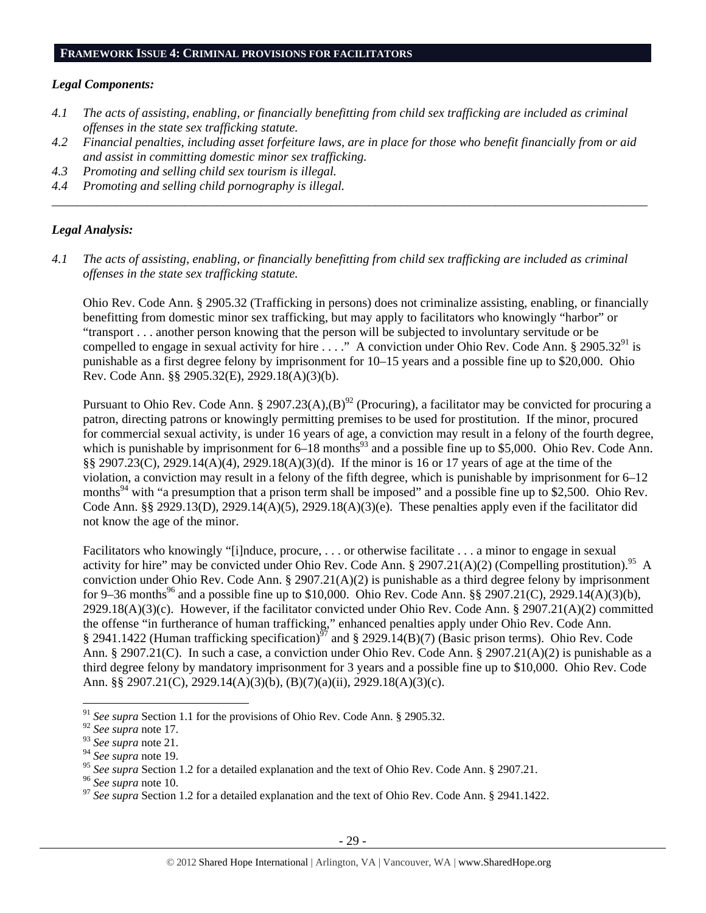## FRAMEWORK ISSUE 4: CRIMINAL PROVISIONS FOR FACILITATORS

### *Legal Components:*

*4.1 The acts of assisting, enabling, or financially benefitting from child sex trafficking are included as criminal offenses in the state sex trafficking statute.*

*4.2 Financial penalties, including asset forfeiture laws, are in place for those who benefit financially from or aid and assist in committing domestic minor sex trafficking.*

*4.3 Promoting and selling child sex tourism is illegal.*

*4.4 Promoting and selling child pornography is illegal.*

---

### *Legal Analysis:*

*4.1 The acts of assisting, enabling, or financially benefitting from child sex trafficking are included as criminal offenses in the state sex trafficking statute.*

Ohio Rev. Code Ann. § 2905.32 (Trafficking in persons) does not criminalize assisting, enabling, or financially benefitting from domestic minor sex trafficking, but may apply to facilitators who knowingly "harbor" or "transport . . . another person knowing that the person will be subjected to involuntary servitude or be compelled to engage in sexual activity for hire . . . ." A conviction under Ohio Rev. Code Ann. § 2905.32[91] is punishable as a first degree felony by imprisonment for 10–15 years and a possible fine up to $20,000. Ohio Rev. Code Ann. §§ 2905.32(E), 2929.18(A)(3)(b).

Pursuant to Ohio Rev. Code Ann. § 2907.23(A),(B)[92] (Procuring), a facilitator may be convicted for procuring a patron, directing patrons or knowingly permitting premises to be used for prostitution. If the minor, procured for commercial sexual activity, is under 16 years of age, a conviction may result in a felony of the fourth degree, which is punishable by imprisonment for 6–18 months[93] and a possible fine up to $5,000. Ohio Rev. Code Ann. §§ 2907.23(C), 2929.14(A)(4), 2929.18(A)(3)(d). If the minor is 16 or 17 years of age at the time of the violation, a conviction may result in a felony of the fifth degree, which is punishable by imprisonment for 6–12 months[94] with "a presumption that a prison term shall be imposed" and a possible fine up to $2,500. Ohio Rev. Code Ann. §§ 2929.13(D), 2929.14(A)(5), 2929.18(A)(3)(e). These penalties apply even if the facilitator did not know the age of the minor.

Facilitators who knowingly "[i]nduce, procure, . . . or otherwise facilitate . . . a minor to engage in sexual activity for hire" may be convicted under Ohio Rev. Code Ann. § 2907.21(A)(2) (Compelling prostitution).[95] A conviction under Ohio Rev. Code Ann. § 2907.21(A)(2) is punishable as a third degree felony by imprisonment for 9–36 months[96] and a possible fine up to $10,000. Ohio Rev. Code Ann. §§ 2907.21(C), 2929.14(A)(3)(b), 2929.18(A)(3)(c). However, if the facilitator convicted under Ohio Rev. Code Ann. § 2907.21(A)(2) committed the offense "in furtherance of human trafficking," enhanced penalties apply under Ohio Rev. Code Ann. § 2941.1422 (Human trafficking specification)[97] and § 2929.14(B)(7) (Basic prison terms). Ohio Rev. Code Ann. § 2907.21(C). In such a case, a conviction under Ohio Rev. Code Ann. § 2907.21(A)(2) is punishable as a third degree felony by mandatory imprisonment for 3 years and a possible fine up to $10,000. Ohio Rev. Code Ann. §§ 2907.21(C), 2929.14(A)(3)(b), (B)(7)(a)(ii), 2929.18(A)(3)(c).

---

[91] *See supra* Section 1.1 for the provisions of Ohio Rev. Code Ann. § 2905.32.

[92] *See supra* note 17.

[93] *See supra* note 21.

[94] *See supra* note 19.

[95] *See supra* Section 1.2 for a detailed explanation and the text of Ohio Rev. Code Ann. § 2907.21.

[96] *See supra* note 10.

[97] *See supra* Section 1.2 for a detailed explanation and the text of Ohio Rev. Code Ann. § 2941.1422.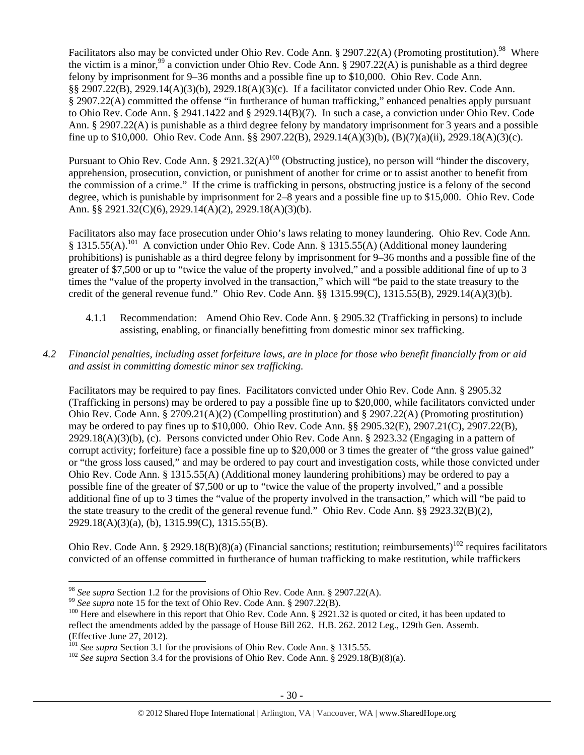Facilitators also may be convicted under Ohio Rev. Code Ann. § 2907.22(A) (Promoting prostitution).[98] Where the victim is a minor,[99] a conviction under Ohio Rev. Code Ann. § 2907.22(A) is punishable as a third degree felony by imprisonment for 9–36 months and a possible fine up to $10,000. Ohio Rev. Code Ann. §§ 2907.22(B), 2929.14(A)(3)(b), 2929.18(A)(3)(c). If a facilitator convicted under Ohio Rev. Code Ann. § 2907.22(A) committed the offense "in furtherance of human trafficking," enhanced penalties apply pursuant to Ohio Rev. Code Ann. § 2941.1422 and § 2929.14(B)(7). In such a case, a conviction under Ohio Rev. Code Ann. § 2907.22(A) is punishable as a third degree felony by mandatory imprisonment for 3 years and a possible fine up to $10,000. Ohio Rev. Code Ann. §§ 2907.22(B), 2929.14(A)(3)(b), (B)(7)(a)(ii), 2929.18(A)(3)(c).

Pursuant to Ohio Rev. Code Ann. § 2921.32(A)[100] (Obstructing justice), no person will "hinder the discovery, apprehension, prosecution, conviction, or punishment of another for crime or to assist another to benefit from the commission of a crime." If the crime is trafficking in persons, obstructing justice is a felony of the second degree, which is punishable by imprisonment for 2–8 years and a possible fine up to $15,000. Ohio Rev. Code Ann. §§ 2921.32(C)(6), 2929.14(A)(2), 2929.18(A)(3)(b).

Facilitators also may face prosecution under Ohio's laws relating to money laundering. Ohio Rev. Code Ann. § 1315.55(A).[101] A conviction under Ohio Rev. Code Ann. § 1315.55(A) (Additional money laundering prohibitions) is punishable as a third degree felony by imprisonment for 9–36 months and a possible fine of the greater of $7,500 or up to "twice the value of the property involved," and a possible additional fine of up to 3 times the "value of the property involved in the transaction," which will "be paid to the state treasury to the credit of the general revenue fund." Ohio Rev. Code Ann. §§ 1315.99(C), 1315.55(B), 2929.14(A)(3)(b).

4.1.1 Recommendation: Amend Ohio Rev. Code Ann. § 2905.32 (Trafficking in persons) to include assisting, enabling, or financially benefitting from domestic minor sex trafficking.

*4.2 Financial penalties, including asset forfeiture laws, are in place for those who benefit financially from or aid and assist in committing domestic minor sex trafficking.*

Facilitators may be required to pay fines. Facilitators convicted under Ohio Rev. Code Ann. § 2905.32 (Trafficking in persons) may be ordered to pay a possible fine up to $20,000, while facilitators convicted under Ohio Rev. Code Ann. § 2709.21(A)(2) (Compelling prostitution) and § 2907.22(A) (Promoting prostitution) may be ordered to pay fines up to $10,000. Ohio Rev. Code Ann. §§ 2905.32(E), 2907.21(C), 2907.22(B), 2929.18(A)(3)(b), (c). Persons convicted under Ohio Rev. Code Ann. § 2923.32 (Engaging in a pattern of corrupt activity; forfeiture) face a possible fine up to $20,000 or 3 times the greater of "the gross value gained" or "the gross loss caused," and may be ordered to pay court and investigation costs, while those convicted under Ohio Rev. Code Ann. § 1315.55(A) (Additional money laundering prohibitions) may be ordered to pay a possible fine of the greater of $7,500 or up to "twice the value of the property involved," and a possible additional fine of up to 3 times the "value of the property involved in the transaction," which will "be paid to the state treasury to the credit of the general revenue fund." Ohio Rev. Code Ann. §§ 2923.32(B)(2), 2929.18(A)(3)(a), (b), 1315.99(C), 1315.55(B).

Ohio Rev. Code Ann. § 2929.18(B)(8)(a) (Financial sanctions; restitution; reimbursements)[102] requires facilitators convicted of an offense committed in furtherance of human trafficking to make restitution, while traffickers

[98] *See supra* Section 1.2 for the provisions of Ohio Rev. Code Ann. § 2907.22(A).
[99] *See supra* note 15 for the text of Ohio Rev. Code Ann. § 2907.22(B).
[100] Here and elsewhere in this report that Ohio Rev. Code Ann. § 2921.32 is quoted or cited, it has been updated to reflect the amendments added by the passage of House Bill 262. H.B. 262. 2012 Leg., 129th Gen. Assemb. (Effective June 27, 2012).
[101] *See supra* Section 3.1 for the provisions of Ohio Rev. Code Ann. § 1315.55.
[102] *See supra* Section 3.4 for the provisions of Ohio Rev. Code Ann. § 2929.18(B)(8)(a).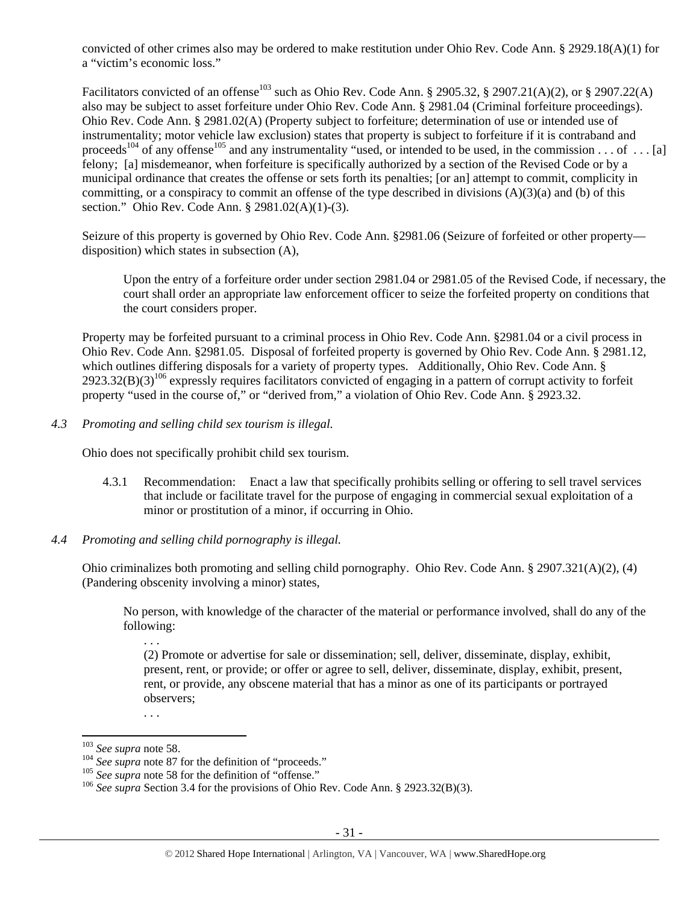convicted of other crimes also may be ordered to make restitution under Ohio Rev. Code Ann. § 2929.18(A)(1) for a "victim's economic loss."

Facilitators convicted of an offense[103] such as Ohio Rev. Code Ann. § 2905.32, § 2907.21(A)(2), or § 2907.22(A) also may be subject to asset forfeiture under Ohio Rev. Code Ann. § 2981.04 (Criminal forfeiture proceedings). Ohio Rev. Code Ann. § 2981.02(A) (Property subject to forfeiture; determination of use or intended use of instrumentality; motor vehicle law exclusion) states that property is subject to forfeiture if it is contraband and proceeds[104] of any offense[105] and any instrumentality "used, or intended to be used, in the commission . . . of . . . [a] felony; [a] misdemeanor, when forfeiture is specifically authorized by a section of the Revised Code or by a municipal ordinance that creates the offense or sets forth its penalties; [or an] attempt to commit, complicity in committing, or a conspiracy to commit an offense of the type described in divisions (A)(3)(a) and (b) of this section." Ohio Rev. Code Ann. § 2981.02(A)(1)-(3).

Seizure of this property is governed by Ohio Rev. Code Ann. §2981.06 (Seizure of forfeited or other property—disposition) which states in subsection (A),

> Upon the entry of a forfeiture order under section 2981.04 or 2981.05 of the Revised Code, if necessary, the court shall order an appropriate law enforcement officer to seize the forfeited property on conditions that the court considers proper.

Property may be forfeited pursuant to a criminal process in Ohio Rev. Code Ann. §2981.04 or a civil process in Ohio Rev. Code Ann. §2981.05. Disposal of forfeited property is governed by Ohio Rev. Code Ann. § 2981.12, which outlines differing disposals for a variety of property types. Additionally, Ohio Rev. Code Ann. § 2923.32(B)(3)[106] expressly requires facilitators convicted of engaging in a pattern of corrupt activity to forfeit property "used in the course of," or "derived from," a violation of Ohio Rev. Code Ann. § 2923.32.

*4.3 Promoting and selling child sex tourism is illegal.*

Ohio does not specifically prohibit child sex tourism.

4.3.1 Recommendation: Enact a law that specifically prohibits selling or offering to sell travel services that include or facilitate travel for the purpose of engaging in commercial sexual exploitation of a minor or prostitution of a minor, if occurring in Ohio.

*4.4 Promoting and selling child pornography is illegal.*

Ohio criminalizes both promoting and selling child pornography. Ohio Rev. Code Ann. § 2907.321(A)(2), (4) (Pandering obscenity involving a minor) states,

> No person, with knowledge of the character of the material or performance involved, shall do any of the following:
>
> . . .
>
> (2) Promote or advertise for sale or dissemination; sell, deliver, disseminate, display, exhibit, present, rent, or provide; or offer or agree to sell, deliver, disseminate, display, exhibit, present, rent, or provide, any obscene material that has a minor as one of its participants or portrayed observers;
>
> . . .

---

[103] *See supra* note 58.

[104] *See supra* note 87 for the definition of "proceeds."

[105] *See supra* note 58 for the definition of "offense."

[106] *See supra* Section 3.4 for the provisions of Ohio Rev. Code Ann. § 2923.32(B)(3).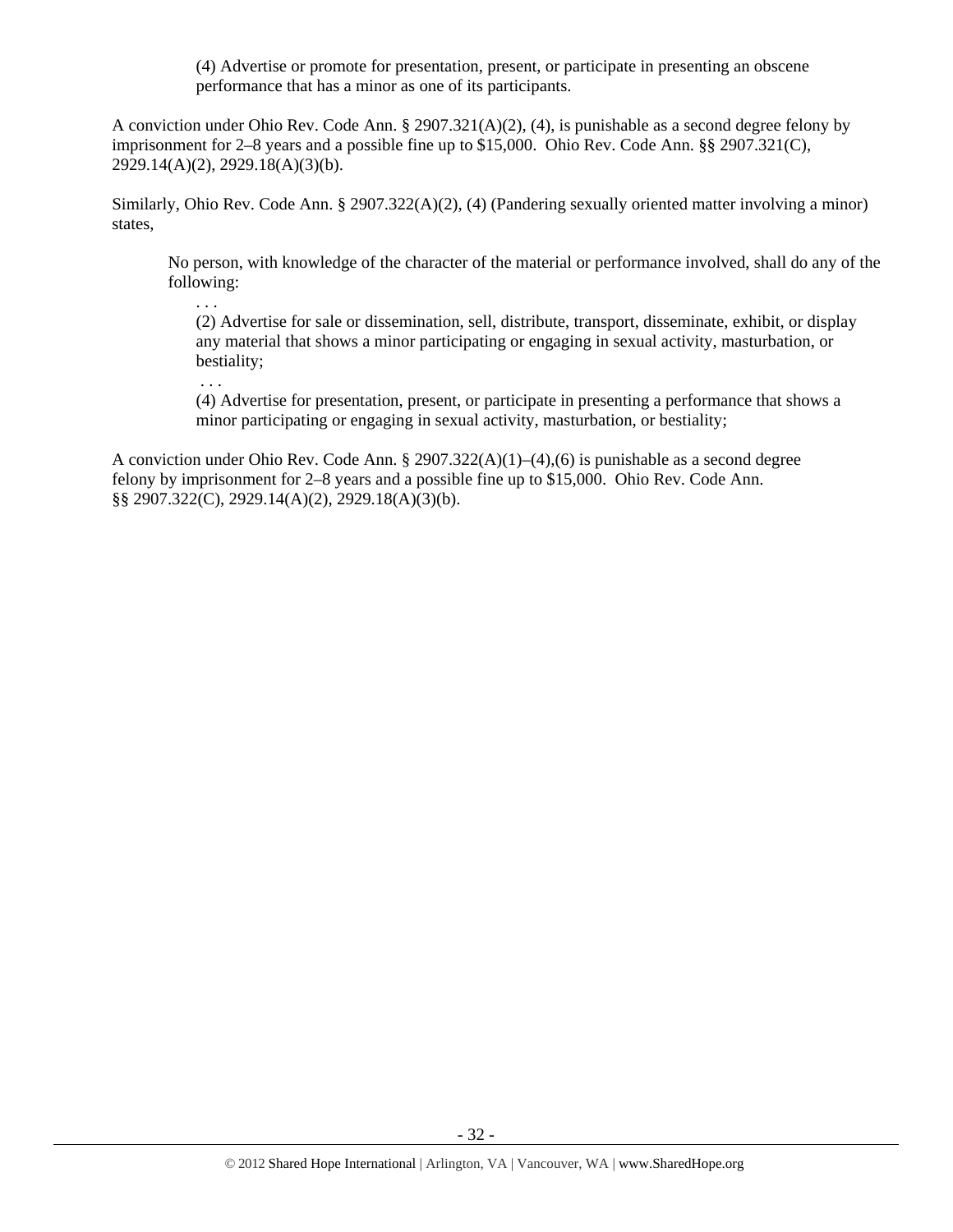(4) Advertise or promote for presentation, present, or participate in presenting an obscene performance that has a minor as one of its participants.

A conviction under Ohio Rev. Code Ann. § 2907.321(A)(2), (4), is punishable as a second degree felony by imprisonment for 2–8 years and a possible fine up to $15,000. Ohio Rev. Code Ann. §§ 2907.321(C), 2929.14(A)(2), 2929.18(A)(3)(b).

Similarly, Ohio Rev. Code Ann. § 2907.322(A)(2), (4) (Pandering sexually oriented matter involving a minor) states,

> No person, with knowledge of the character of the material or performance involved, shall do any of the following:
>
> . . .
>
> (2) Advertise for sale or dissemination, sell, distribute, transport, disseminate, exhibit, or display any material that shows a minor participating or engaging in sexual activity, masturbation, or bestiality;
>
> . . .
>
> (4) Advertise for presentation, present, or participate in presenting a performance that shows a minor participating or engaging in sexual activity, masturbation, or bestiality;

A conviction under Ohio Rev. Code Ann. § 2907.322(A)(1)–(4),(6) is punishable as a second degree felony by imprisonment for 2–8 years and a possible fine up to $15,000. Ohio Rev. Code Ann. §§ 2907.322(C), 2929.14(A)(2), 2929.18(A)(3)(b).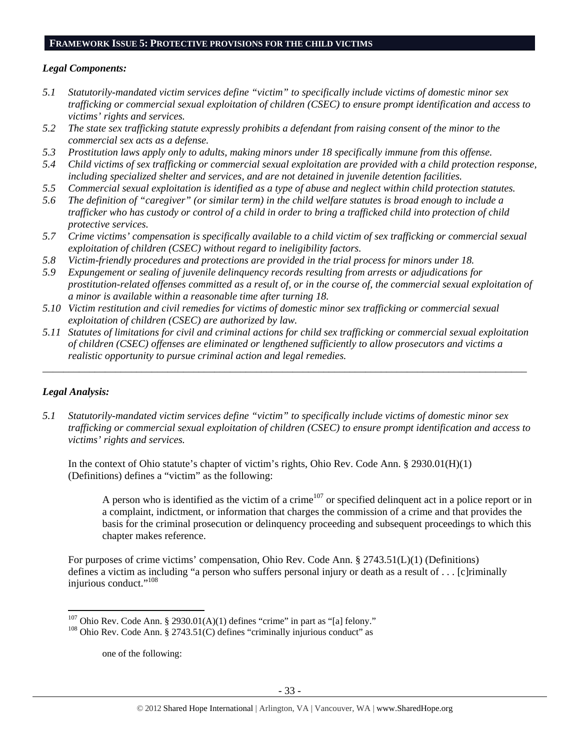## FRAMEWORK ISSUE 5: PROTECTIVE PROVISIONS FOR THE CHILD VICTIMS

### *Legal Components:*

*5.1 Statutorily-mandated victim services define "victim" to specifically include victims of domestic minor sex trafficking or commercial sexual exploitation of children (CSEC) to ensure prompt identification and access to victims' rights and services.*

*5.2 The state sex trafficking statute expressly prohibits a defendant from raising consent of the minor to the commercial sex acts as a defense.*

*5.3 Prostitution laws apply only to adults, making minors under 18 specifically immune from this offense.*

*5.4 Child victims of sex trafficking or commercial sexual exploitation are provided with a child protection response, including specialized shelter and services, and are not detained in juvenile detention facilities.*

*5.5 Commercial sexual exploitation is identified as a type of abuse and neglect within child protection statutes.*

*5.6 The definition of "caregiver" (or similar term) in the child welfare statutes is broad enough to include a trafficker who has custody or control of a child in order to bring a trafficked child into protection of child protective services.*

*5.7 Crime victims' compensation is specifically available to a child victim of sex trafficking or commercial sexual exploitation of children (CSEC) without regard to ineligibility factors.*

*5.8 Victim-friendly procedures and protections are provided in the trial process for minors under 18.*

*5.9 Expungement or sealing of juvenile delinquency records resulting from arrests or adjudications for prostitution-related offenses committed as a result of, or in the course of, the commercial sexual exploitation of a minor is available within a reasonable time after turning 18.*

*5.10 Victim restitution and civil remedies for victims of domestic minor sex trafficking or commercial sexual exploitation of children (CSEC) are authorized by law.*

*5.11 Statutes of limitations for civil and criminal actions for child sex trafficking or commercial sexual exploitation of children (CSEC) offenses are eliminated or lengthened sufficiently to allow prosecutors and victims a realistic opportunity to pursue criminal action and legal remedies.*

---

### *Legal Analysis:*

*5.1 Statutorily-mandated victim services define "victim" to specifically include victims of domestic minor sex trafficking or commercial sexual exploitation of children (CSEC) to ensure prompt identification and access to victims' rights and services.*

In the context of Ohio statute's chapter of victim's rights, Ohio Rev. Code Ann. § 2930.01(H)(1) (Definitions) defines a "victim" as the following:

> A person who is identified as the victim of a crime[107] or specified delinquent act in a police report or in a complaint, indictment, or information that charges the commission of a crime and that provides the basis for the criminal prosecution or delinquency proceeding and subsequent proceedings to which this chapter makes reference.

For purposes of crime victims' compensation, Ohio Rev. Code Ann. § 2743.51(L)(1) (Definitions) defines a victim as including "a person who suffers personal injury or death as a result of . . . [c]riminally injurious conduct."[108]

---

[107] Ohio Rev. Code Ann. § 2930.01(A)(1) defines "crime" in part as "[a] felony."

[108] Ohio Rev. Code Ann. § 2743.51(C) defines "criminally injurious conduct" as

> one of the following: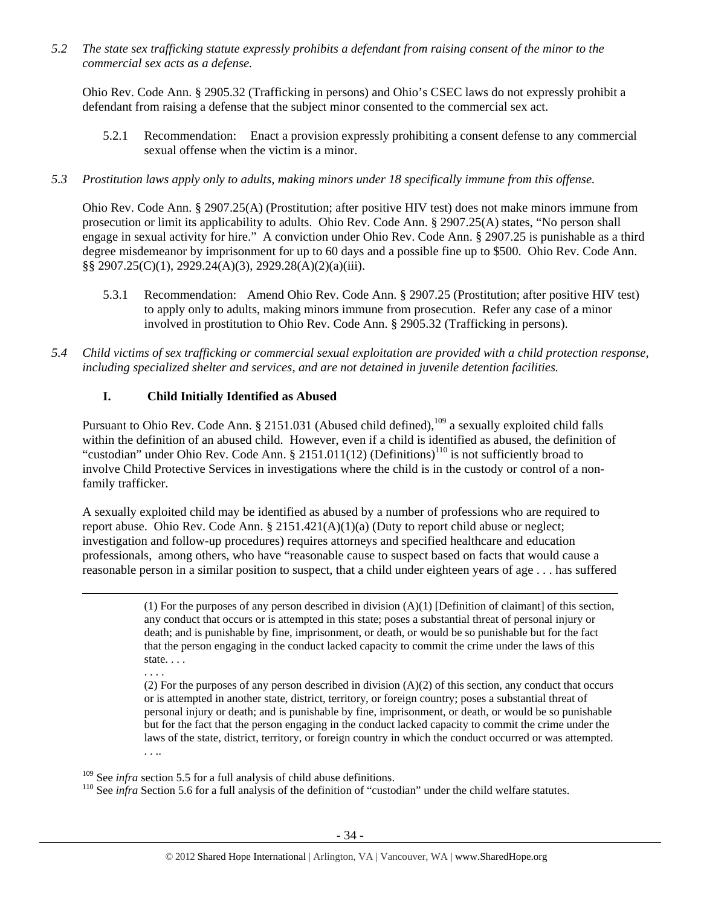*5.2 The state sex trafficking statute expressly prohibits a defendant from raising consent of the minor to the commercial sex acts as a defense.*

Ohio Rev. Code Ann. § 2905.32 (Trafficking in persons) and Ohio's CSEC laws do not expressly prohibit a defendant from raising a defense that the subject minor consented to the commercial sex act.

5.2.1 Recommendation: Enact a provision expressly prohibiting a consent defense to any commercial sexual offense when the victim is a minor.

*5.3 Prostitution laws apply only to adults, making minors under 18 specifically immune from this offense.*

Ohio Rev. Code Ann. § 2907.25(A) (Prostitution; after positive HIV test) does not make minors immune from prosecution or limit its applicability to adults. Ohio Rev. Code Ann. § 2907.25(A) states, "No person shall engage in sexual activity for hire." A conviction under Ohio Rev. Code Ann. § 2907.25 is punishable as a third degree misdemeanor by imprisonment for up to 60 days and a possible fine up to $500. Ohio Rev. Code Ann. §§ 2907.25(C)(1), 2929.24(A)(3), 2929.28(A)(2)(a)(iii).

5.3.1 Recommendation: Amend Ohio Rev. Code Ann. § 2907.25 (Prostitution; after positive HIV test) to apply only to adults, making minors immune from prosecution. Refer any case of a minor involved in prostitution to Ohio Rev. Code Ann. § 2905.32 (Trafficking in persons).

*5.4 Child victims of sex trafficking or commercial sexual exploitation are provided with a child protection response, including specialized shelter and services, and are not detained in juvenile detention facilities.*

**I. Child Initially Identified as Abused**

Pursuant to Ohio Rev. Code Ann. § 2151.031 (Abused child defined),[109] a sexually exploited child falls within the definition of an abused child. However, even if a child is identified as abused, the definition of "custodian" under Ohio Rev. Code Ann. § 2151.011(12) (Definitions)[110] is not sufficiently broad to involve Child Protective Services in investigations where the child is in the custody or control of a non-family trafficker.

A sexually exploited child may be identified as abused by a number of professions who are required to report abuse. Ohio Rev. Code Ann. § 2151.421(A)(1)(a) (Duty to report child abuse or neglect; investigation and follow-up procedures) requires attorneys and specified healthcare and education professionals, among others, who have "reasonable cause to suspect based on facts that would cause a reasonable person in a similar position to suspect, that a child under eighteen years of age . . . has suffered

---

> (1) For the purposes of any person described in division (A)(1) [Definition of claimant] of this section, any conduct that occurs or is attempted in this state; poses a substantial threat of personal injury or death; and is punishable by fine, imprisonment, or death, or would be so punishable but for the fact that the person engaging in the conduct lacked capacity to commit the crime under the laws of this state. . . .
>
> . . . .
>
> (2) For the purposes of any person described in division (A)(2) of this section, any conduct that occurs or is attempted in another state, district, territory, or foreign country; poses a substantial threat of personal injury or death; and is punishable by fine, imprisonment, or death, or would be so punishable but for the fact that the person engaging in the conduct lacked capacity to commit the crime under the laws of the state, district, territory, or foreign country in which the conduct occurred or was attempted. . . ..

[109] See *infra* section 5.5 for a full analysis of child abuse definitions.

[110] See *infra* Section 5.6 for a full analysis of the definition of "custodian" under the child welfare statutes.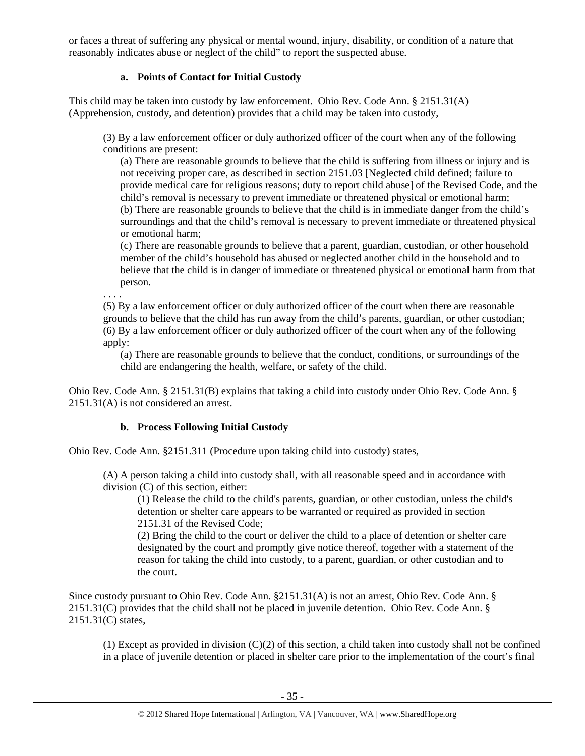or faces a threat of suffering any physical or mental wound, injury, disability, or condition of a nature that reasonably indicates abuse or neglect of the child" to report the suspected abuse.

### a. Points of Contact for Initial Custody

This child may be taken into custody by law enforcement. Ohio Rev. Code Ann. § 2151.31(A) (Apprehension, custody, and detention) provides that a child may be taken into custody,

> (3) By a law enforcement officer or duly authorized officer of the court when any of the following conditions are present:
>
> > (a) There are reasonable grounds to believe that the child is suffering from illness or injury and is not receiving proper care, as described in section 2151.03 [Neglected child defined; failure to provide medical care for religious reasons; duty to report child abuse] of the Revised Code, and the child's removal is necessary to prevent immediate or threatened physical or emotional harm;
> >
> > (b) There are reasonable grounds to believe that the child is in immediate danger from the child's surroundings and that the child's removal is necessary to prevent immediate or threatened physical or emotional harm;
> >
> > (c) There are reasonable grounds to believe that a parent, guardian, custodian, or other household member of the child's household has abused or neglected another child in the household and to believe that the child is in danger of immediate or threatened physical or emotional harm from that person.
>
> . . . .
>
> (5) By a law enforcement officer or duly authorized officer of the court when there are reasonable grounds to believe that the child has run away from the child's parents, guardian, or other custodian;
>
> (6) By a law enforcement officer or duly authorized officer of the court when any of the following apply:
>
> > (a) There are reasonable grounds to believe that the conduct, conditions, or surroundings of the child are endangering the health, welfare, or safety of the child.

Ohio Rev. Code Ann. § 2151.31(B) explains that taking a child into custody under Ohio Rev. Code Ann. § 2151.31(A) is not considered an arrest.

### b. Process Following Initial Custody

Ohio Rev. Code Ann. §2151.311 (Procedure upon taking child into custody) states,

> (A) A person taking a child into custody shall, with all reasonable speed and in accordance with division (C) of this section, either:
>
> > (1) Release the child to the child's parents, guardian, or other custodian, unless the child's detention or shelter care appears to be warranted or required as provided in section 2151.31 of the Revised Code;
> >
> > (2) Bring the child to the court or deliver the child to a place of detention or shelter care designated by the court and promptly give notice thereof, together with a statement of the reason for taking the child into custody, to a parent, guardian, or other custodian and to the court.

Since custody pursuant to Ohio Rev. Code Ann. §2151.31(A) is not an arrest, Ohio Rev. Code Ann. § 2151.31(C) provides that the child shall not be placed in juvenile detention. Ohio Rev. Code Ann. § 2151.31(C) states,

> (1) Except as provided in division (C)(2) of this section, a child taken into custody shall not be confined in a place of juvenile detention or placed in shelter care prior to the implementation of the court's final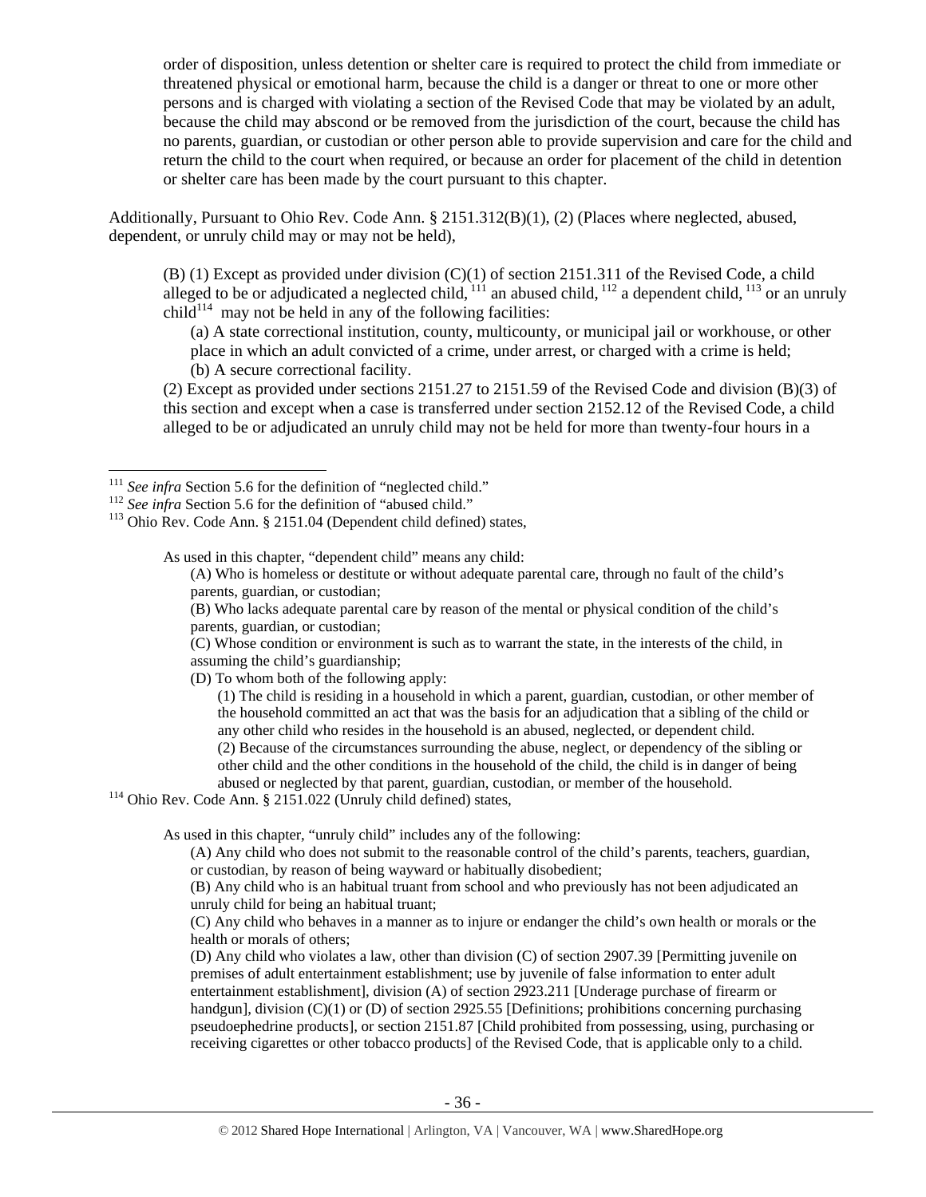order of disposition, unless detention or shelter care is required to protect the child from immediate or threatened physical or emotional harm, because the child is a danger or threat to one or more other persons and is charged with violating a section of the Revised Code that may be violated by an adult, because the child may abscond or be removed from the jurisdiction of the court, because the child has no parents, guardian, or custodian or other person able to provide supervision and care for the child and return the child to the court when required, or because an order for placement of the child in detention or shelter care has been made by the court pursuant to this chapter.

Additionally, Pursuant to Ohio Rev. Code Ann. § 2151.312(B)(1), (2) (Places where neglected, abused, dependent, or unruly child may or may not be held),

> (B) (1) Except as provided under division (C)(1) of section 2151.311 of the Revised Code, a child alleged to be or adjudicated a neglected child,[111] an abused child,[112] a dependent child,[113] or an unruly child[114] may not be held in any of the following facilities:
>
> > (a) A state correctional institution, county, multicounty, or municipal jail or workhouse, or other place in which an adult convicted of a crime, under arrest, or charged with a crime is held;
> >
> > (b) A secure correctional facility.
>
> (2) Except as provided under sections 2151.27 to 2151.59 of the Revised Code and division (B)(3) of this section and except when a case is transferred under section 2152.12 of the Revised Code, a child alleged to be or adjudicated an unruly child may not be held for more than twenty-four hours in a

---

[111] *See infra* Section 5.6 for the definition of "neglected child."

[112] *See infra* Section 5.6 for the definition of "abused child."

[113] Ohio Rev. Code Ann. § 2151.04 (Dependent child defined) states,

> As used in this chapter, "dependent child" means any child:
>
> > (A) Who is homeless or destitute or without adequate parental care, through no fault of the child's parents, guardian, or custodian;
> >
> > (B) Who lacks adequate parental care by reason of the mental or physical condition of the child's parents, guardian, or custodian;
> >
> > (C) Whose condition or environment is such as to warrant the state, in the interests of the child, in assuming the child's guardianship;
> >
> > (D) To whom both of the following apply:
> >
> > > (1) The child is residing in a household in which a parent, guardian, custodian, or other member of the household committed an act that was the basis for an adjudication that a sibling of the child or any other child who resides in the household is an abused, neglected, or dependent child.
> > >
> > > (2) Because of the circumstances surrounding the abuse, neglect, or dependency of the sibling or other child and the other conditions in the household of the child, the child is in danger of being abused or neglected by that parent, guardian, custodian, or member of the household.

[114] Ohio Rev. Code Ann. § 2151.022 (Unruly child defined) states,

> As used in this chapter, "unruly child" includes any of the following:
>
> > (A) Any child who does not submit to the reasonable control of the child's parents, teachers, guardian, or custodian, by reason of being wayward or habitually disobedient;
> >
> > (B) Any child who is an habitual truant from school and who previously has not been adjudicated an unruly child for being an habitual truant;
> >
> > (C) Any child who behaves in a manner as to injure or endanger the child's own health or morals or the health or morals of others;
> >
> > (D) Any child who violates a law, other than division (C) of section 2907.39 [Permitting juvenile on premises of adult entertainment establishment; use by juvenile of false information to enter adult entertainment establishment], division (A) of section 2923.211 [Underage purchase of firearm or handgun], division (C)(1) or (D) of section 2925.55 [Definitions; prohibitions concerning purchasing pseudoephedrine products], or section 2151.87 [Child prohibited from possessing, using, purchasing or receiving cigarettes or other tobacco products] of the Revised Code, that is applicable only to a child.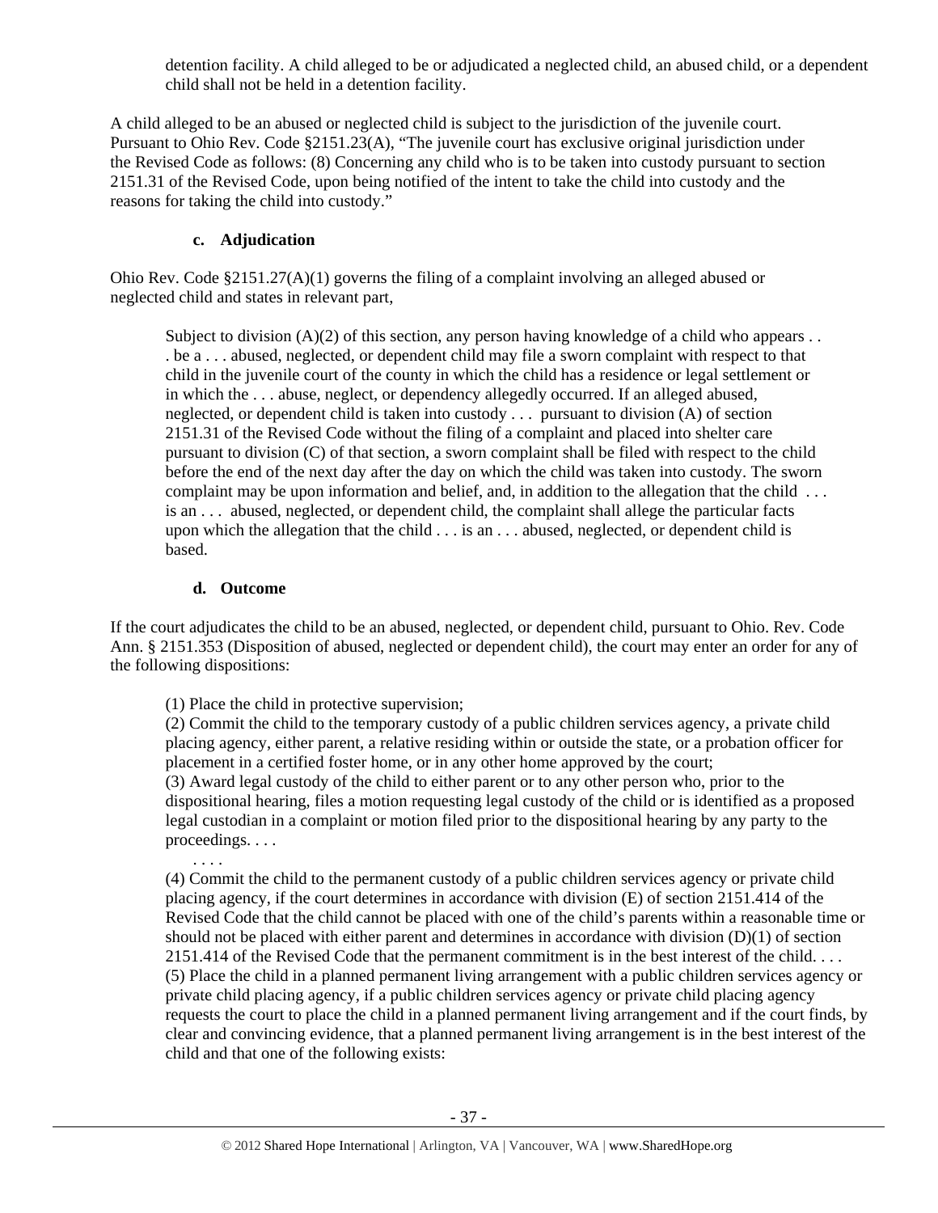> detention facility. A child alleged to be or adjudicated a neglected child, an abused child, or a dependent child shall not be held in a detention facility.

A child alleged to be an abused or neglected child is subject to the jurisdiction of the juvenile court. Pursuant to Ohio Rev. Code §2151.23(A), "The juvenile court has exclusive original jurisdiction under the Revised Code as follows: (8) Concerning any child who is to be taken into custody pursuant to section 2151.31 of the Revised Code, upon being notified of the intent to take the child into custody and the reasons for taking the child into custody."

### c. Adjudication

Ohio Rev. Code §2151.27(A)(1) governs the filing of a complaint involving an alleged abused or neglected child and states in relevant part,

> Subject to division (A)(2) of this section, any person having knowledge of a child who appears . . . be a . . . abused, neglected, or dependent child may file a sworn complaint with respect to that child in the juvenile court of the county in which the child has a residence or legal settlement or in which the . . . abuse, neglect, or dependency allegedly occurred. If an alleged abused, neglected, or dependent child is taken into custody . . . pursuant to division (A) of section 2151.31 of the Revised Code without the filing of a complaint and placed into shelter care pursuant to division (C) of that section, a sworn complaint shall be filed with respect to the child before the end of the next day after the day on which the child was taken into custody. The sworn complaint may be upon information and belief, and, in addition to the allegation that the child . . . is an . . . abused, neglected, or dependent child, the complaint shall allege the particular facts upon which the allegation that the child . . . is an . . . abused, neglected, or dependent child is based.

### d. Outcome

If the court adjudicates the child to be an abused, neglected, or dependent child, pursuant to Ohio. Rev. Code Ann. § 2151.353 (Disposition of abused, neglected or dependent child), the court may enter an order for any of the following dispositions:

> (1) Place the child in protective supervision;
> (2) Commit the child to the temporary custody of a public children services agency, a private child placing agency, either parent, a relative residing within or outside the state, or a probation officer for placement in a certified foster home, or in any other home approved by the court;
> (3) Award legal custody of the child to either parent or to any other person who, prior to the dispositional hearing, files a motion requesting legal custody of the child or is identified as a proposed legal custodian in a complaint or motion filed prior to the dispositional hearing by any party to the proceedings. . . .
> . . . .
> (4) Commit the child to the permanent custody of a public children services agency or private child placing agency, if the court determines in accordance with division (E) of section 2151.414 of the Revised Code that the child cannot be placed with one of the child's parents within a reasonable time or should not be placed with either parent and determines in accordance with division (D)(1) of section 2151.414 of the Revised Code that the permanent commitment is in the best interest of the child. . . .
> (5) Place the child in a planned permanent living arrangement with a public children services agency or private child placing agency, if a public children services agency or private child placing agency requests the court to place the child in a planned permanent living arrangement and if the court finds, by clear and convincing evidence, that a planned permanent living arrangement is in the best interest of the child and that one of the following exists: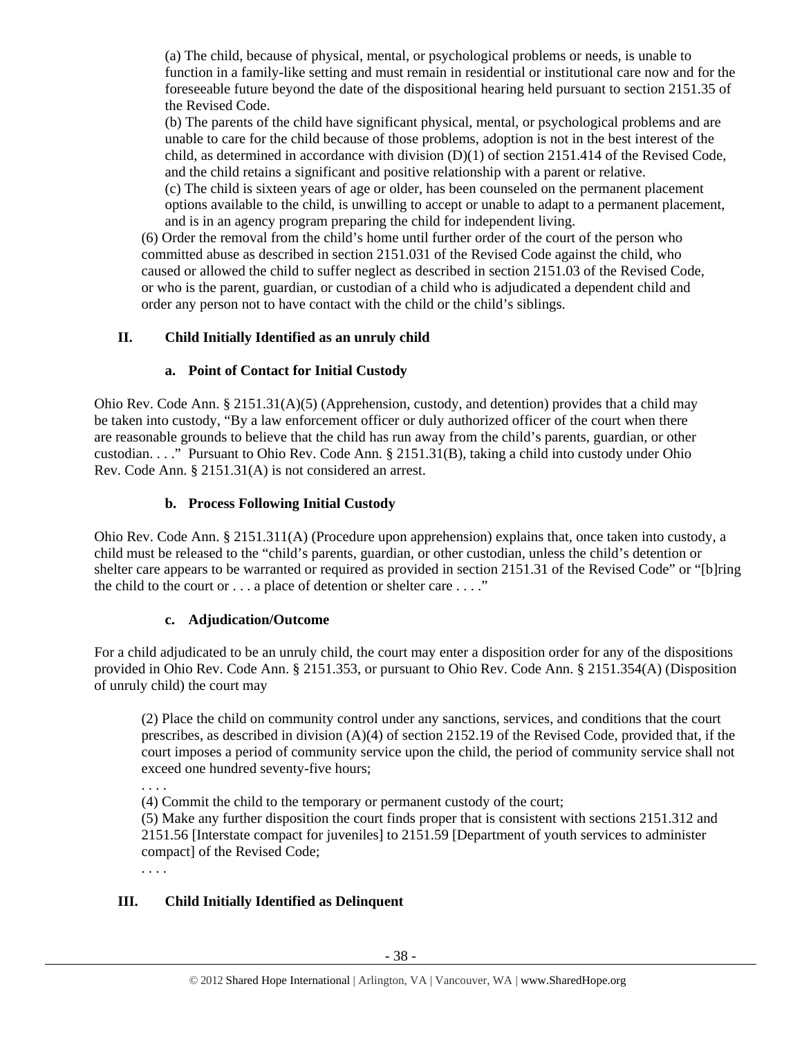(a) The child, because of physical, mental, or psychological problems or needs, is unable to function in a family-like setting and must remain in residential or institutional care now and for the foreseeable future beyond the date of the dispositional hearing held pursuant to section 2151.35 of the Revised Code.

(b) The parents of the child have significant physical, mental, or psychological problems and are unable to care for the child because of those problems, adoption is not in the best interest of the child, as determined in accordance with division (D)(1) of section 2151.414 of the Revised Code, and the child retains a significant and positive relationship with a parent or relative.

(c) The child is sixteen years of age or older, has been counseled on the permanent placement options available to the child, is unwilling to accept or unable to adapt to a permanent placement, and is in an agency program preparing the child for independent living.

(6) Order the removal from the child's home until further order of the court of the person who committed abuse as described in section 2151.031 of the Revised Code against the child, who caused or allowed the child to suffer neglect as described in section 2151.03 of the Revised Code, or who is the parent, guardian, or custodian of a child who is adjudicated a dependent child and order any person not to have contact with the child or the child's siblings.

## II. Child Initially Identified as an unruly child

### a. Point of Contact for Initial Custody

Ohio Rev. Code Ann. § 2151.31(A)(5) (Apprehension, custody, and detention) provides that a child may be taken into custody, "By a law enforcement officer or duly authorized officer of the court when there are reasonable grounds to believe that the child has run away from the child's parents, guardian, or other custodian. . . ." Pursuant to Ohio Rev. Code Ann. § 2151.31(B), taking a child into custody under Ohio Rev. Code Ann. § 2151.31(A) is not considered an arrest.

### b. Process Following Initial Custody

Ohio Rev. Code Ann. § 2151.311(A) (Procedure upon apprehension) explains that, once taken into custody, a child must be released to the "child's parents, guardian, or other custodian, unless the child's detention or shelter care appears to be warranted or required as provided in section 2151.31 of the Revised Code" or "[b]ring the child to the court or . . . a place of detention or shelter care . . . ."

### c. Adjudication/Outcome

For a child adjudicated to be an unruly child, the court may enter a disposition order for any of the dispositions provided in Ohio Rev. Code Ann. § 2151.353, or pursuant to Ohio Rev. Code Ann. § 2151.354(A) (Disposition of unruly child) the court may

(2) Place the child on community control under any sanctions, services, and conditions that the court prescribes, as described in division (A)(4) of section 2152.19 of the Revised Code, provided that, if the court imposes a period of community service upon the child, the period of community service shall not exceed one hundred seventy-five hours;

. . . .

(4) Commit the child to the temporary or permanent custody of the court;

(5) Make any further disposition the court finds proper that is consistent with sections 2151.312 and 2151.56 [Interstate compact for juveniles] to 2151.59 [Department of youth services to administer compact] of the Revised Code;

. . . .

## III. Child Initially Identified as Delinquent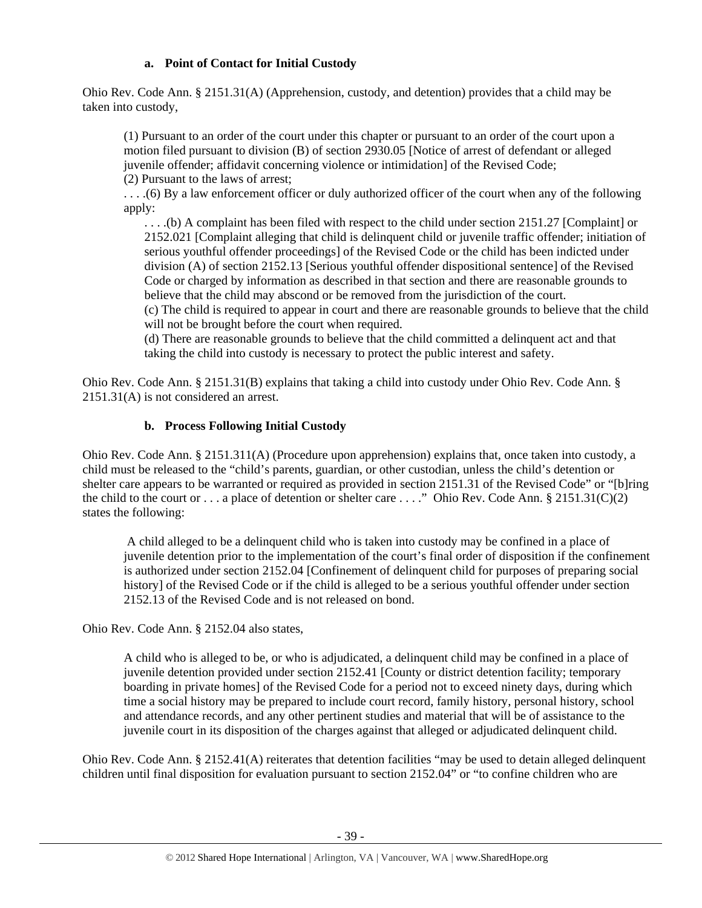### a. Point of Contact for Initial Custody

Ohio Rev. Code Ann. § 2151.31(A) (Apprehension, custody, and detention) provides that a child may be taken into custody,

> (1) Pursuant to an order of the court under this chapter or pursuant to an order of the court upon a motion filed pursuant to division (B) of section 2930.05 [Notice of arrest of defendant or alleged juvenile offender; affidavit concerning violence or intimidation] of the Revised Code;
> (2) Pursuant to the laws of arrest;
> . . . .(6) By a law enforcement officer or duly authorized officer of the court when any of the following apply:
>
> > . . . .(b) A complaint has been filed with respect to the child under section 2151.27 [Complaint] or 2152.021 [Complaint alleging that child is delinquent child or juvenile traffic offender; initiation of serious youthful offender proceedings] of the Revised Code or the child has been indicted under division (A) of section 2152.13 [Serious youthful offender dispositional sentence] of the Revised Code or charged by information as described in that section and there are reasonable grounds to believe that the child may abscond or be removed from the jurisdiction of the court.
> > (c) The child is required to appear in court and there are reasonable grounds to believe that the child will not be brought before the court when required.
> > (d) There are reasonable grounds to believe that the child committed a delinquent act and that taking the child into custody is necessary to protect the public interest and safety.

Ohio Rev. Code Ann. § 2151.31(B) explains that taking a child into custody under Ohio Rev. Code Ann. § 2151.31(A) is not considered an arrest.

### b. Process Following Initial Custody

Ohio Rev. Code Ann. § 2151.311(A) (Procedure upon apprehension) explains that, once taken into custody, a child must be released to the "child's parents, guardian, or other custodian, unless the child's detention or shelter care appears to be warranted or required as provided in section 2151.31 of the Revised Code" or "[b]ring the child to the court or . . . a place of detention or shelter care . . . ." Ohio Rev. Code Ann. § 2151.31(C)(2) states the following:

> A child alleged to be a delinquent child who is taken into custody may be confined in a place of juvenile detention prior to the implementation of the court's final order of disposition if the confinement is authorized under section 2152.04 [Confinement of delinquent child for purposes of preparing social history] of the Revised Code or if the child is alleged to be a serious youthful offender under section 2152.13 of the Revised Code and is not released on bond.

Ohio Rev. Code Ann. § 2152.04 also states,

> A child who is alleged to be, or who is adjudicated, a delinquent child may be confined in a place of juvenile detention provided under section 2152.41 [County or district detention facility; temporary boarding in private homes] of the Revised Code for a period not to exceed ninety days, during which time a social history may be prepared to include court record, family history, personal history, school and attendance records, and any other pertinent studies and material that will be of assistance to the juvenile court in its disposition of the charges against that alleged or adjudicated delinquent child.

Ohio Rev. Code Ann. § 2152.41(A) reiterates that detention facilities "may be used to detain alleged delinquent children until final disposition for evaluation pursuant to section 2152.04" or "to confine children who are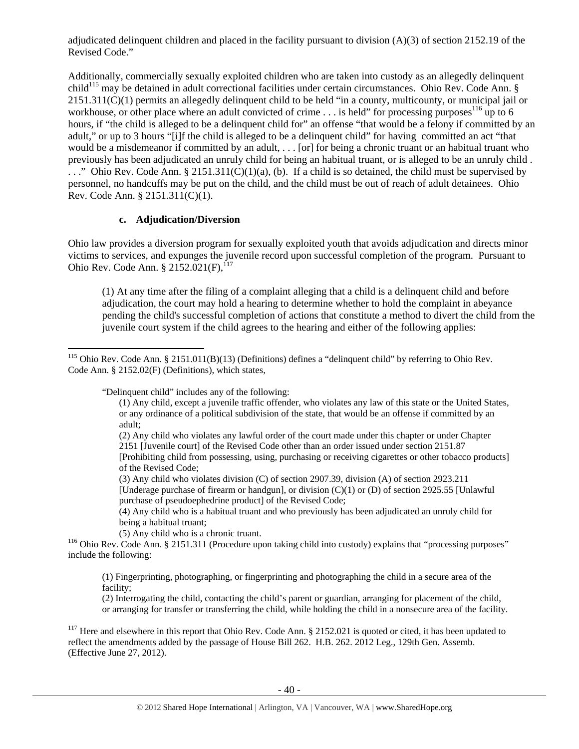adjudicated delinquent children and placed in the facility pursuant to division (A)(3) of section 2152.19 of the Revised Code."

Additionally, commercially sexually exploited children who are taken into custody as an allegedly delinquent child[115] may be detained in adult correctional facilities under certain circumstances. Ohio Rev. Code Ann. § 2151.311(C)(1) permits an allegedly delinquent child to be held "in a county, multicounty, or municipal jail or workhouse, or other place where an adult convicted of crime . . . is held" for processing purposes[116] up to 6 hours, if "the child is alleged to be a delinquent child for" an offense "that would be a felony if committed by an adult," or up to 3 hours "[i]f the child is alleged to be a delinquent child" for having committed an act "that would be a misdemeanor if committed by an adult, . . . [or] for being a chronic truant or an habitual truant who previously has been adjudicated an unruly child for being an habitual truant, or is alleged to be an unruly child . . . ." Ohio Rev. Code Ann. § 2151.311(C)(1)(a), (b). If a child is so detained, the child must be supervised by personnel, no handcuffs may be put on the child, and the child must be out of reach of adult detainees. Ohio Rev. Code Ann. § 2151.311(C)(1).

### c. Adjudication/Diversion

Ohio law provides a diversion program for sexually exploited youth that avoids adjudication and directs minor victims to services, and expunges the juvenile record upon successful completion of the program. Pursuant to Ohio Rev. Code Ann. § 2152.021(F),[117]

> (1) At any time after the filing of a complaint alleging that a child is a delinquent child and before adjudication, the court may hold a hearing to determine whether to hold the complaint in abeyance pending the child's successful completion of actions that constitute a method to divert the child from the juvenile court system if the child agrees to the hearing and either of the following applies:

---

[115] Ohio Rev. Code Ann. § 2151.011(B)(13) (Definitions) defines a "delinquent child" by referring to Ohio Rev. Code Ann. § 2152.02(F) (Definitions), which states,

> "Delinquent child" includes any of the following:
>
> (1) Any child, except a juvenile traffic offender, who violates any law of this state or the United States, or any ordinance of a political subdivision of the state, that would be an offense if committed by an adult;
>
> (2) Any child who violates any lawful order of the court made under this chapter or under Chapter 2151 [Juvenile court] of the Revised Code other than an order issued under section 2151.87 [Prohibiting child from possessing, using, purchasing or receiving cigarettes or other tobacco products] of the Revised Code;
>
> (3) Any child who violates division (C) of section 2907.39, division (A) of section 2923.211 [Underage purchase of firearm or handgun], or division (C)(1) or (D) of section 2925.55 [Unlawful purchase of pseudoephedrine product] of the Revised Code;
>
> (4) Any child who is a habitual truant and who previously has been adjudicated an unruly child for being a habitual truant;
>
> (5) Any child who is a chronic truant.

[116] Ohio Rev. Code Ann. § 2151.311 (Procedure upon taking child into custody) explains that "processing purposes" include the following:

> (1) Fingerprinting, photographing, or fingerprinting and photographing the child in a secure area of the facility;
>
> (2) Interrogating the child, contacting the child's parent or guardian, arranging for placement of the child, or arranging for transfer or transferring the child, while holding the child in a nonsecure area of the facility.

[117] Here and elsewhere in this report that Ohio Rev. Code Ann. § 2152.021 is quoted or cited, it has been updated to reflect the amendments added by the passage of House Bill 262. H.B. 262. 2012 Leg., 129th Gen. Assemb. (Effective June 27, 2012).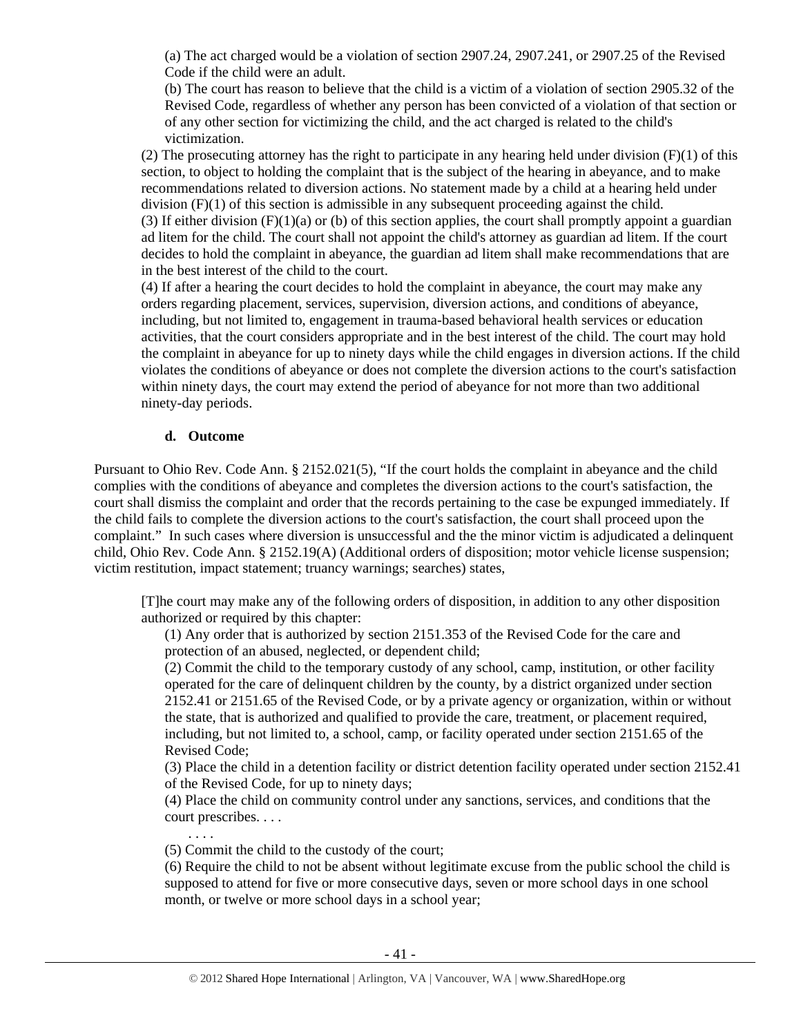(a) The act charged would be a violation of section 2907.24, 2907.241, or 2907.25 of the Revised Code if the child were an adult.

(b) The court has reason to believe that the child is a victim of a violation of section 2905.32 of the Revised Code, regardless of whether any person has been convicted of a violation of that section or of any other section for victimizing the child, and the act charged is related to the child's victimization.

(2) The prosecuting attorney has the right to participate in any hearing held under division (F)(1) of this section, to object to holding the complaint that is the subject of the hearing in abeyance, and to make recommendations related to diversion actions. No statement made by a child at a hearing held under division (F)(1) of this section is admissible in any subsequent proceeding against the child.

(3) If either division (F)(1)(a) or (b) of this section applies, the court shall promptly appoint a guardian ad litem for the child. The court shall not appoint the child's attorney as guardian ad litem. If the court decides to hold the complaint in abeyance, the guardian ad litem shall make recommendations that are in the best interest of the child to the court.

(4) If after a hearing the court decides to hold the complaint in abeyance, the court may make any orders regarding placement, services, supervision, diversion actions, and conditions of abeyance, including, but not limited to, engagement in trauma-based behavioral health services or education activities, that the court considers appropriate and in the best interest of the child. The court may hold the complaint in abeyance for up to ninety days while the child engages in diversion actions. If the child violates the conditions of abeyance or does not complete the diversion actions to the court's satisfaction within ninety days, the court may extend the period of abeyance for not more than two additional ninety-day periods.

#### d. Outcome

Pursuant to Ohio Rev. Code Ann. § 2152.021(5), "If the court holds the complaint in abeyance and the child complies with the conditions of abeyance and completes the diversion actions to the court's satisfaction, the court shall dismiss the complaint and order that the records pertaining to the case be expunged immediately. If the child fails to complete the diversion actions to the court's satisfaction, the court shall proceed upon the complaint." In such cases where diversion is unsuccessful and the the minor victim is adjudicated a delinquent child, Ohio Rev. Code Ann. § 2152.19(A) (Additional orders of disposition; motor vehicle license suspension; victim restitution, impact statement; truancy warnings; searches) states,

> [T]he court may make any of the following orders of disposition, in addition to any other disposition authorized or required by this chapter:
>
> (1) Any order that is authorized by section 2151.353 of the Revised Code for the care and protection of an abused, neglected, or dependent child;
>
> (2) Commit the child to the temporary custody of any school, camp, institution, or other facility operated for the care of delinquent children by the county, by a district organized under section 2152.41 or 2151.65 of the Revised Code, or by a private agency or organization, within or without the state, that is authorized and qualified to provide the care, treatment, or placement required, including, but not limited to, a school, camp, or facility operated under section 2151.65 of the Revised Code;
>
> (3) Place the child in a detention facility or district detention facility operated under section 2152.41 of the Revised Code, for up to ninety days;
>
> (4) Place the child on community control under any sanctions, services, and conditions that the court prescribes. . . .
>
> . . . .
>
> (5) Commit the child to the custody of the court;
>
> (6) Require the child to not be absent without legitimate excuse from the public school the child is supposed to attend for five or more consecutive days, seven or more school days in one school month, or twelve or more school days in a school year;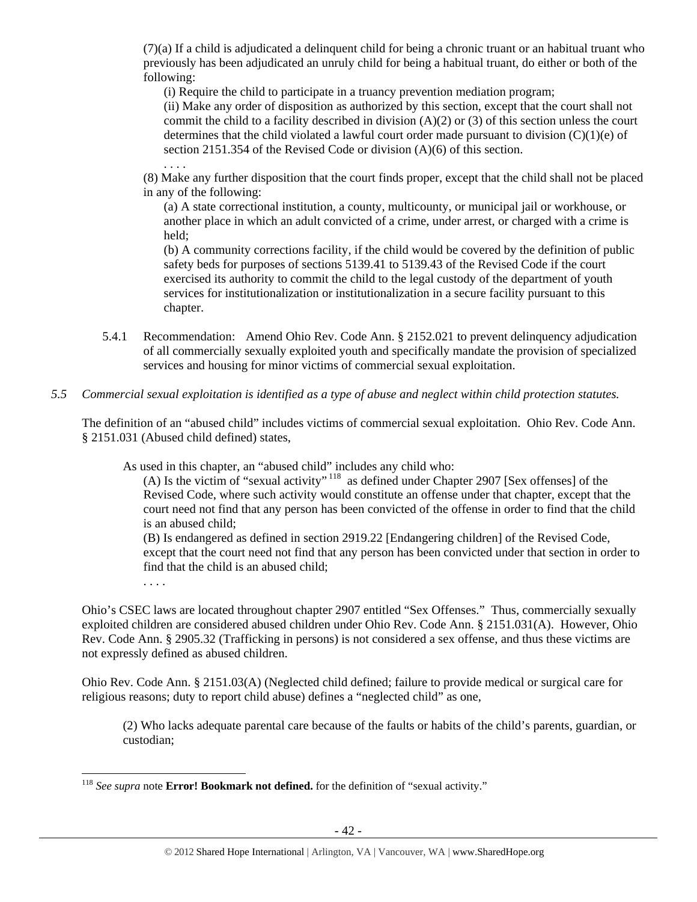(7)(a) If a child is adjudicated a delinquent child for being a chronic truant or an habitual truant who previously has been adjudicated an unruly child for being a habitual truant, do either or both of the following:

(i) Require the child to participate in a truancy prevention mediation program;

(ii) Make any order of disposition as authorized by this section, except that the court shall not commit the child to a facility described in division (A)(2) or (3) of this section unless the court determines that the child violated a lawful court order made pursuant to division (C)(1)(e) of section 2151.354 of the Revised Code or division (A)(6) of this section.

. . . .

(8) Make any further disposition that the court finds proper, except that the child shall not be placed in any of the following:

(a) A state correctional institution, a county, multicounty, or municipal jail or workhouse, or another place in which an adult convicted of a crime, under arrest, or charged with a crime is held;

(b) A community corrections facility, if the child would be covered by the definition of public safety beds for purposes of sections 5139.41 to 5139.43 of the Revised Code if the court exercised its authority to commit the child to the legal custody of the department of youth services for institutionalization or institutionalization in a secure facility pursuant to this chapter.

5.4.1 Recommendation: Amend Ohio Rev. Code Ann. § 2152.021 to prevent delinquency adjudication of all commercially sexually exploited youth and specifically mandate the provision of specialized services and housing for minor victims of commercial sexual exploitation.

*5.5 Commercial sexual exploitation is identified as a type of abuse and neglect within child protection statutes.*

The definition of an "abused child" includes victims of commercial sexual exploitation. Ohio Rev. Code Ann. § 2151.031 (Abused child defined) states,

As used in this chapter, an "abused child" includes any child who:

(A) Is the victim of "sexual activity"[118] as defined under Chapter 2907 [Sex offenses] of the Revised Code, where such activity would constitute an offense under that chapter, except that the court need not find that any person has been convicted of the offense in order to find that the child is an abused child;

(B) Is endangered as defined in section 2919.22 [Endangering children] of the Revised Code, except that the court need not find that any person has been convicted under that section in order to find that the child is an abused child;

. . . .

Ohio's CSEC laws are located throughout chapter 2907 entitled "Sex Offenses." Thus, commercially sexually exploited children are considered abused children under Ohio Rev. Code Ann. § 2151.031(A). However, Ohio Rev. Code Ann. § 2905.32 (Trafficking in persons) is not considered a sex offense, and thus these victims are not expressly defined as abused children.

Ohio Rev. Code Ann. § 2151.03(A) (Neglected child defined; failure to provide medical or surgical care for religious reasons; duty to report child abuse) defines a "neglected child" as one,

(2) Who lacks adequate parental care because of the faults or habits of the child's parents, guardian, or custodian;

[118] *See supra* note **Error! Bookmark not defined.** for the definition of "sexual activity."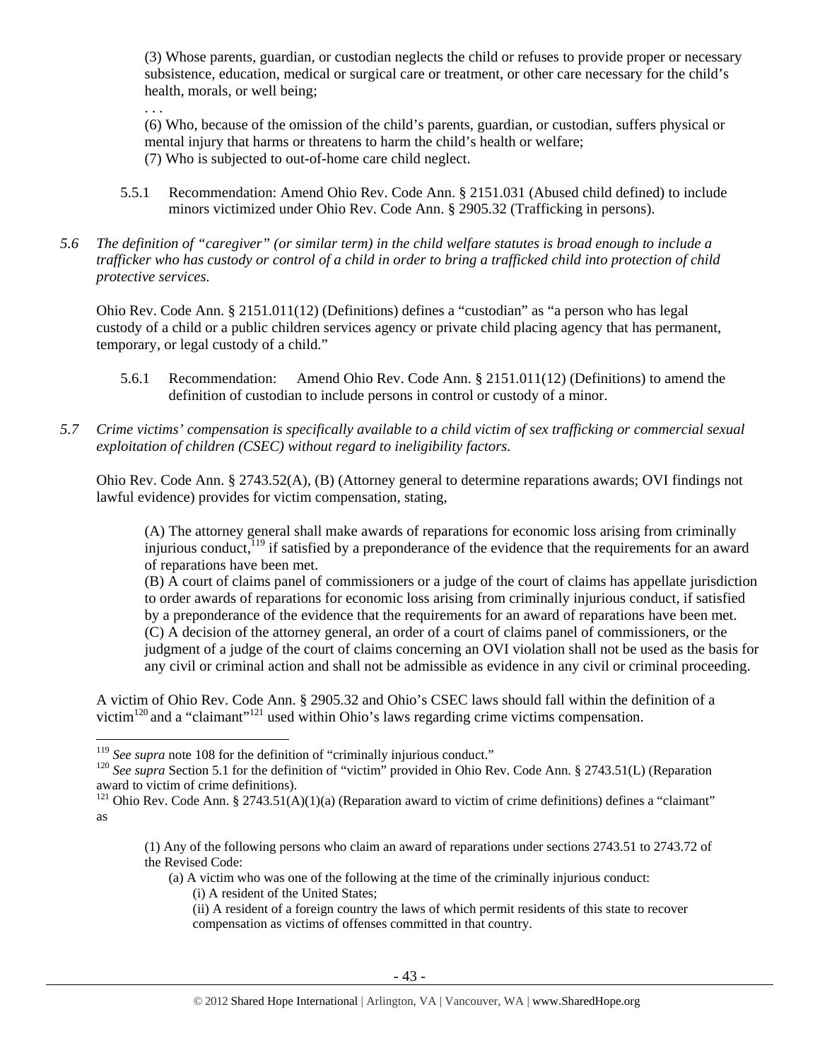(3) Whose parents, guardian, or custodian neglects the child or refuses to provide proper or necessary subsistence, education, medical or surgical care or treatment, or other care necessary for the child's health, morals, or well being;

. . .

(6) Who, because of the omission of the child's parents, guardian, or custodian, suffers physical or mental injury that harms or threatens to harm the child's health or welfare;

(7) Who is subjected to out-of-home care child neglect.

5.5.1 Recommendation: Amend Ohio Rev. Code Ann. § 2151.031 (Abused child defined) to include minors victimized under Ohio Rev. Code Ann. § 2905.32 (Trafficking in persons).

*5.6 The definition of "caregiver" (or similar term) in the child welfare statutes is broad enough to include a trafficker who has custody or control of a child in order to bring a trafficked child into protection of child protective services.*

Ohio Rev. Code Ann. § 2151.011(12) (Definitions) defines a "custodian" as "a person who has legal custody of a child or a public children services agency or private child placing agency that has permanent, temporary, or legal custody of a child."

5.6.1 Recommendation: Amend Ohio Rev. Code Ann. § 2151.011(12) (Definitions) to amend the definition of custodian to include persons in control or custody of a minor.

*5.7 Crime victims' compensation is specifically available to a child victim of sex trafficking or commercial sexual exploitation of children (CSEC) without regard to ineligibility factors.*

Ohio Rev. Code Ann. § 2743.52(A), (B) (Attorney general to determine reparations awards; OVI findings not lawful evidence) provides for victim compensation, stating,

> (A) The attorney general shall make awards of reparations for economic loss arising from criminally injurious conduct,[119] if satisfied by a preponderance of the evidence that the requirements for an award of reparations have been met.
> (B) A court of claims panel of commissioners or a judge of the court of claims has appellate jurisdiction to order awards of reparations for economic loss arising from criminally injurious conduct, if satisfied by a preponderance of the evidence that the requirements for an award of reparations have been met.
> (C) A decision of the attorney general, an order of a court of claims panel of commissioners, or the judgment of a judge of the court of claims concerning an OVI violation shall not be used as the basis for any civil or criminal action and shall not be admissible as evidence in any civil or criminal proceeding.

A victim of Ohio Rev. Code Ann. § 2905.32 and Ohio's CSEC laws should fall within the definition of a victim[120] and a "claimant"[121] used within Ohio's laws regarding crime victims compensation.

---

[119] *See supra* note 108 for the definition of "criminally injurious conduct."

[120] *See supra* Section 5.1 for the definition of "victim" provided in Ohio Rev. Code Ann. § 2743.51(L) (Reparation award to victim of crime definitions).

[121] Ohio Rev. Code Ann. § 2743.51(A)(1)(a) (Reparation award to victim of crime definitions) defines a "claimant" as

> (1) Any of the following persons who claim an award of reparations under sections 2743.51 to 2743.72 of the Revised Code:
> (a) A victim who was one of the following at the time of the criminally injurious conduct:
> (i) A resident of the United States;
> (ii) A resident of a foreign country the laws of which permit residents of this state to recover compensation as victims of offenses committed in that country.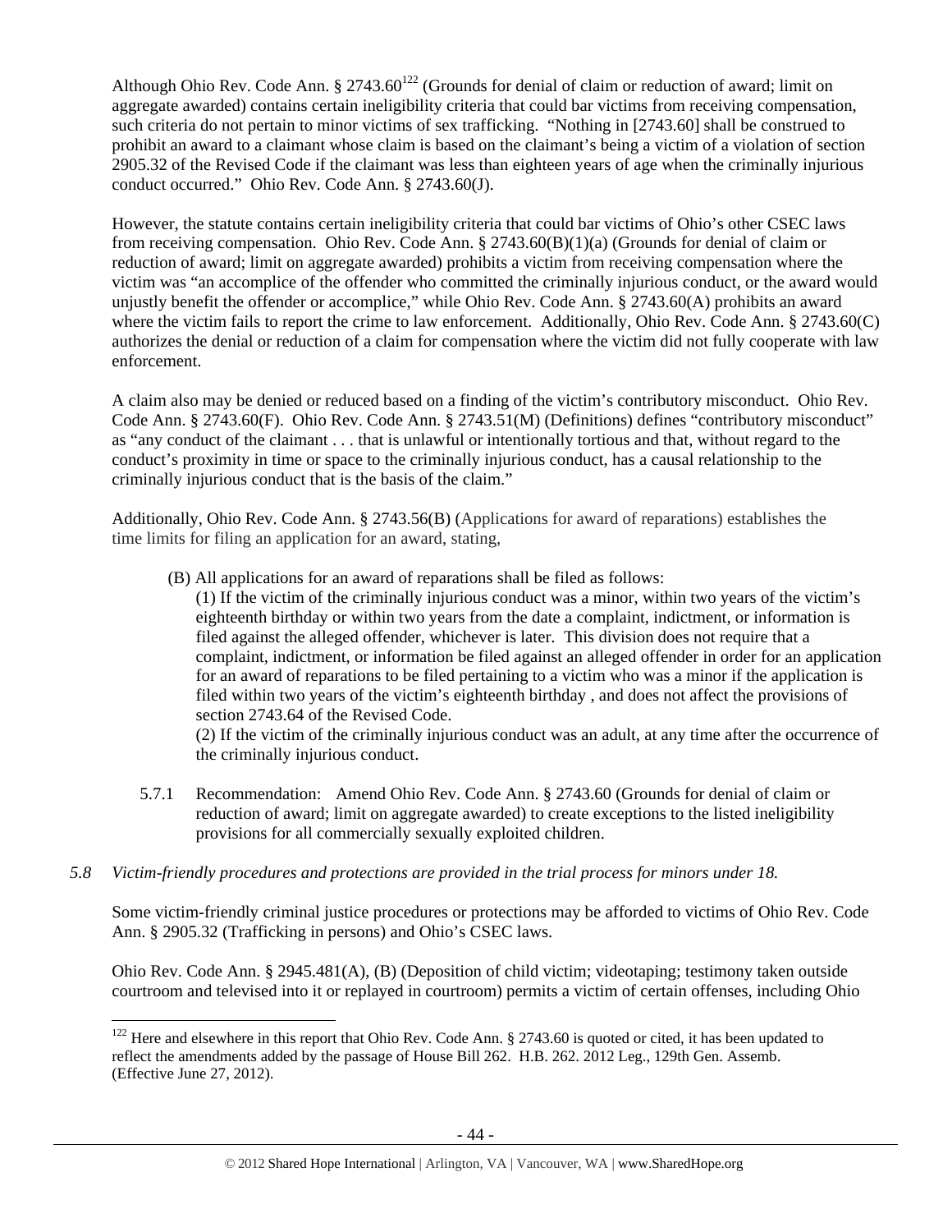Although Ohio Rev. Code Ann. § 2743.60[122] (Grounds for denial of claim or reduction of award; limit on aggregate awarded) contains certain ineligibility criteria that could bar victims from receiving compensation, such criteria do not pertain to minor victims of sex trafficking. "Nothing in [2743.60] shall be construed to prohibit an award to a claimant whose claim is based on the claimant's being a victim of a violation of section 2905.32 of the Revised Code if the claimant was less than eighteen years of age when the criminally injurious conduct occurred." Ohio Rev. Code Ann. § 2743.60(J).

However, the statute contains certain ineligibility criteria that could bar victims of Ohio's other CSEC laws from receiving compensation. Ohio Rev. Code Ann. § 2743.60(B)(1)(a) (Grounds for denial of claim or reduction of award; limit on aggregate awarded) prohibits a victim from receiving compensation where the victim was "an accomplice of the offender who committed the criminally injurious conduct, or the award would unjustly benefit the offender or accomplice," while Ohio Rev. Code Ann. § 2743.60(A) prohibits an award where the victim fails to report the crime to law enforcement. Additionally, Ohio Rev. Code Ann. § 2743.60(C) authorizes the denial or reduction of a claim for compensation where the victim did not fully cooperate with law enforcement.

A claim also may be denied or reduced based on a finding of the victim's contributory misconduct. Ohio Rev. Code Ann. § 2743.60(F). Ohio Rev. Code Ann. § 2743.51(M) (Definitions) defines "contributory misconduct" as "any conduct of the claimant . . . that is unlawful or intentionally tortious and that, without regard to the conduct's proximity in time or space to the criminally injurious conduct, has a causal relationship to the criminally injurious conduct that is the basis of the claim."

Additionally, Ohio Rev. Code Ann. § 2743.56(B) (Applications for award of reparations) establishes the time limits for filing an application for an award, stating,

> (B) All applications for an award of reparations shall be filed as follows:
>
> (1) If the victim of the criminally injurious conduct was a minor, within two years of the victim's eighteenth birthday or within two years from the date a complaint, indictment, or information is filed against the alleged offender, whichever is later. This division does not require that a complaint, indictment, or information be filed against an alleged offender in order for an application for an award of reparations to be filed pertaining to a victim who was a minor if the application is filed within two years of the victim's eighteenth birthday , and does not affect the provisions of section 2743.64 of the Revised Code.
>
> (2) If the victim of the criminally injurious conduct was an adult, at any time after the occurrence of the criminally injurious conduct.

5.7.1 Recommendation: Amend Ohio Rev. Code Ann. § 2743.60 (Grounds for denial of claim or reduction of award; limit on aggregate awarded) to create exceptions to the listed ineligibility provisions for all commercially sexually exploited children.

*5.8 Victim-friendly procedures and protections are provided in the trial process for minors under 18.*

Some victim-friendly criminal justice procedures or protections may be afforded to victims of Ohio Rev. Code Ann. § 2905.32 (Trafficking in persons) and Ohio's CSEC laws.

Ohio Rev. Code Ann. § 2945.481(A), (B) (Deposition of child victim; videotaping; testimony taken outside courtroom and televised into it or replayed in courtroom) permits a victim of certain offenses, including Ohio

[122] Here and elsewhere in this report that Ohio Rev. Code Ann. § 2743.60 is quoted or cited, it has been updated to reflect the amendments added by the passage of House Bill 262. H.B. 262. 2012 Leg., 129th Gen. Assemb. (Effective June 27, 2012).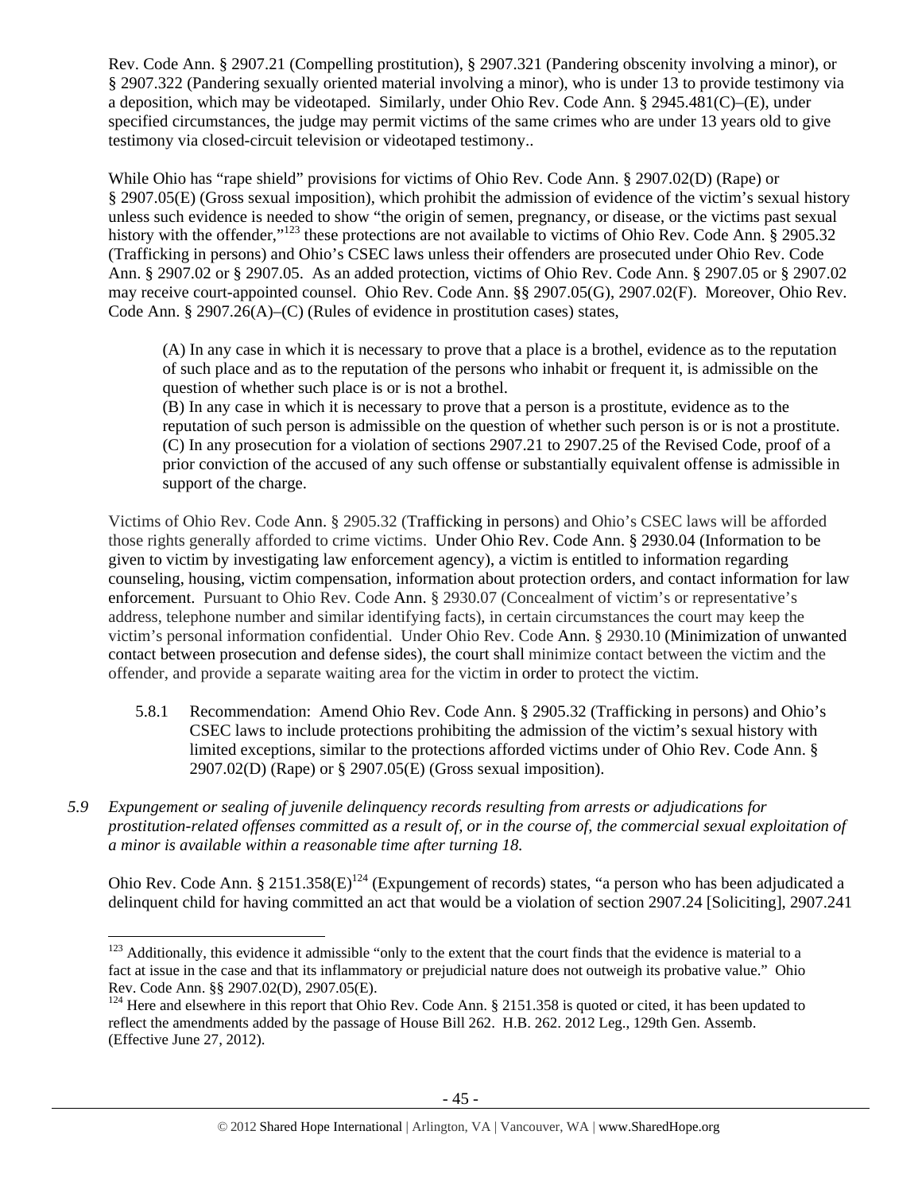Rev. Code Ann. § 2907.21 (Compelling prostitution), § 2907.321 (Pandering obscenity involving a minor), or § 2907.322 (Pandering sexually oriented material involving a minor), who is under 13 to provide testimony via a deposition, which may be videotaped. Similarly, under Ohio Rev. Code Ann. § 2945.481(C)–(E), under specified circumstances, the judge may permit victims of the same crimes who are under 13 years old to give testimony via closed-circuit television or videotaped testimony..

While Ohio has "rape shield" provisions for victims of Ohio Rev. Code Ann. § 2907.02(D) (Rape) or § 2907.05(E) (Gross sexual imposition), which prohibit the admission of evidence of the victim's sexual history unless such evidence is needed to show "the origin of semen, pregnancy, or disease, or the victims past sexual history with the offender,"[123] these protections are not available to victims of Ohio Rev. Code Ann. § 2905.32 (Trafficking in persons) and Ohio's CSEC laws unless their offenders are prosecuted under Ohio Rev. Code Ann. § 2907.02 or § 2907.05. As an added protection, victims of Ohio Rev. Code Ann. § 2907.05 or § 2907.02 may receive court-appointed counsel. Ohio Rev. Code Ann. §§ 2907.05(G), 2907.02(F). Moreover, Ohio Rev. Code Ann. § 2907.26(A)–(C) (Rules of evidence in prostitution cases) states,

> (A) In any case in which it is necessary to prove that a place is a brothel, evidence as to the reputation of such place and as to the reputation of the persons who inhabit or frequent it, is admissible on the question of whether such place is or is not a brothel.
> (B) In any case in which it is necessary to prove that a person is a prostitute, evidence as to the reputation of such person is admissible on the question of whether such person is or is not a prostitute.
> (C) In any prosecution for a violation of sections 2907.21 to 2907.25 of the Revised Code, proof of a prior conviction of the accused of any such offense or substantially equivalent offense is admissible in support of the charge.

Victims of Ohio Rev. Code Ann. § 2905.32 (Trafficking in persons) and Ohio's CSEC laws will be afforded those rights generally afforded to crime victims. Under Ohio Rev. Code Ann. § 2930.04 (Information to be given to victim by investigating law enforcement agency), a victim is entitled to information regarding counseling, housing, victim compensation, information about protection orders, and contact information for law enforcement. Pursuant to Ohio Rev. Code Ann. § 2930.07 (Concealment of victim's or representative's address, telephone number and similar identifying facts), in certain circumstances the court may keep the victim's personal information confidential. Under Ohio Rev. Code Ann. § 2930.10 (Minimization of unwanted contact between prosecution and defense sides), the court shall minimize contact between the victim and the offender, and provide a separate waiting area for the victim in order to protect the victim.

5.8.1 Recommendation: Amend Ohio Rev. Code Ann. § 2905.32 (Trafficking in persons) and Ohio's CSEC laws to include protections prohibiting the admission of the victim's sexual history with limited exceptions, similar to the protections afforded victims under of Ohio Rev. Code Ann. § 2907.02(D) (Rape) or § 2907.05(E) (Gross sexual imposition).

*5.9 Expungement or sealing of juvenile delinquency records resulting from arrests or adjudications for prostitution-related offenses committed as a result of, or in the course of, the commercial sexual exploitation of a minor is available within a reasonable time after turning 18.*

Ohio Rev. Code Ann. § 2151.358(E)[124] (Expungement of records) states, "a person who has been adjudicated a delinquent child for having committed an act that would be a violation of section 2907.24 [Soliciting], 2907.241

---

[123] Additionally, this evidence it admissible "only to the extent that the court finds that the evidence is material to a fact at issue in the case and that its inflammatory or prejudicial nature does not outweigh its probative value." Ohio Rev. Code Ann. §§ 2907.02(D), 2907.05(E).

[124] Here and elsewhere in this report that Ohio Rev. Code Ann. § 2151.358 is quoted or cited, it has been updated to reflect the amendments added by the passage of House Bill 262. H.B. 262. 2012 Leg., 129th Gen. Assemb. (Effective June 27, 2012).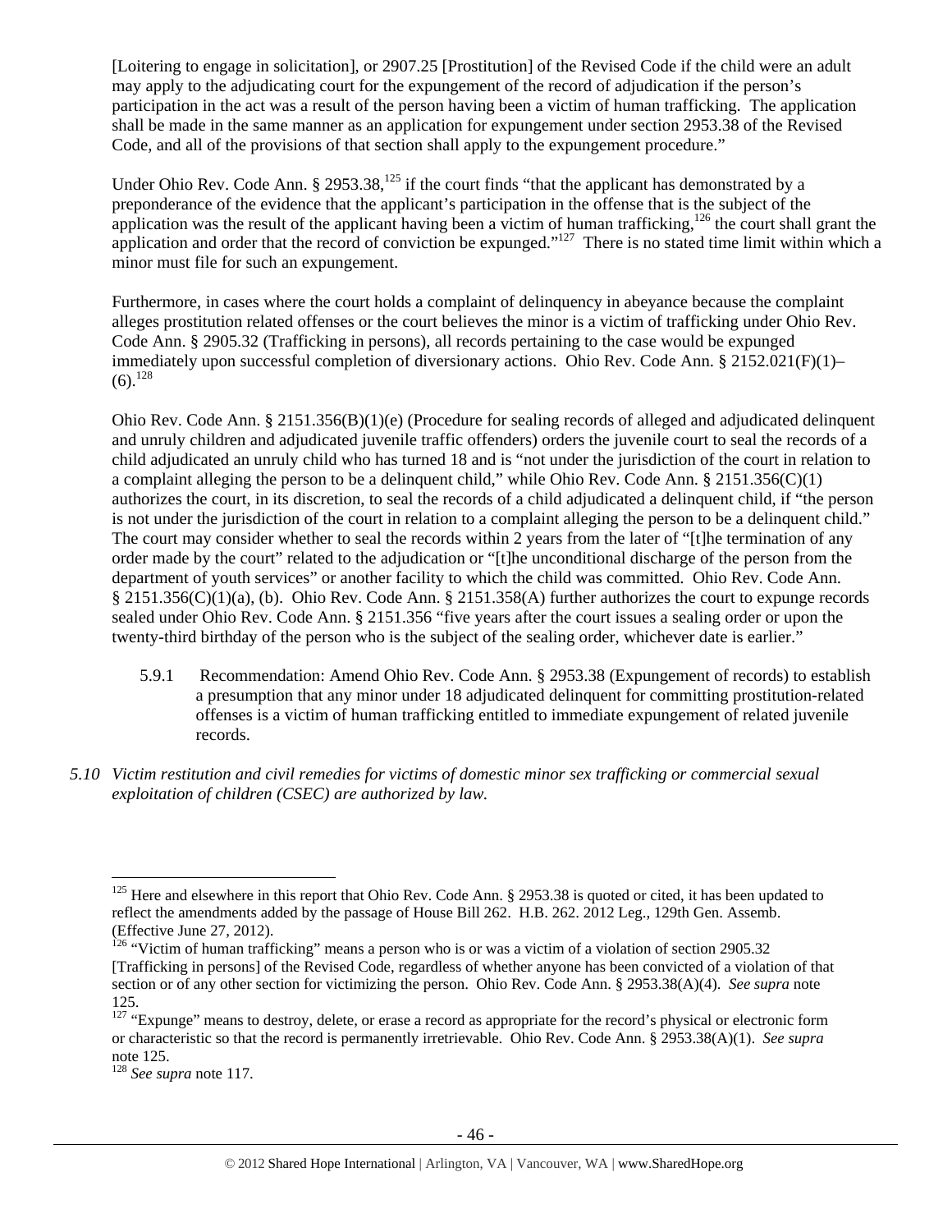[Loitering to engage in solicitation], or 2907.25 [Prostitution] of the Revised Code if the child were an adult may apply to the adjudicating court for the expungement of the record of adjudication if the person's participation in the act was a result of the person having been a victim of human trafficking. The application shall be made in the same manner as an application for expungement under section 2953.38 of the Revised Code, and all of the provisions of that section shall apply to the expungement procedure."

Under Ohio Rev. Code Ann. § 2953.38,[125] if the court finds "that the applicant has demonstrated by a preponderance of the evidence that the applicant's participation in the offense that is the subject of the application was the result of the applicant having been a victim of human trafficking,[126] the court shall grant the application and order that the record of conviction be expunged."[127] There is no stated time limit within which a minor must file for such an expungement.

Furthermore, in cases where the court holds a complaint of delinquency in abeyance because the complaint alleges prostitution related offenses or the court believes the minor is a victim of trafficking under Ohio Rev. Code Ann. § 2905.32 (Trafficking in persons), all records pertaining to the case would be expunged immediately upon successful completion of diversionary actions. Ohio Rev. Code Ann. § 2152.021(F)(1)–(6).[128]

Ohio Rev. Code Ann. § 2151.356(B)(1)(e) (Procedure for sealing records of alleged and adjudicated delinquent and unruly children and adjudicated juvenile traffic offenders) orders the juvenile court to seal the records of a child adjudicated an unruly child who has turned 18 and is "not under the jurisdiction of the court in relation to a complaint alleging the person to be a delinquent child," while Ohio Rev. Code Ann. § 2151.356(C)(1) authorizes the court, in its discretion, to seal the records of a child adjudicated a delinquent child, if "the person is not under the jurisdiction of the court in relation to a complaint alleging the person to be a delinquent child." The court may consider whether to seal the records within 2 years from the later of "[t]he termination of any order made by the court" related to the adjudication or "[t]he unconditional discharge of the person from the department of youth services" or another facility to which the child was committed. Ohio Rev. Code Ann. § 2151.356(C)(1)(a), (b). Ohio Rev. Code Ann. § 2151.358(A) further authorizes the court to expunge records sealed under Ohio Rev. Code Ann. § 2151.356 "five years after the court issues a sealing order or upon the twenty-third birthday of the person who is the subject of the sealing order, whichever date is earlier."

5.9.1 Recommendation: Amend Ohio Rev. Code Ann. § 2953.38 (Expungement of records) to establish a presumption that any minor under 18 adjudicated delinquent for committing prostitution-related offenses is a victim of human trafficking entitled to immediate expungement of related juvenile records.

*5.10 Victim restitution and civil remedies for victims of domestic minor sex trafficking or commercial sexual exploitation of children (CSEC) are authorized by law.*

---

[125] Here and elsewhere in this report that Ohio Rev. Code Ann. § 2953.38 is quoted or cited, it has been updated to reflect the amendments added by the passage of House Bill 262. H.B. 262. 2012 Leg., 129th Gen. Assemb. (Effective June 27, 2012).

[126] "Victim of human trafficking" means a person who is or was a victim of a violation of section 2905.32 [Trafficking in persons] of the Revised Code, regardless of whether anyone has been convicted of a violation of that section or of any other section for victimizing the person. Ohio Rev. Code Ann. § 2953.38(A)(4). *See supra* note 125.

[127] "Expunge" means to destroy, delete, or erase a record as appropriate for the record's physical or electronic form or characteristic so that the record is permanently irretrievable. Ohio Rev. Code Ann. § 2953.38(A)(1). *See supra* note 125.

[128] *See supra* note 117.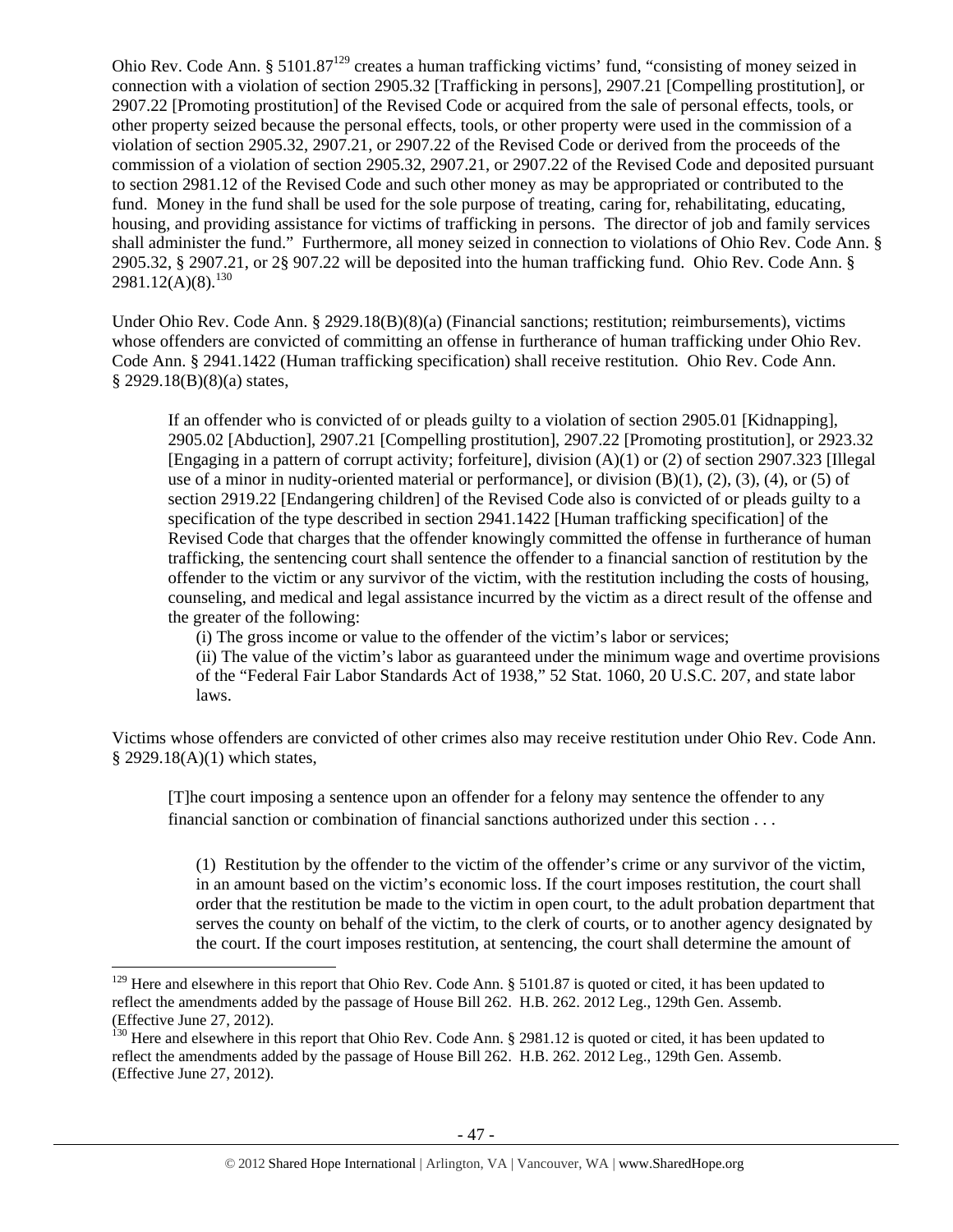Ohio Rev. Code Ann. § 5101.87[129] creates a human trafficking victims' fund, "consisting of money seized in connection with a violation of section 2905.32 [Trafficking in persons], 2907.21 [Compelling prostitution], or 2907.22 [Promoting prostitution] of the Revised Code or acquired from the sale of personal effects, tools, or other property seized because the personal effects, tools, or other property were used in the commission of a violation of section 2905.32, 2907.21, or 2907.22 of the Revised Code or derived from the proceeds of the commission of a violation of section 2905.32, 2907.21, or 2907.22 of the Revised Code and deposited pursuant to section 2981.12 of the Revised Code and such other money as may be appropriated or contributed to the fund. Money in the fund shall be used for the sole purpose of treating, caring for, rehabilitating, educating, housing, and providing assistance for victims of trafficking in persons. The director of job and family services shall administer the fund." Furthermore, all money seized in connection to violations of Ohio Rev. Code Ann. § 2905.32, § 2907.21, or 2§ 907.22 will be deposited into the human trafficking fund. Ohio Rev. Code Ann. § 2981.12(A)(8).[130]

Under Ohio Rev. Code Ann. § 2929.18(B)(8)(a) (Financial sanctions; restitution; reimbursements), victims whose offenders are convicted of committing an offense in furtherance of human trafficking under Ohio Rev. Code Ann. § 2941.1422 (Human trafficking specification) shall receive restitution. Ohio Rev. Code Ann. § 2929.18(B)(8)(a) states,

> If an offender who is convicted of or pleads guilty to a violation of section 2905.01 [Kidnapping], 2905.02 [Abduction], 2907.21 [Compelling prostitution], 2907.22 [Promoting prostitution], or 2923.32 [Engaging in a pattern of corrupt activity; forfeiture], division (A)(1) or (2) of section 2907.323 [Illegal use of a minor in nudity-oriented material or performance], or division (B)(1), (2), (3), (4), or (5) of section 2919.22 [Endangering children] of the Revised Code also is convicted of or pleads guilty to a specification of the type described in section 2941.1422 [Human trafficking specification] of the Revised Code that charges that the offender knowingly committed the offense in furtherance of human trafficking, the sentencing court shall sentence the offender to a financial sanction of restitution by the offender to the victim or any survivor of the victim, with the restitution including the costs of housing, counseling, and medical and legal assistance incurred by the victim as a direct result of the offense and the greater of the following:
>
> (i) The gross income or value to the offender of the victim's labor or services;
>
> (ii) The value of the victim's labor as guaranteed under the minimum wage and overtime provisions of the "Federal Fair Labor Standards Act of 1938," 52 Stat. 1060, 20 U.S.C. 207, and state labor laws.

Victims whose offenders are convicted of other crimes also may receive restitution under Ohio Rev. Code Ann. § 2929.18(A)(1) which states,

> [T]he court imposing a sentence upon an offender for a felony may sentence the offender to any financial sanction or combination of financial sanctions authorized under this section . . .
>
> (1) Restitution by the offender to the victim of the offender's crime or any survivor of the victim, in an amount based on the victim's economic loss. If the court imposes restitution, the court shall order that the restitution be made to the victim in open court, to the adult probation department that serves the county on behalf of the victim, to the clerk of courts, or to another agency designated by the court. If the court imposes restitution, at sentencing, the court shall determine the amount of

---

[129] Here and elsewhere in this report that Ohio Rev. Code Ann. § 5101.87 is quoted or cited, it has been updated to reflect the amendments added by the passage of House Bill 262. H.B. 262. 2012 Leg., 129th Gen. Assemb. (Effective June 27, 2012).

[130] Here and elsewhere in this report that Ohio Rev. Code Ann. § 2981.12 is quoted or cited, it has been updated to reflect the amendments added by the passage of House Bill 262. H.B. 262. 2012 Leg., 129th Gen. Assemb. (Effective June 27, 2012).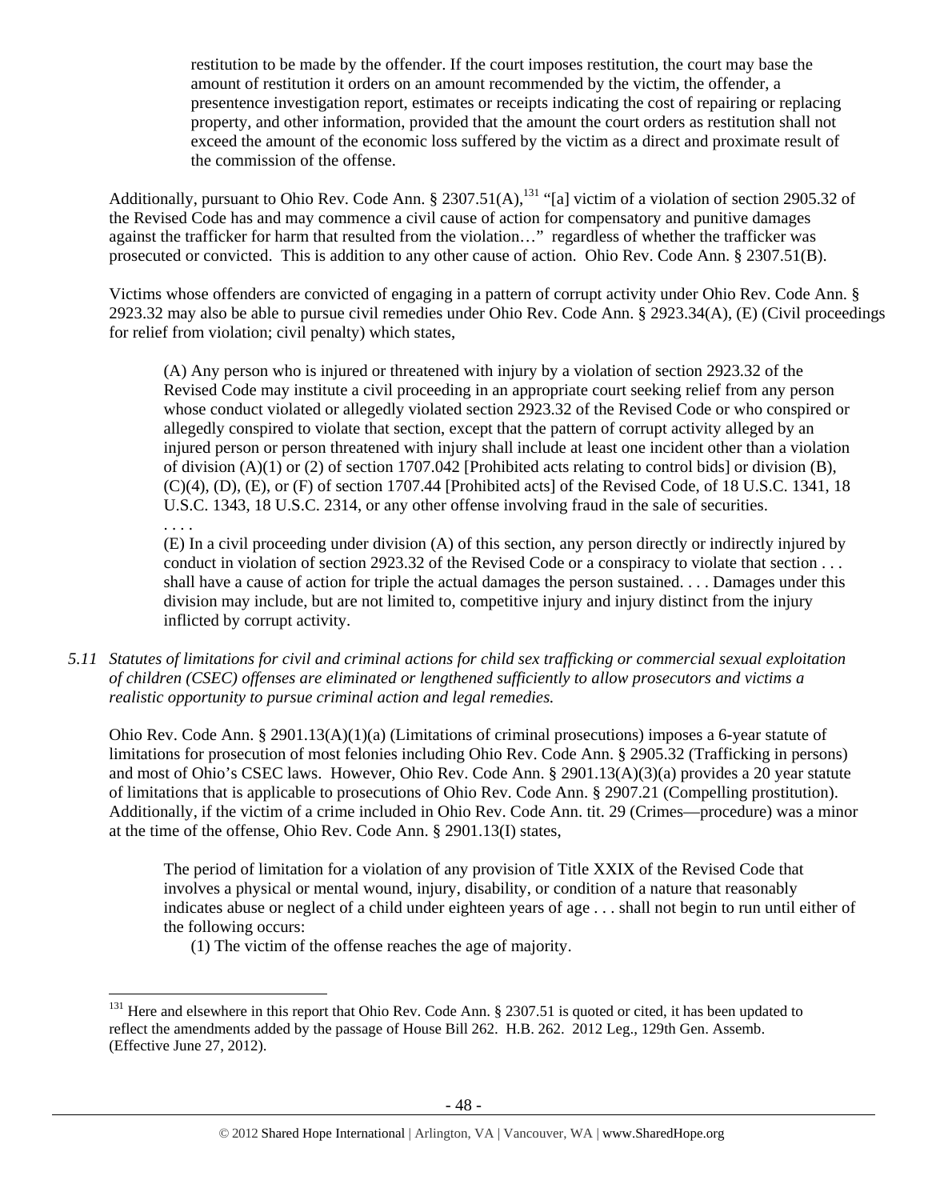> restitution to be made by the offender. If the court imposes restitution, the court may base the amount of restitution it orders on an amount recommended by the victim, the offender, a presentence investigation report, estimates or receipts indicating the cost of repairing or replacing property, and other information, provided that the amount the court orders as restitution shall not exceed the amount of the economic loss suffered by the victim as a direct and proximate result of the commission of the offense.

Additionally, pursuant to Ohio Rev. Code Ann. § 2307.51(A),[131] "[a] victim of a violation of section 2905.32 of the Revised Code has and may commence a civil cause of action for compensatory and punitive damages against the trafficker for harm that resulted from the violation…" regardless of whether the trafficker was prosecuted or convicted. This is addition to any other cause of action. Ohio Rev. Code Ann. § 2307.51(B).

Victims whose offenders are convicted of engaging in a pattern of corrupt activity under Ohio Rev. Code Ann. § 2923.32 may also be able to pursue civil remedies under Ohio Rev. Code Ann. § 2923.34(A), (E) (Civil proceedings for relief from violation; civil penalty) which states,

> (A) Any person who is injured or threatened with injury by a violation of section 2923.32 of the Revised Code may institute a civil proceeding in an appropriate court seeking relief from any person whose conduct violated or allegedly violated section 2923.32 of the Revised Code or who conspired or allegedly conspired to violate that section, except that the pattern of corrupt activity alleged by an injured person or person threatened with injury shall include at least one incident other than a violation of division (A)(1) or (2) of section 1707.042 [Prohibited acts relating to control bids] or division (B), (C)(4), (D), (E), or (F) of section 1707.44 [Prohibited acts] of the Revised Code, of 18 U.S.C. 1341, 18 U.S.C. 1343, 18 U.S.C. 2314, or any other offense involving fraud in the sale of securities.
> . . . .
> (E) In a civil proceeding under division (A) of this section, any person directly or indirectly injured by conduct in violation of section 2923.32 of the Revised Code or a conspiracy to violate that section . . . shall have a cause of action for triple the actual damages the person sustained. . . . Damages under this division may include, but are not limited to, competitive injury and injury distinct from the injury inflicted by corrupt activity.

*5.11 Statutes of limitations for civil and criminal actions for child sex trafficking or commercial sexual exploitation of children (CSEC) offenses are eliminated or lengthened sufficiently to allow prosecutors and victims a realistic opportunity to pursue criminal action and legal remedies.*

Ohio Rev. Code Ann. § 2901.13(A)(1)(a) (Limitations of criminal prosecutions) imposes a 6-year statute of limitations for prosecution of most felonies including Ohio Rev. Code Ann. § 2905.32 (Trafficking in persons) and most of Ohio's CSEC laws. However, Ohio Rev. Code Ann. § 2901.13(A)(3)(a) provides a 20 year statute of limitations that is applicable to prosecutions of Ohio Rev. Code Ann. § 2907.21 (Compelling prostitution). Additionally, if the victim of a crime included in Ohio Rev. Code Ann. tit. 29 (Crimes—procedure) was a minor at the time of the offense, Ohio Rev. Code Ann. § 2901.13(I) states,

> The period of limitation for a violation of any provision of Title XXIX of the Revised Code that involves a physical or mental wound, injury, disability, or condition of a nature that reasonably indicates abuse or neglect of a child under eighteen years of age . . . shall not begin to run until either of the following occurs:
> (1) The victim of the offense reaches the age of majority.

[131] Here and elsewhere in this report that Ohio Rev. Code Ann. § 2307.51 is quoted or cited, it has been updated to reflect the amendments added by the passage of House Bill 262. H.B. 262. 2012 Leg., 129th Gen. Assemb. (Effective June 27, 2012).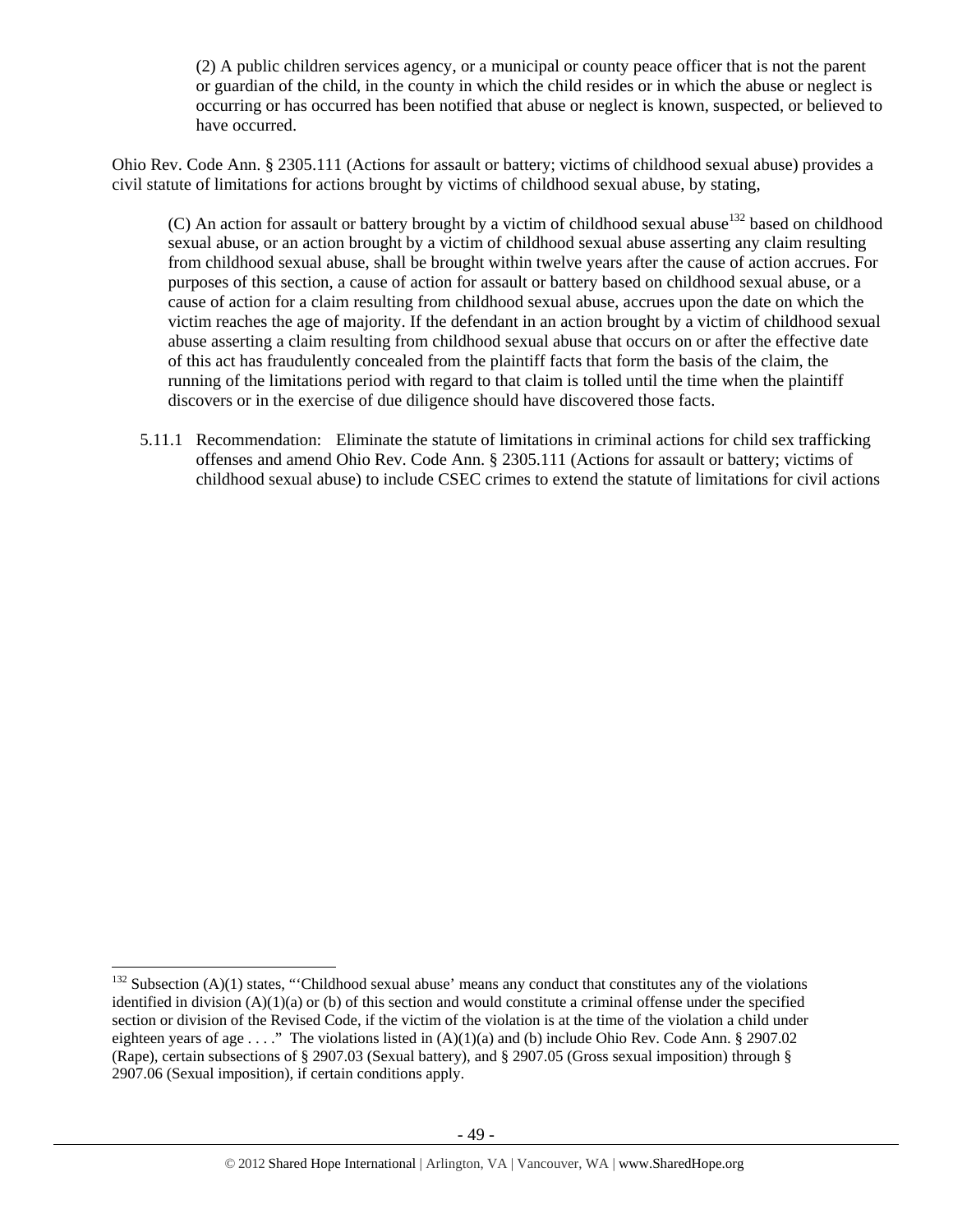(2) A public children services agency, or a municipal or county peace officer that is not the parent or guardian of the child, in the county in which the child resides or in which the abuse or neglect is occurring or has occurred has been notified that abuse or neglect is known, suspected, or believed to have occurred.

Ohio Rev. Code Ann. § 2305.111 (Actions for assault or battery; victims of childhood sexual abuse) provides a civil statute of limitations for actions brought by victims of childhood sexual abuse, by stating,

> (C) An action for assault or battery brought by a victim of childhood sexual abuse[132] based on childhood sexual abuse, or an action brought by a victim of childhood sexual abuse asserting any claim resulting from childhood sexual abuse, shall be brought within twelve years after the cause of action accrues. For purposes of this section, a cause of action for assault or battery based on childhood sexual abuse, or a cause of action for a claim resulting from childhood sexual abuse, accrues upon the date on which the victim reaches the age of majority. If the defendant in an action brought by a victim of childhood sexual abuse asserting a claim resulting from childhood sexual abuse that occurs on or after the effective date of this act has fraudulently concealed from the plaintiff facts that form the basis of the claim, the running of the limitations period with regard to that claim is tolled until the time when the plaintiff discovers or in the exercise of due diligence should have discovered those facts.

5.11.1 Recommendation: Eliminate the statute of limitations in criminal actions for child sex trafficking offenses and amend Ohio Rev. Code Ann. § 2305.111 (Actions for assault or battery; victims of childhood sexual abuse) to include CSEC crimes to extend the statute of limitations for civil actions

---

[132] Subsection (A)(1) states, "'Childhood sexual abuse' means any conduct that constitutes any of the violations identified in division (A)(1)(a) or (b) of this section and would constitute a criminal offense under the specified section or division of the Revised Code, if the victim of the violation is at the time of the violation a child under eighteen years of age . . . ." The violations listed in (A)(1)(a) and (b) include Ohio Rev. Code Ann. § 2907.02 (Rape), certain subsections of § 2907.03 (Sexual battery), and § 2907.05 (Gross sexual imposition) through § 2907.06 (Sexual imposition), if certain conditions apply.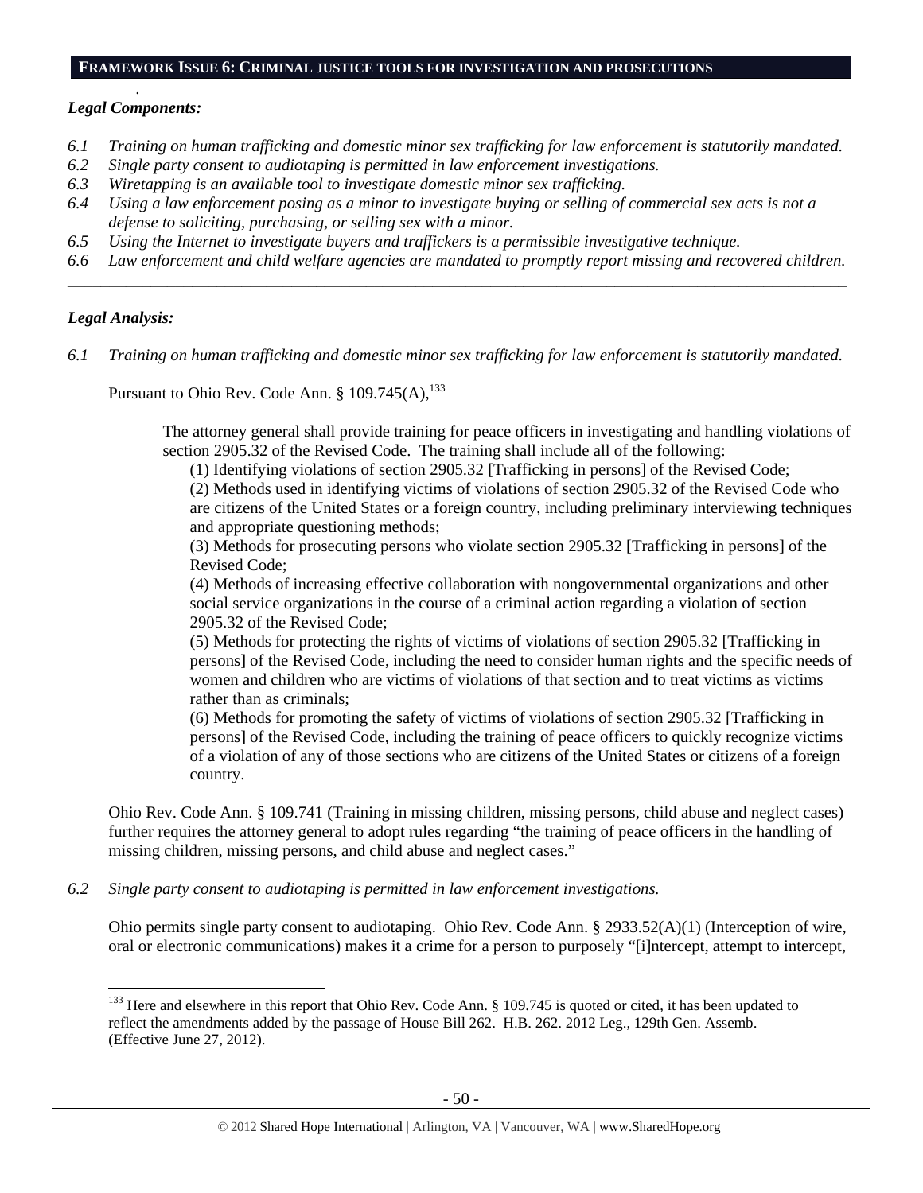## FRAMEWORK ISSUE 6: CRIMINAL JUSTICE TOOLS FOR INVESTIGATION AND PROSECUTIONS

*Legal Components:*

*6.1 Training on human trafficking and domestic minor sex trafficking for law enforcement is statutorily mandated.*
*6.2 Single party consent to audiotaping is permitted in law enforcement investigations.*
*6.3 Wiretapping is an available tool to investigate domestic minor sex trafficking.*
*6.4 Using a law enforcement posing as a minor to investigate buying or selling of commercial sex acts is not a defense to soliciting, purchasing, or selling sex with a minor.*
*6.5 Using the Internet to investigate buyers and traffickers is a permissible investigative technique.*
*6.6 Law enforcement and child welfare agencies are mandated to promptly report missing and recovered children.*

---

*Legal Analysis:*

*6.1 Training on human trafficking and domestic minor sex trafficking for law enforcement is statutorily mandated.*

Pursuant to Ohio Rev. Code Ann. § 109.745(A),[133]

> The attorney general shall provide training for peace officers in investigating and handling violations of section 2905.32 of the Revised Code. The training shall include all of the following:
> (1) Identifying violations of section 2905.32 [Trafficking in persons] of the Revised Code;
> (2) Methods used in identifying victims of violations of section 2905.32 of the Revised Code who are citizens of the United States or a foreign country, including preliminary interviewing techniques and appropriate questioning methods;
> (3) Methods for prosecuting persons who violate section 2905.32 [Trafficking in persons] of the Revised Code;
> (4) Methods of increasing effective collaboration with nongovernmental organizations and other social service organizations in the course of a criminal action regarding a violation of section 2905.32 of the Revised Code;
> (5) Methods for protecting the rights of victims of violations of section 2905.32 [Trafficking in persons] of the Revised Code, including the need to consider human rights and the specific needs of women and children who are victims of violations of that section and to treat victims as victims rather than as criminals;
> (6) Methods for promoting the safety of victims of violations of section 2905.32 [Trafficking in persons] of the Revised Code, including the training of peace officers to quickly recognize victims of a violation of any of those sections who are citizens of the United States or citizens of a foreign country.

Ohio Rev. Code Ann. § 109.741 (Training in missing children, missing persons, child abuse and neglect cases) further requires the attorney general to adopt rules regarding "the training of peace officers in the handling of missing children, missing persons, and child abuse and neglect cases."

*6.2 Single party consent to audiotaping is permitted in law enforcement investigations.*

Ohio permits single party consent to audiotaping. Ohio Rev. Code Ann. § 2933.52(A)(1) (Interception of wire, oral or electronic communications) makes it a crime for a person to purposely "[i]ntercept, attempt to intercept,

---

[133] Here and elsewhere in this report that Ohio Rev. Code Ann. § 109.745 is quoted or cited, it has been updated to reflect the amendments added by the passage of House Bill 262. H.B. 262. 2012 Leg., 129th Gen. Assemb. (Effective June 27, 2012).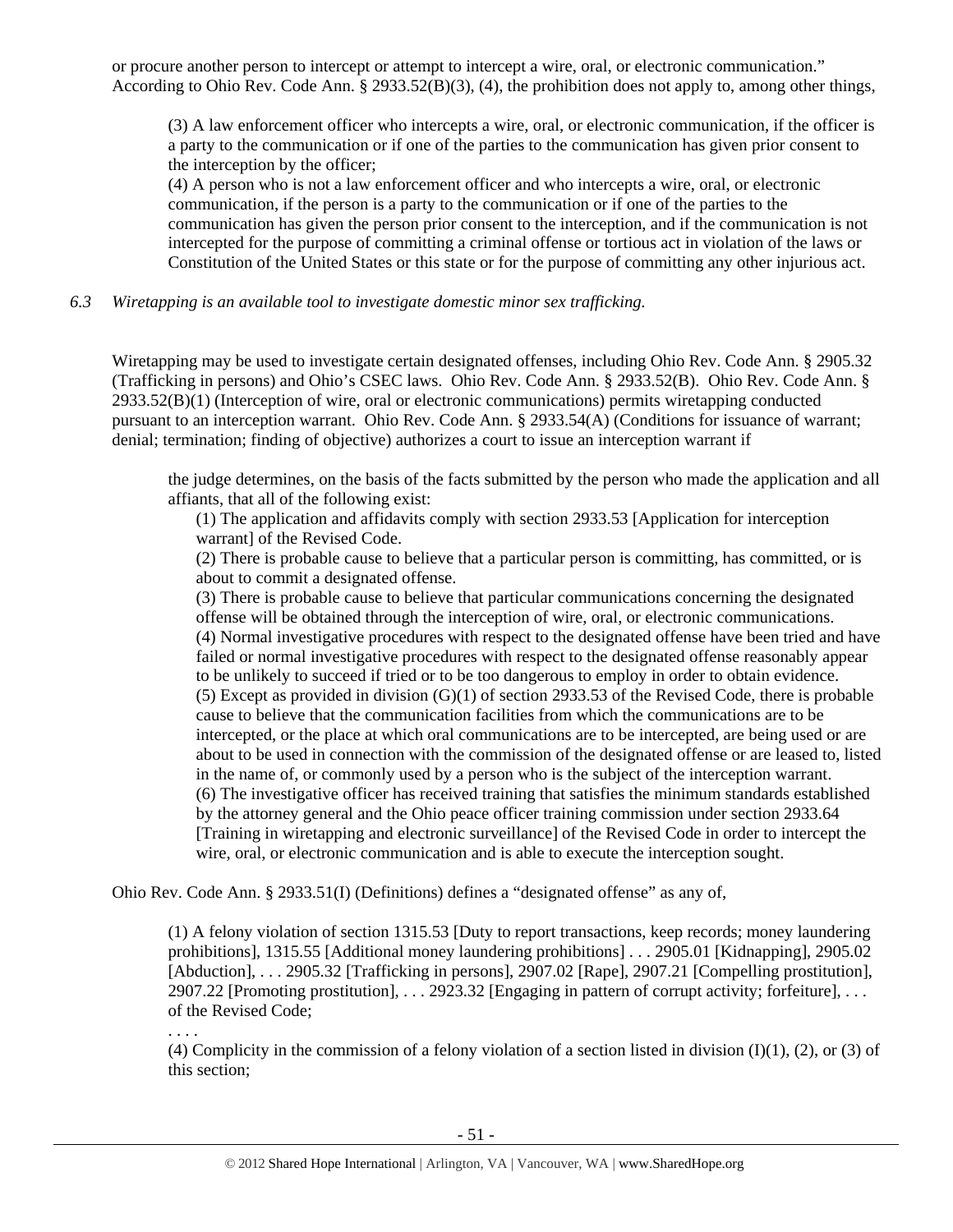or procure another person to intercept or attempt to intercept a wire, oral, or electronic communication." According to Ohio Rev. Code Ann. § 2933.52(B)(3), (4), the prohibition does not apply to, among other things,

> (3) A law enforcement officer who intercepts a wire, oral, or electronic communication, if the officer is a party to the communication or if one of the parties to the communication has given prior consent to the interception by the officer;
> (4) A person who is not a law enforcement officer and who intercepts a wire, oral, or electronic communication, if the person is a party to the communication or if one of the parties to the communication has given the person prior consent to the interception, and if the communication is not intercepted for the purpose of committing a criminal offense or tortious act in violation of the laws or Constitution of the United States or this state or for the purpose of committing any other injurious act.

*6.3 Wiretapping is an available tool to investigate domestic minor sex trafficking.*

Wiretapping may be used to investigate certain designated offenses, including Ohio Rev. Code Ann. § 2905.32 (Trafficking in persons) and Ohio's CSEC laws. Ohio Rev. Code Ann. § 2933.52(B). Ohio Rev. Code Ann. § 2933.52(B)(1) (Interception of wire, oral or electronic communications) permits wiretapping conducted pursuant to an interception warrant. Ohio Rev. Code Ann. § 2933.54(A) (Conditions for issuance of warrant; denial; termination; finding of objective) authorizes a court to issue an interception warrant if

> the judge determines, on the basis of the facts submitted by the person who made the application and all affiants, that all of the following exist:
> (1) The application and affidavits comply with section 2933.53 [Application for interception warrant] of the Revised Code.
> (2) There is probable cause to believe that a particular person is committing, has committed, or is about to commit a designated offense.
> (3) There is probable cause to believe that particular communications concerning the designated offense will be obtained through the interception of wire, oral, or electronic communications.
> (4) Normal investigative procedures with respect to the designated offense have been tried and have failed or normal investigative procedures with respect to the designated offense reasonably appear to be unlikely to succeed if tried or to be too dangerous to employ in order to obtain evidence.
> (5) Except as provided in division (G)(1) of section 2933.53 of the Revised Code, there is probable cause to believe that the communication facilities from which the communications are to be intercepted, or the place at which oral communications are to be intercepted, are being used or are about to be used in connection with the commission of the designated offense or are leased to, listed in the name of, or commonly used by a person who is the subject of the interception warrant.
> (6) The investigative officer has received training that satisfies the minimum standards established by the attorney general and the Ohio peace officer training commission under section 2933.64 [Training in wiretapping and electronic surveillance] of the Revised Code in order to intercept the wire, oral, or electronic communication and is able to execute the interception sought.

Ohio Rev. Code Ann. § 2933.51(I) (Definitions) defines a "designated offense" as any of,

> (1) A felony violation of section 1315.53 [Duty to report transactions, keep records; money laundering prohibitions], 1315.55 [Additional money laundering prohibitions] . . . 2905.01 [Kidnapping], 2905.02 [Abduction], . . . 2905.32 [Trafficking in persons], 2907.02 [Rape], 2907.21 [Compelling prostitution], 2907.22 [Promoting prostitution], . . . 2923.32 [Engaging in pattern of corrupt activity; forfeiture], . . . of the Revised Code;
> . . . .
> (4) Complicity in the commission of a felony violation of a section listed in division (I)(1), (2), or (3) of this section;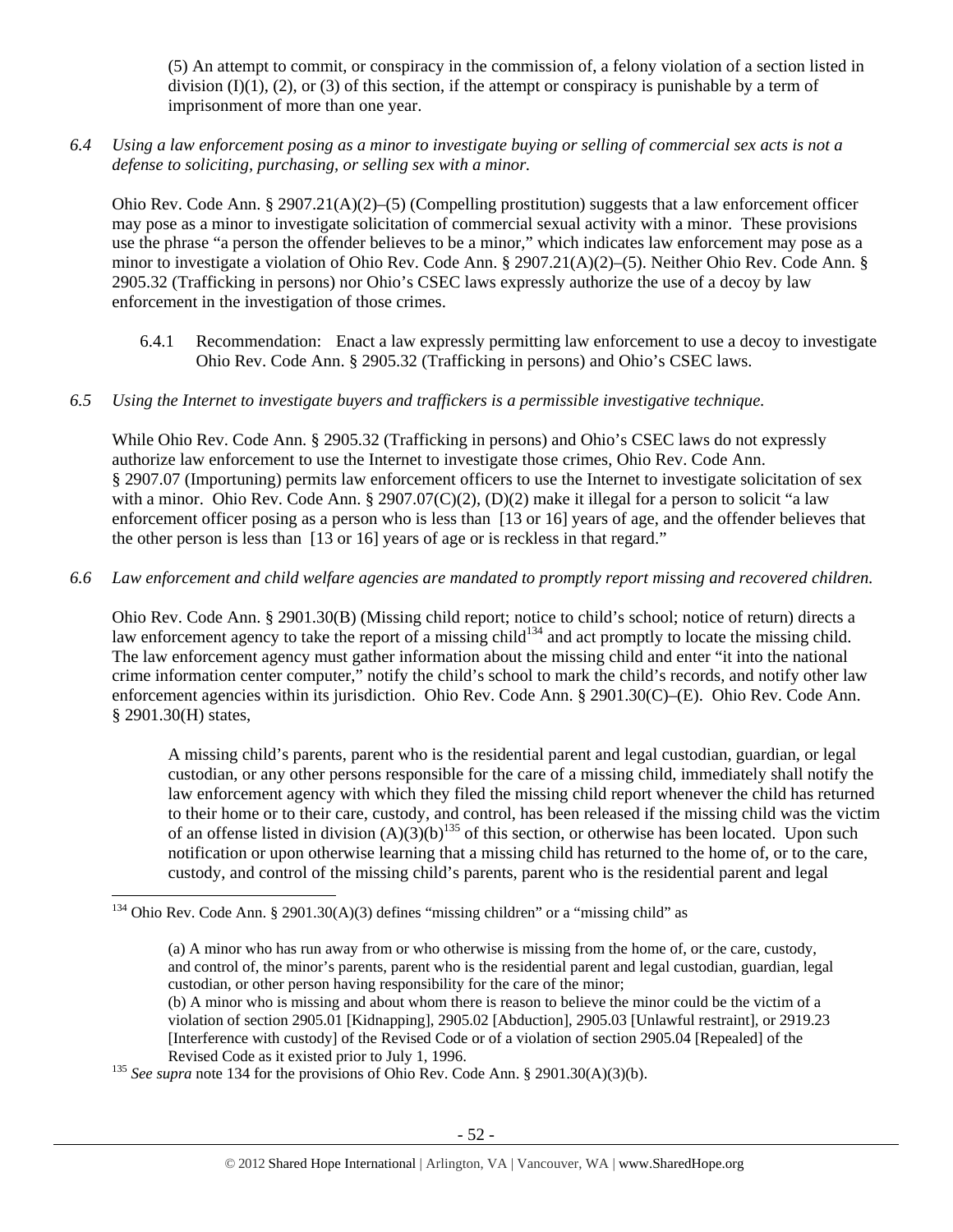(5) An attempt to commit, or conspiracy in the commission of, a felony violation of a section listed in division (I)(1), (2), or (3) of this section, if the attempt or conspiracy is punishable by a term of imprisonment of more than one year.

*6.4 Using a law enforcement posing as a minor to investigate buying or selling of commercial sex acts is not a defense to soliciting, purchasing, or selling sex with a minor.*

Ohio Rev. Code Ann. § 2907.21(A)(2)–(5) (Compelling prostitution) suggests that a law enforcement officer may pose as a minor to investigate solicitation of commercial sexual activity with a minor. These provisions use the phrase "a person the offender believes to be a minor," which indicates law enforcement may pose as a minor to investigate a violation of Ohio Rev. Code Ann. § 2907.21(A)(2)–(5). Neither Ohio Rev. Code Ann. § 2905.32 (Trafficking in persons) nor Ohio's CSEC laws expressly authorize the use of a decoy by law enforcement in the investigation of those crimes.

6.4.1 Recommendation: Enact a law expressly permitting law enforcement to use a decoy to investigate Ohio Rev. Code Ann. § 2905.32 (Trafficking in persons) and Ohio's CSEC laws.

*6.5 Using the Internet to investigate buyers and traffickers is a permissible investigative technique.*

While Ohio Rev. Code Ann. § 2905.32 (Trafficking in persons) and Ohio's CSEC laws do not expressly authorize law enforcement to use the Internet to investigate those crimes, Ohio Rev. Code Ann. § 2907.07 (Importuning) permits law enforcement officers to use the Internet to investigate solicitation of sex with a minor. Ohio Rev. Code Ann. § 2907.07(C)(2), (D)(2) make it illegal for a person to solicit "a law enforcement officer posing as a person who is less than [13 or 16] years of age, and the offender believes that the other person is less than [13 or 16] years of age or is reckless in that regard."

*6.6 Law enforcement and child welfare agencies are mandated to promptly report missing and recovered children.*

Ohio Rev. Code Ann. § 2901.30(B) (Missing child report; notice to child's school; notice of return) directs a law enforcement agency to take the report of a missing child[134] and act promptly to locate the missing child. The law enforcement agency must gather information about the missing child and enter "it into the national crime information center computer," notify the child's school to mark the child's records, and notify other law enforcement agencies within its jurisdiction. Ohio Rev. Code Ann. § 2901.30(C)–(E). Ohio Rev. Code Ann. § 2901.30(H) states,

> A missing child's parents, parent who is the residential parent and legal custodian, guardian, or legal custodian, or any other persons responsible for the care of a missing child, immediately shall notify the law enforcement agency with which they filed the missing child report whenever the child has returned to their home or to their care, custody, and control, has been released if the missing child was the victim of an offense listed in division (A)(3)(b)[135] of this section, or otherwise has been located. Upon such notification or upon otherwise learning that a missing child has returned to the home of, or to the care, custody, and control of the missing child's parents, parent who is the residential parent and legal

---

[134] Ohio Rev. Code Ann. § 2901.30(A)(3) defines "missing children" or a "missing child" as

> (a) A minor who has run away from or who otherwise is missing from the home of, or the care, custody, and control of, the minor's parents, parent who is the residential parent and legal custodian, guardian, legal custodian, or other person having responsibility for the care of the minor;
> (b) A minor who is missing and about whom there is reason to believe the minor could be the victim of a violation of section 2905.01 [Kidnapping], 2905.02 [Abduction], 2905.03 [Unlawful restraint], or 2919.23 [Interference with custody] of the Revised Code or of a violation of section 2905.04 [Repealed] of the Revised Code as it existed prior to July 1, 1996.

[135] *See supra* note 134 for the provisions of Ohio Rev. Code Ann. § 2901.30(A)(3)(b).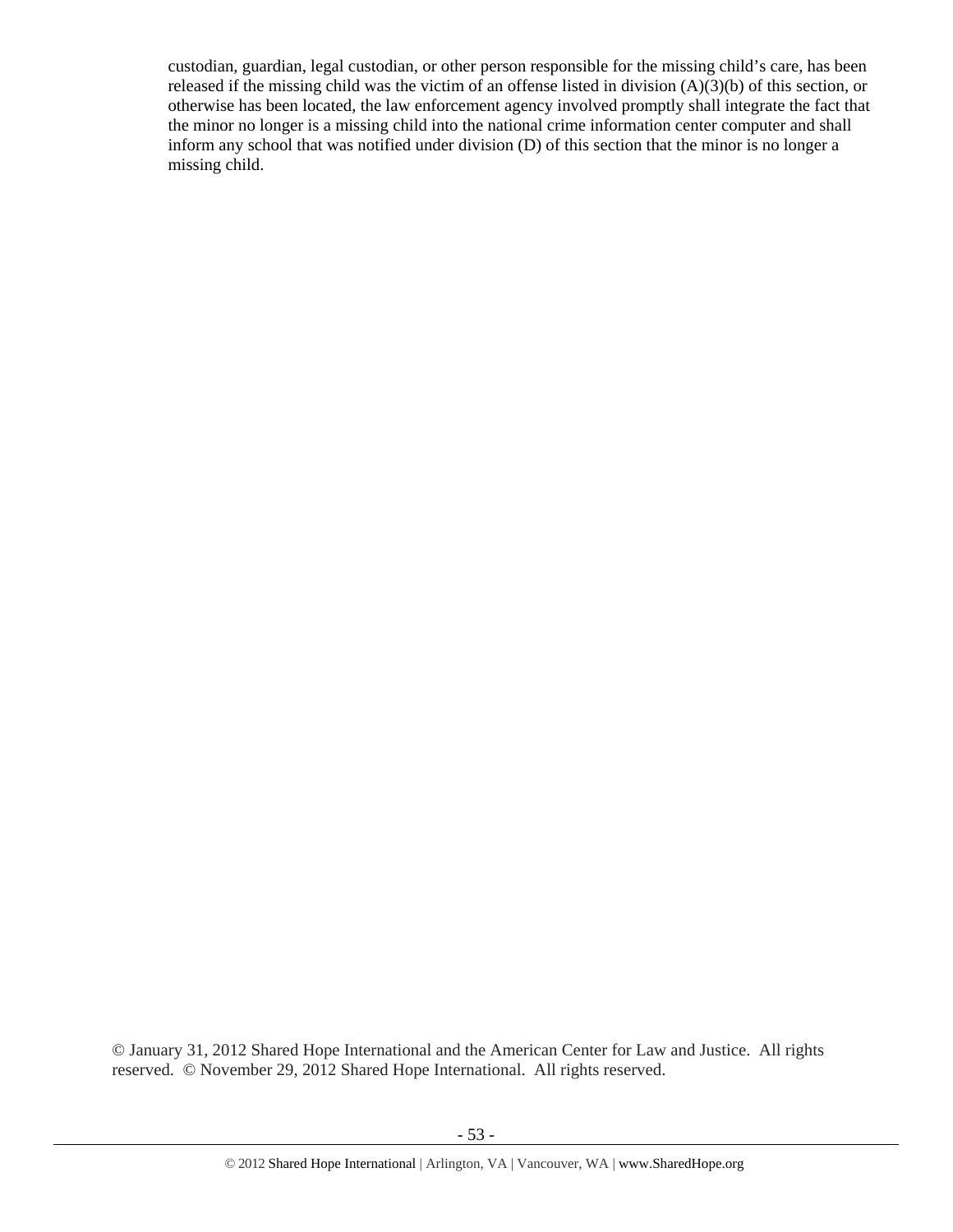custodian, guardian, legal custodian, or other person responsible for the missing child's care, has been released if the missing child was the victim of an offense listed in division (A)(3)(b) of this section, or otherwise has been located, the law enforcement agency involved promptly shall integrate the fact that the minor no longer is a missing child into the national crime information center computer and shall inform any school that was notified under division (D) of this section that the minor is no longer a missing child.

© January 31, 2012 Shared Hope International and the American Center for Law and Justice. All rights reserved. © November 29, 2012 Shared Hope International. All rights reserved.